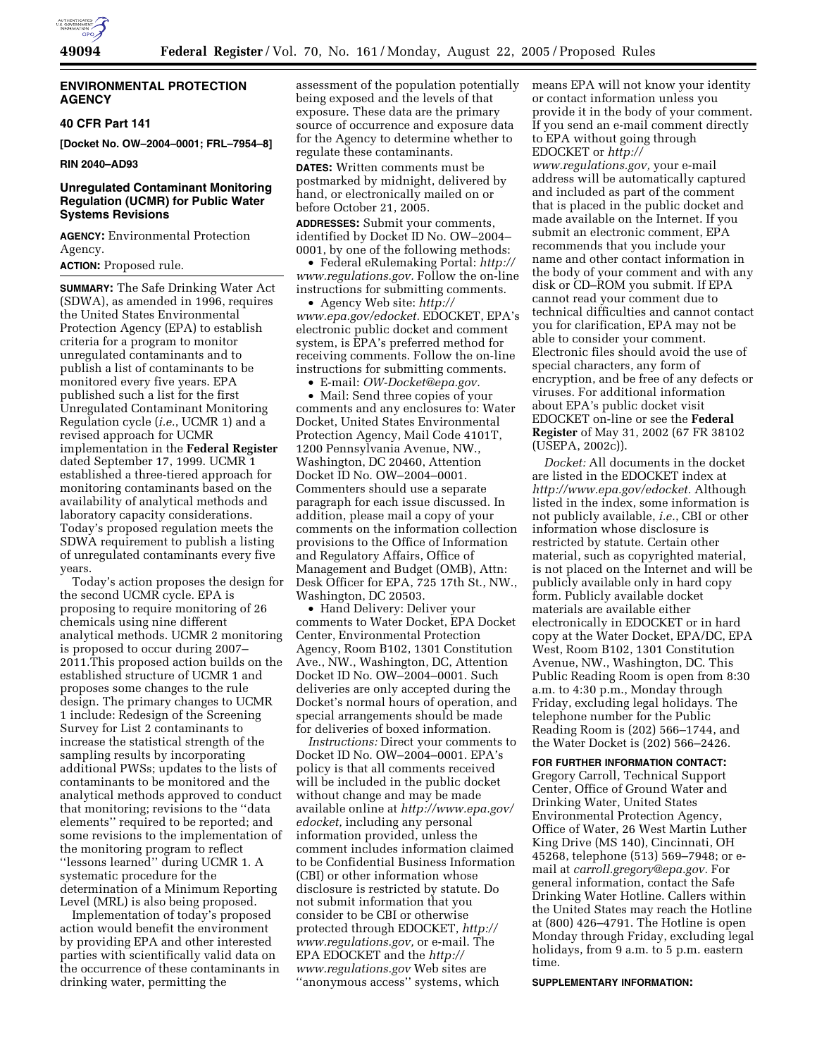# ENVIRONMENTAL PROTECTION AGENCY

## 40 CFR Part 141

**[Docket No. OW–2004–0001; FRL–7954–8]**

**RIN 2040–AD93**

## Unregulated Contaminant Monitoring Regulation (UCMR) for Public Water Systems Revisions

**AGENCY:** Environmental Protection Agency.

**ACTION:** Proposed rule.

**SUMMARY:** The Safe Drinking Water Act (SDWA), as amended in 1996, requires the United States Environmental Protection Agency (EPA) to establish criteria for a program to monitor unregulated contaminants and to publish a list of contaminants to be monitored every five years. EPA published such a list for the first Unregulated Contaminant Monitoring Regulation cycle (*i.e.*, UCMR 1) and a revised approach for UCMR implementation in the **Federal Register** dated September 17, 1999. UCMR 1 established a three-tiered approach for monitoring contaminants based on the availability of analytical methods and laboratory capacity considerations. Today's proposed regulation meets the SDWA requirement to publish a listing of unregulated contaminants every five years.

Today's action proposes the design for the second UCMR cycle. EPA is proposing to require monitoring of 26 chemicals using nine different analytical methods. UCMR 2 monitoring is proposed to occur during 2007–2011.This proposed action builds on the established structure of UCMR 1 and proposes some changes to the rule design. The primary changes to UCMR 1 include: Redesign of the Screening Survey for List 2 contaminants to increase the statistical strength of the sampling results by incorporating additional PWSs; updates to the lists of contaminants to be monitored and the analytical methods approved to conduct that monitoring; revisions to the ''data elements'' required to be reported; and some revisions to the implementation of the monitoring program to reflect ''lessons learned'' during UCMR 1. A systematic procedure for the determination of a Minimum Reporting Level (MRL) is also being proposed.

Implementation of today's proposed action would benefit the environment by providing EPA and other interested parties with scientifically valid data on the occurrence of these contaminants in drinking water, permitting the assessment of the population potentially being exposed and the levels of that exposure. These data are the primary source of occurrence and exposure data for the Agency to determine whether to regulate these contaminants.

**DATES:** Written comments must be postmarked by midnight, delivered by hand, or electronically mailed on or before October 21, 2005.

**ADDRESSES:** Submit your comments, identified by Docket ID No. OW–2004–0001, by one of the following methods:

- Federal eRulemaking Portal: *http://www.regulations.gov.* Follow the on-line instructions for submitting comments.
- Agency Web site: *http://www.epa.gov/edocket.* EDOCKET, EPA's electronic public docket and comment system, is EPA's preferred method for receiving comments. Follow the on-line instructions for submitting comments.
- E-mail: *OW-Docket@epa.gov.*
- Mail: Send three copies of your comments and any enclosures to: Water Docket, United States Environmental Protection Agency, Mail Code 4101T, 1200 Pennsylvania Avenue, NW., Washington, DC 20460, Attention Docket ID No. OW–2004–0001. Commenters should use a separate paragraph for each issue discussed. In addition, please mail a copy of your comments on the information collection provisions to the Office of Information and Regulatory Affairs, Office of Management and Budget (OMB), Attn: Desk Officer for EPA, 725 17th St., NW., Washington, DC 20503.
- Hand Delivery: Deliver your comments to Water Docket, EPA Docket Center, Environmental Protection Agency, Room B102, 1301 Constitution Ave., NW., Washington, DC, Attention Docket ID No. OW–2004–0001. Such deliveries are only accepted during the Docket's normal hours of operation, and special arrangements should be made for deliveries of boxed information.

*Instructions:* Direct your comments to Docket ID No. OW–2004–0001. EPA's policy is that all comments received will be included in the public docket without change and may be made available online at *http://www.epa.gov/edocket,* including any personal information provided, unless the comment includes information claimed to be Confidential Business Information (CBI) or other information whose disclosure is restricted by statute. Do not submit information that you consider to be CBI or otherwise protected through EDOCKET, *http://www.regulations.gov,* or e-mail. The EPA EDOCKET and the *http://www.regulations.gov* Web sites are ''anonymous access'' systems, which means EPA will not know your identity or contact information unless you provide it in the body of your comment. If you send an e-mail comment directly to EPA without going through EDOCKET or *http://www.regulations.gov,* your e-mail address will be automatically captured and included as part of the comment that is placed in the public docket and made available on the Internet. If you submit an electronic comment, EPA recommends that you include your name and other contact information in the body of your comment and with any disk or CD–ROM you submit. If EPA cannot read your comment due to technical difficulties and cannot contact you for clarification, EPA may not be able to consider your comment. Electronic files should avoid the use of special characters, any form of encryption, and be free of any defects or viruses. For additional information about EPA's public docket visit EDOCKET on-line or see the **Federal Register** of May 31, 2002 (67 FR 38102 (USEPA, 2002c)).

*Docket:* All documents in the docket are listed in the EDOCKET index at *http://www.epa.gov/edocket.* Although listed in the index, some information is not publicly available, *i.e.*, CBI or other information whose disclosure is restricted by statute. Certain other material, such as copyrighted material, is not placed on the Internet and will be publicly available only in hard copy form. Publicly available docket materials are available either electronically in EDOCKET or in hard copy at the Water Docket, EPA/DC, EPA West, Room B102, 1301 Constitution Avenue, NW., Washington, DC. This Public Reading Room is open from 8:30 a.m. to 4:30 p.m., Monday through Friday, excluding legal holidays. The telephone number for the Public Reading Room is (202) 566–1744, and the Water Docket is (202) 566–2426.

**FOR FURTHER INFORMATION CONTACT:** Gregory Carroll, Technical Support Center, Office of Ground Water and Drinking Water, United States Environmental Protection Agency, Office of Water, 26 West Martin Luther King Drive (MS 140), Cincinnati, OH 45268, telephone (513) 569–7948; or e-mail at *carroll.gregory@epa.gov.* For general information, contact the Safe Drinking Water Hotline. Callers within the United States may reach the Hotline at (800) 426–4791. The Hotline is open Monday through Friday, excluding legal holidays, from 9 a.m. to 5 p.m. eastern time.

**SUPPLEMENTARY INFORMATION:**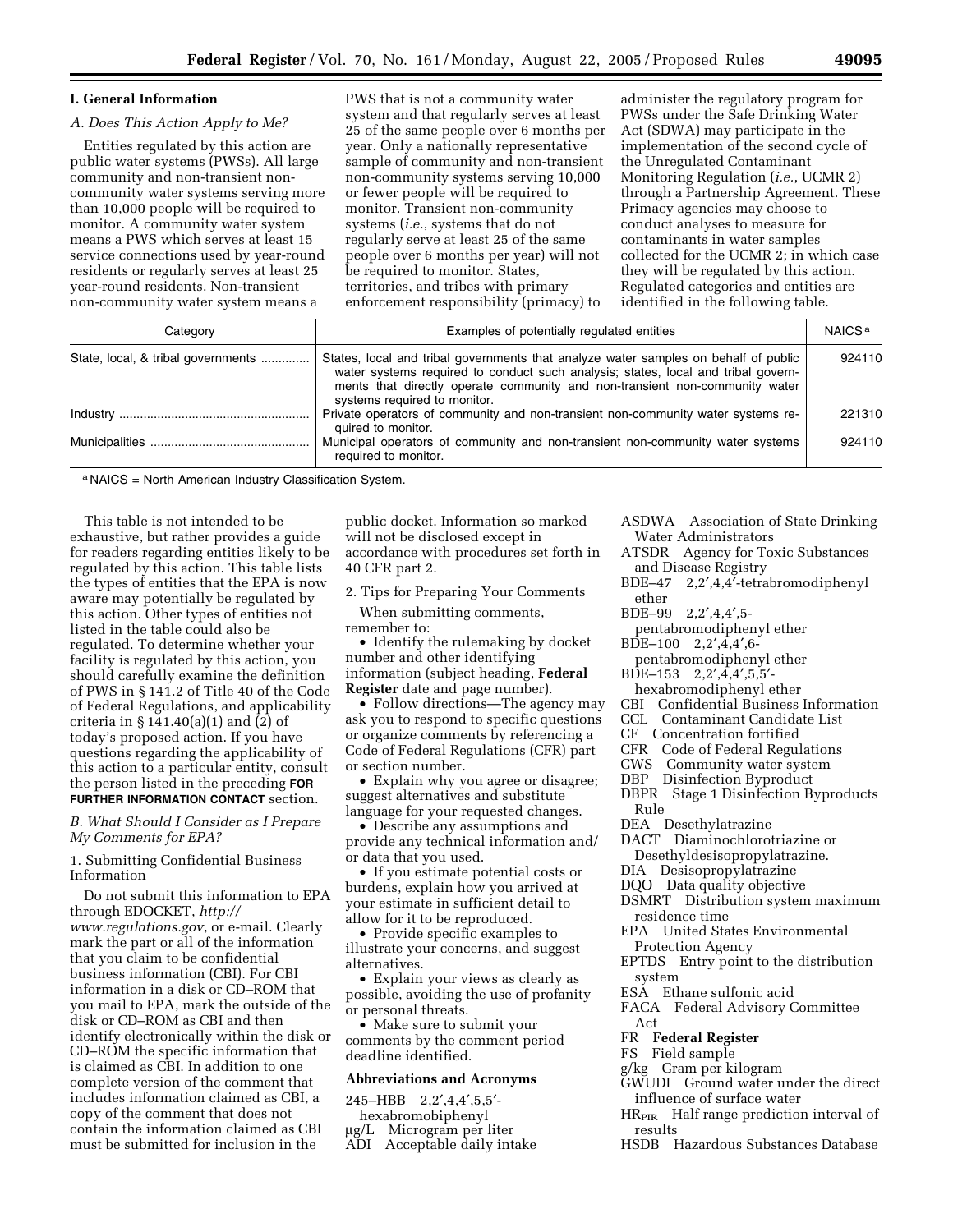## I. General Information

### A. Does This Action Apply to Me?

Entities regulated by this action are public water systems (PWSs). All large community and non-transient non-community water systems serving more than 10,000 people will be required to monitor. A community water system means a PWS which serves at least 15 service connections used by year-round residents or regularly serves at least 25 year-round residents. Non-transient non-community water system means a PWS that is not a community water system and that regularly serves at least 25 of the same people over 6 months per year. Only a nationally representative sample of community and non-transient non-community systems serving 10,000 or fewer people will be required to monitor. Transient non-community systems (*i.e.*, systems that do not regularly serve at least 25 of the same people over 6 months per year) will not be required to monitor. States, territories, and tribes with primary enforcement responsibility (primacy) to administer the regulatory program for PWSs under the Safe Drinking Water Act (SDWA) may participate in the implementation of the second cycle of the Unregulated Contaminant Monitoring Regulation (*i.e.*, UCMR 2) through a Partnership Agreement. These Primacy agencies may choose to conduct analyses to measure for contaminants in water samples collected for the UCMR 2; in which case they will be regulated by this action. Regulated categories and entities are identified in the following table.

| Category | Examples of potentially regulated entities | NAICS [a] |
|---|---|---|
| State, local, & tribal governments | States, local and tribal governments that analyze water samples on behalf of public water systems required to conduct such analysis; states, local and tribal governments that directly operate community and non-transient non-community water systems required to monitor. | 924110 |
| Industry | Private operators of community and non-transient non-community water systems required to monitor. | 221310 |
| Municipalities | Municipal operators of community and non-transient non-community water systems required to monitor. | 924110 |

[a] NAICS = North American Industry Classification System.

This table is not intended to be exhaustive, but rather provides a guide for readers regarding entities likely to be regulated by this action. This table lists the types of entities that the EPA is now aware may potentially be regulated by this action. Other types of entities not listed in the table could also be regulated. To determine whether your facility is regulated by this action, you should carefully examine the definition of PWS in § 141.2 of Title 40 of the Code of Federal Regulations, and applicability criteria in § 141.40(a)(1) and (2) of today's proposed action. If you have questions regarding the applicability of this action to a particular entity, consult the person listed in the preceding **FOR FURTHER INFORMATION CONTACT** section.

### B. What Should I Consider as I Prepare My Comments for EPA?

1. Submitting Confidential Business Information

Do not submit this information to EPA through EDOCKET, *http://www.regulations.gov*, or e-mail. Clearly mark the part or all of the information that you claim to be confidential business information (CBI). For CBI information in a disk or CD–ROM that you mail to EPA, mark the outside of the disk or CD–ROM as CBI and then identify electronically within the disk or CD–ROM the specific information that is claimed as CBI. In addition to one complete version of the comment that includes information claimed as CBI, a copy of the comment that does not contain the information claimed as CBI must be submitted for inclusion in the public docket. Information so marked will not be disclosed except in accordance with procedures set forth in 40 CFR part 2.

2. Tips for Preparing Your Comments

When submitting comments, remember to:

- Identify the rulemaking by docket number and other identifying information (subject heading, **Federal Register** date and page number).
- Follow directions—The agency may ask you to respond to specific questions or organize comments by referencing a Code of Federal Regulations (CFR) part or section number.
- Explain why you agree or disagree; suggest alternatives and substitute language for your requested changes.
- Describe any assumptions and provide any technical information and/or data that you used.
- If you estimate potential costs or burdens, explain how you arrived at your estimate in sufficient detail to allow for it to be reproduced.
- Provide specific examples to illustrate your concerns, and suggest alternatives.
- Explain your views as clearly as possible, avoiding the use of profanity or personal threats.
- Make sure to submit your comments by the comment period deadline identified.

## Abbreviations and Acronyms

245–HBB 2,2′,4,4′,5,5′-hexabromobiphenyl
µg/L Microgram per liter
ADI Acceptable daily intake
ASDWA Association of State Drinking Water Administrators
ATSDR Agency for Toxic Substances and Disease Registry
BDE–47 2,2′,4,4′-tetrabromodiphenyl ether
BDE–99 2,2′,4,4′,5-pentabromodiphenyl ether
BDE–100 2,2′,4,4′,6-pentabromodiphenyl ether
BDE–153 2,2′,4,4′,5,5′-hexabromodiphenyl ether
CBI Confidential Business Information
CCL Contaminant Candidate List
CF Concentration fortified
CFR Code of Federal Regulations
CWS Community water system
DBP Disinfection Byproduct
DBPR Stage 1 Disinfection Byproducts Rule
DEA Desethylatrazine
DACT Diaminochlorotriazine or Desethyldesisopropylatrazine.
DIA Desisopropylatrazine
DQO Data quality objective
DSMRT Distribution system maximum residence time
EPA United States Environmental Protection Agency
EPTDS Entry point to the distribution system
ESA Ethane sulfonic acid
FACA Federal Advisory Committee Act
FR **Federal Register**
FS Field sample
g/kg Gram per kilogram
GWUDI Ground water under the direct influence of surface water
$HR_{PIR}$ Half range prediction interval of results
HSDB Hazardous Substances Database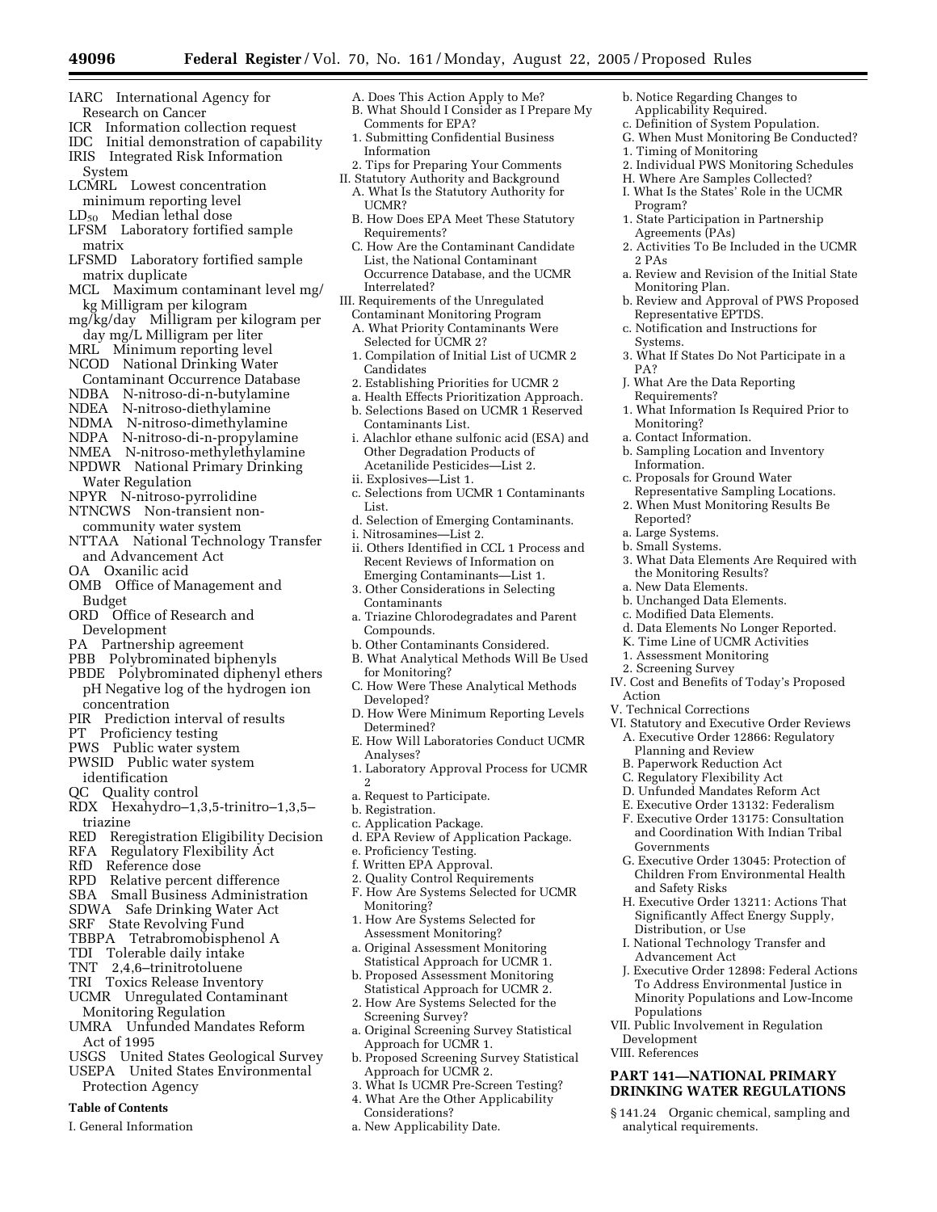IARC International Agency for Research on Cancer
ICR Information collection request
IDC Initial demonstration of capability
IRIS Integrated Risk Information System
LCMRL Lowest concentration minimum reporting level
$LD_{50}$ Median lethal dose
LFSM Laboratory fortified sample matrix
LFSMD Laboratory fortified sample matrix duplicate
MCL Maximum contaminant level mg/kg Milligram per kilogram
mg/kg/day Milligram per kilogram per day mg/L Milligram per liter
MRL Minimum reporting level
NCOD National Drinking Water Contaminant Occurrence Database
NDBA N-nitroso-di-n-butylamine
NDEA N-nitroso-diethylamine
NDMA N-nitroso-dimethylamine
NDPA N-nitroso-di-n-propylamine
NMEA N-nitroso-methylethylamine
NPDWR National Primary Drinking Water Regulation
NPYR N-nitroso-pyrrolidine
NTNCWS Non-transient non-community water system
NTTAA National Technology Transfer and Advancement Act
OA Oxanilic acid
OMB Office of Management and Budget
ORD Office of Research and Development
PA Partnership agreement
PBB Polybrominated biphenyls
PBDE Polybrominated diphenyl ethers pH Negative log of the hydrogen ion concentration
PIR Prediction interval of results
PT Proficiency testing
PWS Public water system
PWSID Public water system identification
QC Quality control
RDX Hexahydro–1,3,5-trinitro–1,3,5–triazine
RED Reregistration Eligibility Decision
RFA Regulatory Flexibility Act
RfD Reference dose
RPD Relative percent difference
SBA Small Business Administration
SDWA Safe Drinking Water Act
SRF State Revolving Fund
TBBPA Tetrabromobisphenol A
TDI Tolerable daily intake
TNT 2,4,6–trinitrotoluene
TRI Toxics Release Inventory
UCMR Unregulated Contaminant Monitoring Regulation
UMRA Unfunded Mandates Reform Act of 1995
USGS United States Geological Survey
USEPA United States Environmental Protection Agency

**Table of Contents**

I. General Information
- A. Does This Action Apply to Me?
- B. What Should I Consider as I Prepare My Comments for EPA?
  - 1. Submitting Confidential Business Information
  - 2. Tips for Preparing Your Comments

II. Statutory Authority and Background
- A. What Is the Statutory Authority for UCMR?
- B. How Does EPA Meet These Statutory Requirements?
- C. How Are the Contaminant Candidate List, the National Contaminant Occurrence Database, and the UCMR Interrelated?

III. Requirements of the Unregulated Contaminant Monitoring Program
- A. What Priority Contaminants Were Selected for UCMR 2?
  - 1. Compilation of Initial List of UCMR 2 Candidates
  - 2. Establishing Priorities for UCMR 2
    - a. Health Effects Prioritization Approach.
    - b. Selections Based on UCMR 1 Reserved Contaminants List.
      - i. Alachlor ethane sulfonic acid (ESA) and Other Degradation Products of Acetanilide Pesticides—List 2.
      - ii. Explosives—List 1.
    - c. Selections from UCMR 1 Contaminants List.
    - d. Selection of Emerging Contaminants.
      - i. Nitrosamines—List 2.
      - ii. Others Identified in CCL 1 Process and Recent Reviews of Information on Emerging Contaminants—List 1.
  - 3. Other Considerations in Selecting Contaminants
    - a. Triazine Chlorodegradates and Parent Compounds.
    - b. Other Contaminants Considered.
- B. What Analytical Methods Will Be Used for Monitoring?
- C. How Were These Analytical Methods Developed?
- D. How Were Minimum Reporting Levels Determined?
- E. How Will Laboratories Conduct UCMR Analyses?
  - 1. Laboratory Approval Process for UCMR 2
    - a. Request to Participate.
    - b. Registration.
    - c. Application Package.
    - d. EPA Review of Application Package.
    - e. Proficiency Testing.
    - f. Written EPA Approval.
  - 2. Quality Control Requirements
- F. How Are Systems Selected for UCMR Monitoring?
  - 1. How Are Systems Selected for Assessment Monitoring?
    - a. Original Assessment Monitoring Statistical Approach for UCMR 1.
    - b. Proposed Assessment Monitoring Statistical Approach for UCMR 2.
  - 2. How Are Systems Selected for the Screening Survey?
    - a. Original Screening Survey Statistical Approach for UCMR 1.
    - b. Proposed Screening Survey Statistical Approach for UCMR 2.
  - 3. What Is UCMR Pre-Screen Testing?
  - 4. What Are the Other Applicability Considerations?
    - a. New Applicability Date.
    - b. Notice Regarding Changes to Applicability Required.
    - c. Definition of System Population.
- G. When Must Monitoring Be Conducted?
  - 1. Timing of Monitoring
  - 2. Individual PWS Monitoring Schedules
- H. Where Are Samples Collected?
- I. What Is the States' Role in the UCMR Program?
  - 1. State Participation in Partnership Agreements (PAs)
  - 2. Activities To Be Included in the UCMR 2 PAs
    - a. Review and Revision of the Initial State Monitoring Plan.
    - b. Review and Approval of PWS Proposed Representative EPTDS.
    - c. Notification and Instructions for Systems.
  - 3. What If States Do Not Participate in a PA?
- J. What Are the Data Reporting Requirements?
  - 1. What Information Is Required Prior to Monitoring?
    - a. Contact Information.
    - b. Sampling Location and Inventory Information.
    - c. Proposals for Ground Water Representative Sampling Locations.
  - 2. When Must Monitoring Results Be Reported?
    - a. Large Systems.
    - b. Small Systems.
  - 3. What Data Elements Are Required with the Monitoring Results?
    - a. New Data Elements.
    - b. Unchanged Data Elements.
    - c. Modified Data Elements.
    - d. Data Elements No Longer Reported.
- K. Time Line of UCMR Activities
  - 1. Assessment Monitoring
  - 2. Screening Survey

IV. Cost and Benefits of Today's Proposed Action

V. Technical Corrections

VI. Statutory and Executive Order Reviews
- A. Executive Order 12866: Regulatory Planning and Review
- B. Paperwork Reduction Act
- C. Regulatory Flexibility Act
- D. Unfunded Mandates Reform Act
- E. Executive Order 13132: Federalism
- F. Executive Order 13175: Consultation and Coordination With Indian Tribal Governments
- G. Executive Order 13045: Protection of Children From Environmental Health and Safety Risks
- H. Executive Order 13211: Actions That Significantly Affect Energy Supply, Distribution, or Use
- I. National Technology Transfer and Advancement Act
- J. Executive Order 12898: Federal Actions To Address Environmental Justice in Minority Populations and Low-Income Populations

VII. Public Involvement in Regulation Development

VIII. References

**PART 141—NATIONAL PRIMARY DRINKING WATER REGULATIONS**

§ 141.24 Organic chemical, sampling and analytical requirements.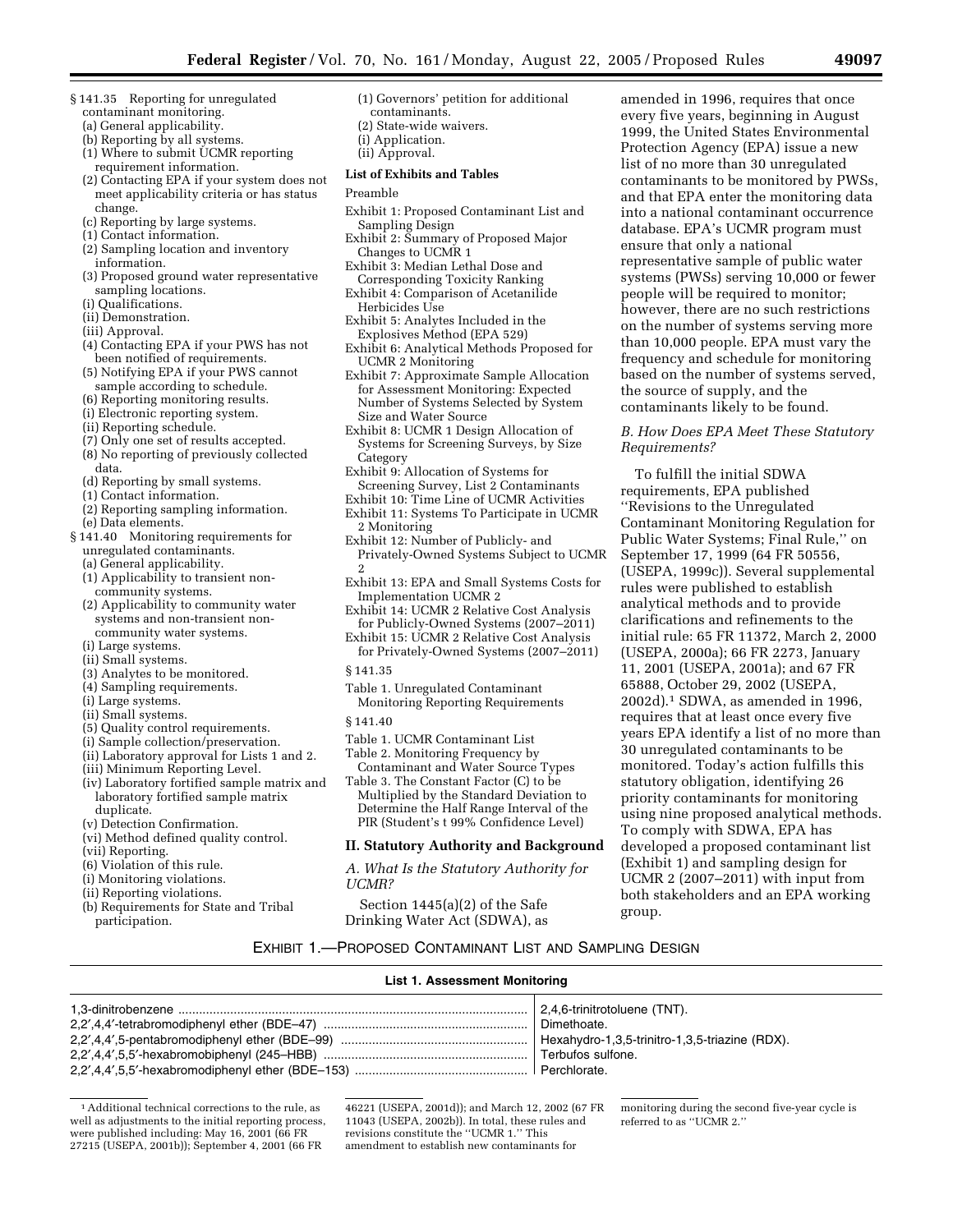§ 141.35 Reporting for unregulated contaminant monitoring.
 (a) General applicability.
 (b) Reporting by all systems.
 (1) Where to submit UCMR reporting requirement information.
 (2) Contacting EPA if your system does not meet applicability criteria or has status change.
 (c) Reporting by large systems.
 (1) Contact information.
 (2) Sampling location and inventory information.
 (3) Proposed ground water representative sampling locations.
 (i) Qualifications.
 (ii) Demonstration.
 (iii) Approval.
 (4) Contacting EPA if your PWS has not been notified of requirements.
 (5) Notifying EPA if your PWS cannot sample according to schedule.
 (6) Reporting monitoring results.
 (i) Electronic reporting system.
 (ii) Reporting schedule.
 (7) Only one set of results accepted.
 (8) No reporting of previously collected data.
 (d) Reporting by small systems.
 (1) Contact information.
 (2) Reporting sampling information.
 (e) Data elements.
§ 141.40 Monitoring requirements for unregulated contaminants.
 (a) General applicability.
 (1) Applicability to transient non-community systems.
 (2) Applicability to community water systems and non-transient non-community water systems.
 (i) Large systems.
 (ii) Small systems.
 (3) Analytes to be monitored.
 (4) Sampling requirements.
 (i) Large systems.
 (ii) Small systems.
 (5) Quality control requirements.
 (i) Sample collection/preservation.
 (ii) Laboratory approval for Lists 1 and 2.
 (iii) Minimum Reporting Level.
 (iv) Laboratory fortified sample matrix and laboratory fortified sample matrix duplicate.
 (v) Detection Confirmation.
 (vi) Method defined quality control.
 (vii) Reporting.
 (6) Violation of this rule.
 (i) Monitoring violations.
 (ii) Reporting violations.
 (b) Requirements for State and Tribal participation.
 (1) Governors' petition for additional contaminants.
 (2) State-wide waivers.
 (i) Application.
 (ii) Approval.

**List of Exhibits and Tables**

Preamble

Exhibit 1: Proposed Contaminant List and Sampling Design
Exhibit 2: Summary of Proposed Major Changes to UCMR 1
Exhibit 3: Median Lethal Dose and Corresponding Toxicity Ranking
Exhibit 4: Comparison of Acetanilide Herbicides Use
Exhibit 5: Analytes Included in the Explosives Method (EPA 529)
Exhibit 6: Analytical Methods Proposed for UCMR 2 Monitoring
Exhibit 7: Approximate Sample Allocation for Assessment Monitoring: Expected Number of Systems Selected by System Size and Water Source
Exhibit 8: UCMR 1 Design Allocation of Systems for Screening Surveys, by Size Category
Exhibit 9: Allocation of Systems for Screening Survey, List 2 Contaminants
Exhibit 10: Time Line of UCMR Activities
Exhibit 11: Systems To Participate in UCMR 2 Monitoring
Exhibit 12: Number of Publicly- and Privately-Owned Systems Subject to UCMR 2
Exhibit 13: EPA and Small Systems Costs for Implementation UCMR 2
Exhibit 14: UCMR 2 Relative Cost Analysis for Publicly-Owned Systems (2007–2011)
Exhibit 15: UCMR 2 Relative Cost Analysis for Privately-Owned Systems (2007–2011)

§ 141.35

Table 1. Unregulated Contaminant Monitoring Reporting Requirements

§ 141.40

Table 1. UCMR Contaminant List
Table 2. Monitoring Frequency by Contaminant and Water Source Types
Table 3. The Constant Factor (C) to be Multiplied by the Standard Deviation to Determine the Half Range Interval of the PIR (Student's t 99% Confidence Level)

## II. Statutory Authority and Background

### *A. What Is the Statutory Authority for UCMR?*

Section 1445(a)(2) of the Safe Drinking Water Act (SDWA), as amended in 1996, requires that once every five years, beginning in August 1999, the United States Environmental Protection Agency (EPA) issue a new list of no more than 30 unregulated contaminants to be monitored by PWSs, and that EPA enter the monitoring data into a national contaminant occurrence database. EPA's UCMR program must ensure that only a national representative sample of public water systems (PWSs) serving 10,000 or fewer people will be required to monitor; however, there are no such restrictions on the number of systems serving more than 10,000 people. EPA must vary the frequency and schedule for monitoring based on the number of systems served, the source of supply, and the contaminants likely to be found.

### *B. How Does EPA Meet These Statutory Requirements?*

To fulfill the initial SDWA requirements, EPA published ''Revisions to the Unregulated Contaminant Monitoring Regulation for Public Water Systems; Final Rule,'' on September 17, 1999 (64 FR 50556, (USEPA, 1999c)). Several supplemental rules were published to establish analytical methods and to provide clarifications and refinements to the initial rule: 65 FR 11372, March 2, 2000 (USEPA, 2000a); 66 FR 2273, January 11, 2001 (USEPA, 2001a); and 67 FR 65888, October 29, 2002 (USEPA, 2002d).[1] SDWA, as amended in 1996, requires that at least once every five years EPA identify a list of no more than 30 unregulated contaminants to be monitored. Today's action fulfills this statutory obligation, identifying 26 priority contaminants for monitoring using nine proposed analytical methods. To comply with SDWA, EPA has developed a proposed contaminant list (Exhibit 1) and sampling design for UCMR 2 (2007–2011) with input from both stakeholders and an EPA working group.

EXHIBIT 1.—PROPOSED CONTAMINANT LIST AND SAMPLING DESIGN

| List 1. Assessment Monitoring | |
|---|---|
| 1,3-dinitrobenzene | 2,4,6-trinitrotoluene (TNT). |
| 2,2′,4,4′-tetrabromodiphenyl ether (BDE–47) | Dimethoate. |
| 2,2′,4,4′,5-pentabromodiphenyl ether (BDE–99) | Hexahydro-1,3,5-trinitro-1,3,5-triazine (RDX). |
| 2,2′,4,4′,5,5′-hexabromobiphenyl (245–HBB) | Terbufos sulfone. |
| 2,2′,4,4′,5,5′-hexabromodiphenyl ether (BDE–153) | Perchlorate. |

[1] Additional technical corrections to the rule, as well as adjustments to the initial reporting process, were published including: May 16, 2001 (66 FR 27215 (USEPA, 2001b)); September 4, 2001 (66 FR 46221 (USEPA, 2001d)); and March 12, 2002 (67 FR 11043 (USEPA, 2002b)). In total, these rules and revisions constitute the ''UCMR 1.'' This amendment to establish new contaminants for monitoring during the second five-year cycle is referred to as ''UCMR 2.''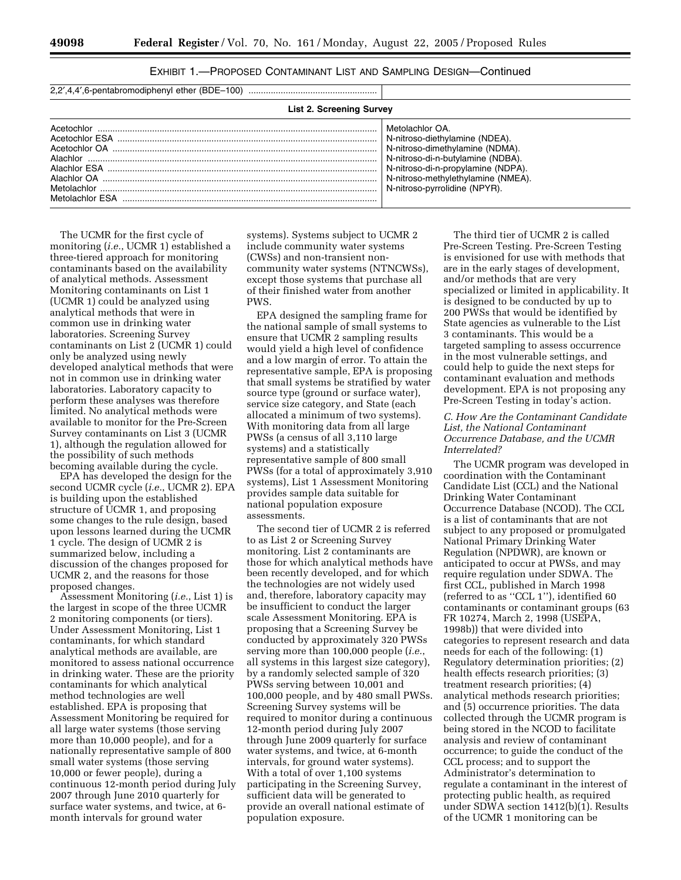EXHIBIT 1.—PROPOSED CONTAMINANT LIST AND SAMPLING DESIGN—Continued

| | |
|---|---|
| 2,2′,4,4′,6-pentabromodiphenyl ether (BDE–100) | |
| **List 2. Screening Survey** | |
| Acetochlor | Metolachlor OA. |
| Acetochlor ESA | N-nitroso-diethylamine (NDEA). |
| Acetochlor OA | N-nitroso-dimethylamine (NDMA). |
| Alachlor | N-nitroso-di-n-butylamine (NDBA). |
| Alachlor ESA | N-nitroso-di-n-propylamine (NDPA). |
| Alachlor OA | N-nitroso-methylethylamine (NMEA). |
| Metolachlor | N-nitroso-pyrrolidine (NPYR). |
| Metolachlor ESA | |

The UCMR for the first cycle of monitoring (*i.e.*, UCMR 1) established a three-tiered approach for monitoring contaminants based on the availability of analytical methods. Assessment Monitoring contaminants on List 1 (UCMR 1) could be analyzed using analytical methods that were in common use in drinking water laboratories. Screening Survey contaminants on List 2 (UCMR 1) could only be analyzed using newly developed analytical methods that were not in common use in drinking water laboratories. Laboratory capacity to perform these analyses was therefore limited. No analytical methods were available to monitor for the Pre-Screen Survey contaminants on List 3 (UCMR 1), although the regulation allowed for the possibility of such methods becoming available during the cycle.

EPA has developed the design for the second UCMR cycle (*i.e.*, UCMR 2). EPA is building upon the established structure of UCMR 1, and proposing some changes to the rule design, based upon lessons learned during the UCMR 1 cycle. The design of UCMR 2 is summarized below, including a discussion of the changes proposed for UCMR 2, and the reasons for those proposed changes.

Assessment Monitoring (*i.e.*, List 1) is the largest in scope of the three UCMR 2 monitoring components (or tiers). Under Assessment Monitoring, List 1 contaminants, for which standard analytical methods are available, are monitored to assess national occurrence in drinking water. These are the priority contaminants for which analytical method technologies are well established. EPA is proposing that Assessment Monitoring be required for all large water systems (those serving more than 10,000 people), and for a nationally representative sample of 800 small water systems (those serving 10,000 or fewer people), during a continuous 12-month period during July 2007 through June 2010 quarterly for surface water systems, and twice, at 6-month intervals for ground water systems). Systems subject to UCMR 2 include community water systems (CWSs) and non-transient non-community water systems (NTNCWSs), except those systems that purchase all of their finished water from another PWS.

EPA designed the sampling frame for the national sample of small systems to ensure that UCMR 2 sampling results would yield a high level of confidence and a low margin of error. To attain the representative sample, EPA is proposing that small systems be stratified by water source type (ground or surface water), service size category, and State (each allocated a minimum of two systems). With monitoring data from all large PWSs (a census of all 3,110 large systems) and a statistically representative sample of 800 small PWSs (for a total of approximately 3,910 systems), List 1 Assessment Monitoring provides sample data suitable for national population exposure assessments.

The second tier of UCMR 2 is referred to as List 2 or Screening Survey monitoring. List 2 contaminants are those for which analytical methods have been recently developed, and for which the technologies are not widely used and, therefore, laboratory capacity may be insufficient to conduct the larger scale Assessment Monitoring. EPA is proposing that a Screening Survey be conducted by approximately 320 PWSs serving more than 100,000 people (*i.e.*, all systems in this largest size category), by a randomly selected sample of 320 PWSs serving between 10,001 and 100,000 people, and by 480 small PWSs. Screening Survey systems will be required to monitor during a continuous 12-month period during July 2007 through June 2009 quarterly for surface water systems, and twice, at 6-month intervals, for ground water systems). With a total of over 1,100 systems participating in the Screening Survey, sufficient data will be generated to provide an overall national estimate of population exposure.

The third tier of UCMR 2 is called Pre-Screen Testing. Pre-Screen Testing is envisioned for use with methods that are in the early stages of development, and/or methods that are very specialized or limited in applicability. It is designed to be conducted by up to 200 PWSs that would be identified by State agencies as vulnerable to the List 3 contaminants. This would be a targeted sampling to assess occurrence in the most vulnerable settings, and could help to guide the next steps for contaminant evaluation and methods development. EPA is not proposing any Pre-Screen Testing in today's action.

### *C. How Are the Contaminant Candidate List, the National Contaminant Occurrence Database, and the UCMR Interrelated?*

The UCMR program was developed in coordination with the Contaminant Candidate List (CCL) and the National Drinking Water Contaminant Occurrence Database (NCOD). The CCL is a list of contaminants that are not subject to any proposed or promulgated National Primary Drinking Water Regulation (NPDWR), are known or anticipated to occur at PWSs, and may require regulation under SDWA. The first CCL, published in March 1998 (referred to as "CCL 1"), identified 60 contaminants or contaminant groups (63 FR 10274, March 2, 1998 (USEPA, 1998b)) that were divided into categories to represent research and data needs for each of the following: (1) Regulatory determination priorities; (2) health effects research priorities; (3) treatment research priorities; (4) analytical methods research priorities; and (5) occurrence priorities. The data collected through the UCMR program is being stored in the NCOD to facilitate analysis and review of contaminant occurrence; to guide the conduct of the CCL process; and to support the Administrator's determination to regulate a contaminant in the interest of protecting public health, as required under SDWA section 1412(b)(1). Results of the UCMR 1 monitoring can be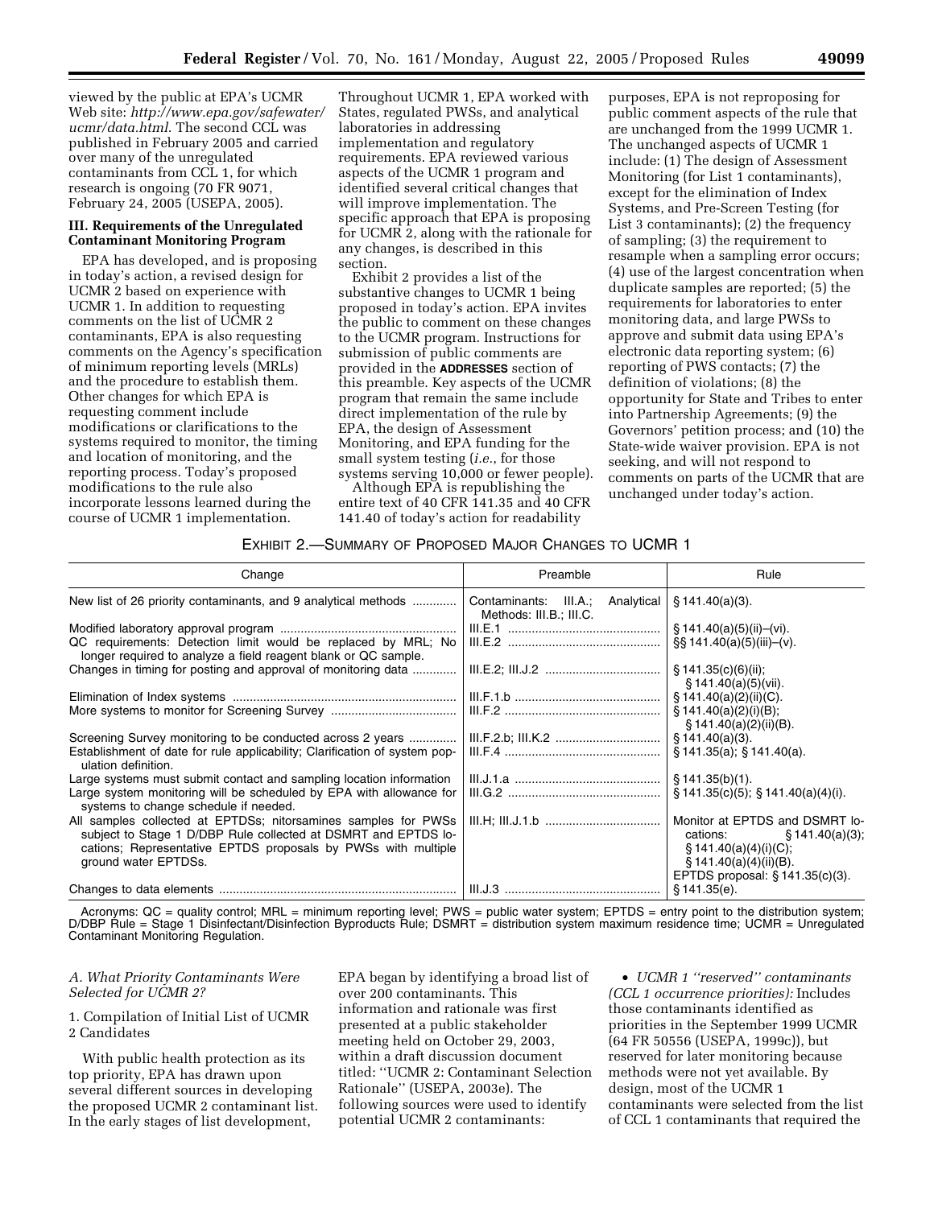viewed by the public at EPA's UCMR Web site: *http://www.epa.gov/safewater/ucmr/data.html*. The second CCL was published in February 2005 and carried over many of the unregulated contaminants from CCL 1, for which research is ongoing (70 FR 9071, February 24, 2005 (USEPA, 2005).

### III. Requirements of the Unregulated Contaminant Monitoring Program

EPA has developed, and is proposing in today's action, a revised design for UCMR 2 based on experience with UCMR 1. In addition to requesting comments on the list of UCMR 2 contaminants, EPA is also requesting comments on the Agency's specification of minimum reporting levels (MRLs) and the procedure to establish them. Other changes for which EPA is requesting comment include modifications or clarifications to the systems required to monitor, the timing and location of monitoring, and the reporting process. Today's proposed modifications to the rule also incorporate lessons learned during the course of UCMR 1 implementation. Throughout UCMR 1, EPA worked with States, regulated PWSs, and analytical laboratories in addressing implementation and regulatory requirements. EPA reviewed various aspects of the UCMR 1 program and identified several critical changes that will improve implementation. The specific approach that EPA is proposing for UCMR 2, along with the rationale for any changes, is described in this section.

Exhibit 2 provides a list of the substantive changes to UCMR 1 being proposed in today's action. EPA invites the public to comment on these changes to the UCMR program. Instructions for submission of public comments are provided in the **ADDRESSES** section of this preamble. Key aspects of the UCMR program that remain the same include direct implementation of the rule by EPA, the design of Assessment Monitoring, and EPA funding for the small system testing (*i.e.*, for those systems serving 10,000 or fewer people).

Although EPA is republishing the entire text of 40 CFR 141.35 and 40 CFR 141.40 of today's action for readability purposes, EPA is not reproposing for public comment aspects of the rule that are unchanged from the 1999 UCMR 1. The unchanged aspects of UCMR 1 include: (1) The design of Assessment Monitoring (for List 1 contaminants), except for the elimination of Index Systems, and Pre-Screen Testing (for List 3 contaminants); (2) the frequency of sampling; (3) the requirement to resample when a sampling error occurs; (4) use of the largest concentration when duplicate samples are reported; (5) the requirements for laboratories to enter monitoring data, and large PWSs to approve and submit data using EPA's electronic data reporting system; (6) reporting of PWS contacts; (7) the definition of violations; (8) the opportunity for State and Tribes to enter into Partnership Agreements; (9) the Governors' petition process; and (10) the State-wide waiver provision. EPA is not seeking, and will not respond to comments on parts of the UCMR that are unchanged under today's action.

EXHIBIT 2.—SUMMARY OF PROPOSED MAJOR CHANGES TO UCMR 1

| Change | Preamble | Rule |
|---|---|---|
| New list of 26 priority contaminants, and 9 analytical methods | Contaminants: III.A.; Analytical Methods: III.B.; III.C. | § 141.40(a)(3). |
| Modified laboratory approval program | III.E.1 | § 141.40(a)(5)(ii)–(vi). |
| QC requirements: Detection limit would be replaced by MRL; No longer required to analyze a field reagent blank or QC sample. | III.E.2 | §§ 141.40(a)(5)(iii)–(v). |
| Changes in timing for posting and approval of monitoring data | III.E.2; III.J.2 | § 141.35(c)(6)(ii); § 141.40(a)(5)(vii). |
| Elimination of Index systems | III.F.1.b | § 141.40(a)(2)(ii)(C). |
| More systems to monitor for Screening Survey | III.F.2 | § 141.40(a)(2)(i)(B); § 141.40(a)(2)(ii)(B). |
| Screening Survey monitoring to be conducted across 2 years | III.F.2.b; III.K.2 | § 141.40(a)(3). |
| Establishment of date for rule applicability; Clarification of system population definition. | III.F.4 | § 141.35(a); § 141.40(a). |
| Large systems must submit contact and sampling location information | III.J.1.a | § 141.35(b)(1). |
| Large system monitoring will be scheduled by EPA with allowance for systems to change schedule if needed. | III.G.2 | § 141.35(c)(5); § 141.40(a)(4)(i). |
| All samples collected at EPTDSs; nitorsamines samples for PWSs subject to Stage 1 D/DBP Rule collected at DSMRT and EPTDS locations; Representative EPTDS proposals by PWSs with multiple ground water EPTDSs. | III.H; III.J.1.b | Monitor at EPTDS and DSMRT locations: § 141.40(a)(3); § 141.40(a)(4)(i)(C); § 141.40(a)(4)(ii)(B). EPTDS proposal: § 141.35(c)(3). |
| Changes to data elements | III.J.3 | § 141.35(e). |

Acronyms: QC = quality control; MRL = minimum reporting level; PWS = public water system; EPTDS = entry point to the distribution system; D/DBP Rule = Stage 1 Disinfectant/Disinfection Byproducts Rule; DSMRT = distribution system maximum residence time; UCMR = Unregulated Contaminant Monitoring Regulation.

#### *A. What Priority Contaminants Were Selected for UCMR 2?*

1. Compilation of Initial List of UCMR 2 Candidates

With public health protection as its top priority, EPA has drawn upon several different sources in developing the proposed UCMR 2 contaminant list. In the early stages of list development, EPA began by identifying a broad list of over 200 contaminants. This information and rationale was first presented at a public stakeholder meeting held on October 29, 2003, within a draft discussion document titled: ''UCMR 2: Contaminant Selection Rationale'' (USEPA, 2003e). The following sources were used to identify potential UCMR 2 contaminants:

- *UCMR 1 ''reserved'' contaminants (CCL 1 occurrence priorities):* Includes those contaminants identified as priorities in the September 1999 UCMR (64 FR 50556 (USEPA, 1999c)), but reserved for later monitoring because methods were not yet available. By design, most of the UCMR 1 contaminants were selected from the list of CCL 1 contaminants that required the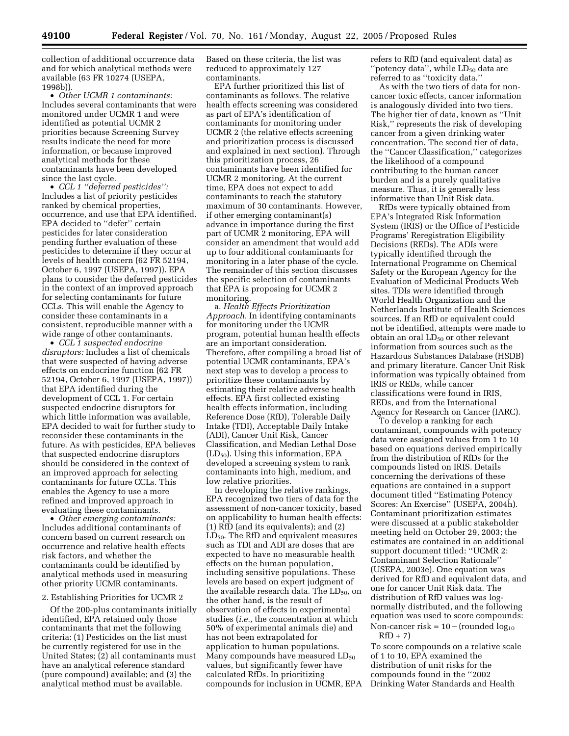collection of additional occurrence data and for which analytical methods were available (63 FR 10274 (USEPA, 1998b)).

• *Other UCMR 1 contaminants:* Includes several contaminants that were monitored under UCMR 1 and were identified as potential UCMR 2 priorities because Screening Survey results indicate the need for more information, or because improved analytical methods for these contaminants have been developed since the last cycle.

• *CCL 1 "deferred pesticides":* Includes a list of priority pesticides ranked by chemical properties, occurrence, and use that EPA identified. EPA decided to "defer" certain pesticides for later consideration pending further evaluation of these pesticides to determine if they occur at levels of health concern (62 FR 52194, October 6, 1997 (USEPA, 1997)). EPA plans to consider the deferred pesticides in the context of an improved approach for selecting contaminants for future CCLs. This will enable the Agency to consider these contaminants in a consistent, reproducible manner with a wide range of other contaminants.

• *CCL 1 suspected endocrine disruptors:* Includes a list of chemicals that were suspected of having adverse effects on endocrine function (62 FR 52194, October 6, 1997 (USEPA, 1997)) that EPA identified during the development of CCL 1. For certain suspected endocrine disruptors for which little information was available, EPA decided to wait for further study to reconsider these contaminants in the future. As with pesticides, EPA believes that suspected endocrine disruptors should be considered in the context of an improved approach for selecting contaminants for future CCLs. This enables the Agency to use a more refined and improved approach in evaluating these contaminants.

• *Other emerging contaminants:* Includes additional contaminants of concern based on current research on occurrence and relative health effects risk factors, and whether the contaminants could be identified by analytical methods used in measuring other priority UCMR contaminants.

2. Establishing Priorities for UCMR 2

Of the 200-plus contaminants initially identified, EPA retained only those contaminants that met the following criteria: (1) Pesticides on the list must be currently registered for use in the United States; (2) all contaminants must have an analytical reference standard (pure compound) available; and (3) the analytical method must be available. Based on these criteria, the list was reduced to approximately 127 contaminants.

EPA further prioritized this list of contaminants as follows. The relative health effects screening was considered as part of EPA's identification of contaminants for monitoring under UCMR 2 (the relative effects screening and prioritization process is discussed and explained in next section). Through this prioritization process, 26 contaminants have been identified for UCMR 2 monitoring. At the current time, EPA does not expect to add contaminants to reach the statutory maximum of 30 contaminants. However, if other emerging contaminant(s) advance in importance during the first part of UCMR 2 monitoring, EPA will consider an amendment that would add up to four additional contaminants for monitoring in a later phase of the cycle. The remainder of this section discusses the specific selection of contaminants that EPA is proposing for UCMR 2 monitoring.

a. *Health Effects Prioritization Approach.* In identifying contaminants for monitoring under the UCMR program, potential human health effects are an important consideration. Therefore, after compiling a broad list of potential UCMR contaminants, EPA's next step was to develop a process to prioritize these contaminants by estimating their relative adverse health effects. EPA first collected existing health effects information, including Reference Dose (RfD), Tolerable Daily Intake (TDI), Acceptable Daily Intake (ADI), Cancer Unit Risk, Cancer Classification, and Median Lethal Dose ($LD_{50}$). Using this information, EPA developed a screening system to rank contaminants into high, medium, and low relative priorities.

In developing the relative rankings, EPA recognized two tiers of data for the assessment of non-cancer toxicity, based on applicability to human health effects: (1) RfD (and its equivalents); and (2) $LD_{50}$. The RfD and equivalent measures such as TDI and ADI are doses that are expected to have no measurable health effects on the human population, including sensitive populations. These levels are based on expert judgment of the available research data. The $LD_{50}$, on the other hand, is the result of observation of effects in experimental studies (*i.e.,* the concentration at which 50% of experimental animals die) and has not been extrapolated for application to human populations. Many compounds have measured $LD_{50}$ values, but significantly fewer have calculated RfDs. In prioritizing compounds for inclusion in UCMR, EPA refers to RfD (and equivalent data) as "potency data", while $LD_{50}$ data are referred to as "toxicity data."

As with the two tiers of data for non-cancer toxic effects, cancer information is analogously divided into two tiers. The higher tier of data, known as "Unit Risk," represents the risk of developing cancer from a given drinking water concentration. The second tier of data, the "Cancer Classification," categorizes the likelihood of a compound contributing to the human cancer burden and is a purely qualitative measure. Thus, it is generally less informative than Unit Risk data.

RfDs were typically obtained from EPA's Integrated Risk Information System (IRIS) or the Office of Pesticide Programs' Reregistration Eligibility Decisions (REDs). The ADIs were typically identified through the International Programme on Chemical Safety or the European Agency for the Evaluation of Medicinal Products Web sites. TDIs were identified through World Health Organization and the Netherlands Institute of Health Sciences sources. If an RfD or equivalent could not be identified, attempts were made to obtain an oral $LD_{50}$ or other relevant information from sources such as the Hazardous Substances Database (HSDB) and primary literature. Cancer Unit Risk information was typically obtained from IRIS or REDs, while cancer classifications were found in IRIS, REDs, and from the International Agency for Research on Cancer (IARC).

To develop a ranking for each contaminant, compounds with potency data were assigned values from 1 to 10 based on equations derived empirically from the distribution of RfDs for the compounds listed on IRIS. Details concerning the derivations of these equations are contained in a support document titled "Estimating Potency Scores: An Exercise" (USEPA, 2004h). Contaminant prioritization estimates were discussed at a public stakeholder meeting held on October 29, 2003; the estimates are contained in an additional support document titled: "UCMR 2: Contaminant Selection Rationale" (USEPA, 2003e). One equation was derived for RfD and equivalent data, and one for cancer Unit Risk data. The distribution of RfD values was log-normally distributed, and the following equation was used to score compounds:

$$\text{Non-cancer risk} = 10 - (\text{rounded } \log_{10} \text{RfD} + 7)$$

To score compounds on a relative scale of 1 to 10, EPA examined the distribution of unit risks for the compounds found in the "2002 Drinking Water Standards and Health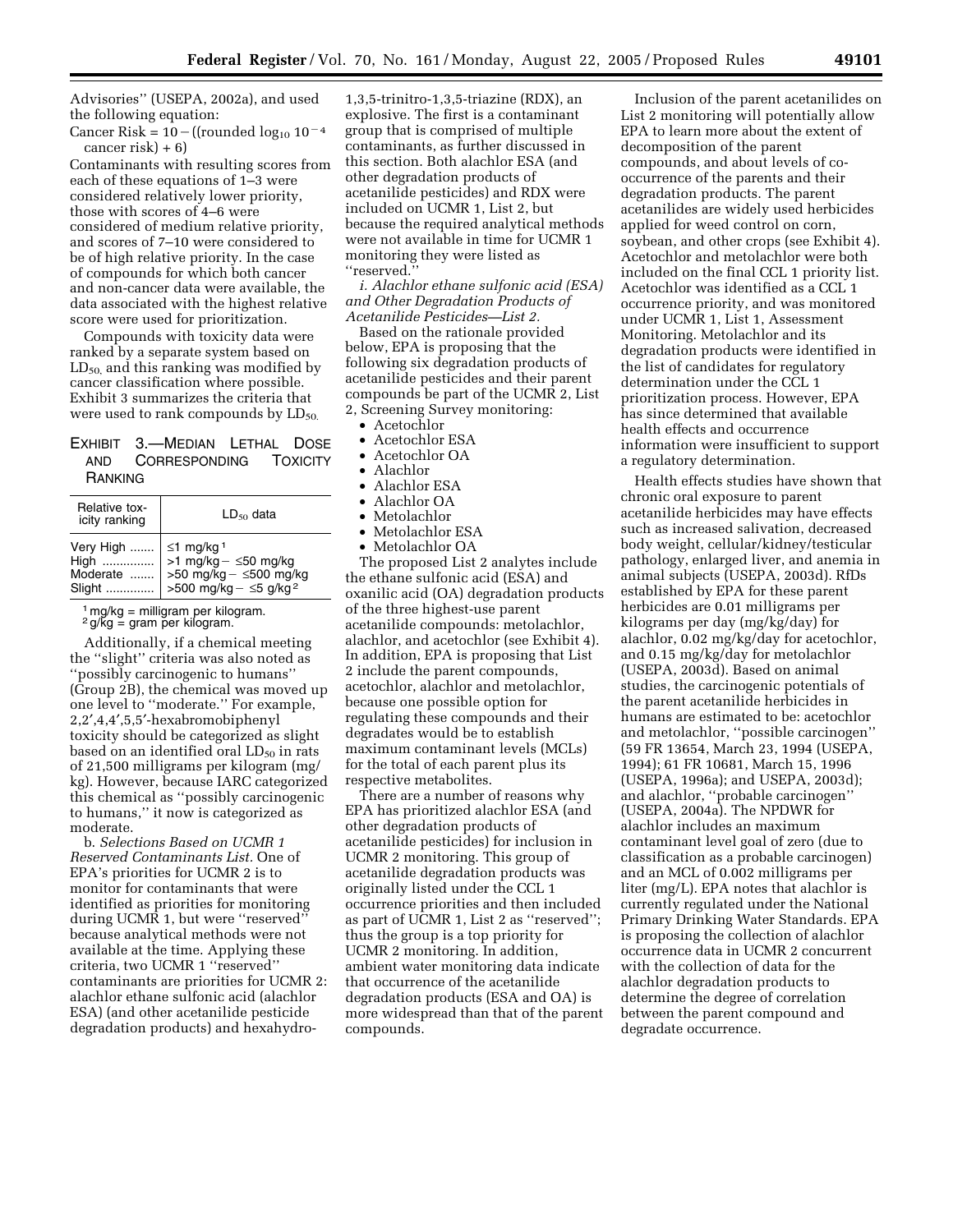Advisories'' (USEPA, 2002a), and used the following equation:

Cancer Risk = $10 - ((\text{rounded} \log_{10} 10^{-4} \text{ cancer risk}) + 6)$

Contaminants with resulting scores from each of these equations of 1–3 were considered relatively lower priority, those with scores of 4–6 were considered of medium relative priority, and scores of 7–10 were considered to be of high relative priority. In the case of compounds for which both cancer and non-cancer data were available, the data associated with the highest relative score were used for prioritization.

Compounds with toxicity data were ranked by a separate system based on $LD_{50}$, and this ranking was modified by cancer classification where possible. Exhibit 3 summarizes the criteria that were used to rank compounds by $LD_{50}$.

EXHIBIT 3.—MEDIAN LETHAL DOSE AND CORRESPONDING TOXICITY RANKING

| Relative toxicity ranking | $LD_{50}$ data |
|---|---|
| Very High | ≤1 mg/kg [1] |
| High | >1 mg/kg − ≤50 mg/kg |
| Moderate | >50 mg/kg − ≤500 mg/kg |
| Slight | >500 mg/kg − ≤5 g/kg [2] |

[1] mg/kg = milligram per kilogram.
[2] g/kg = gram per kilogram.

Additionally, if a chemical meeting the ''slight'' criteria was also noted as ''possibly carcinogenic to humans'' (Group 2B), the chemical was moved up one level to ''moderate.'' For example, 2,2′,4,4′,5,5′-hexabromobiphenyl toxicity should be categorized as slight based on an identified oral $LD_{50}$ in rats of 21,500 milligrams per kilogram (mg/kg). However, because IARC categorized this chemical as ''possibly carcinogenic to humans,'' it now is categorized as moderate.

b. *Selections Based on UCMR 1 Reserved Contaminants List.* One of EPA's priorities for UCMR 2 is to monitor for contaminants that were identified as priorities for monitoring during UCMR 1, but were ''reserved'' because analytical methods were not available at the time. Applying these criteria, two UCMR 1 ''reserved'' contaminants are priorities for UCMR 2: alachlor ethane sulfonic acid (alachlor ESA) (and other acetanilide pesticide degradation products) and hexahydro-1,3,5-trinitro-1,3,5-triazine (RDX), an explosive. The first is a contaminant group that is comprised of multiple contaminants, as further discussed in this section. Both alachlor ESA (and other degradation products of acetanilide pesticides) and RDX were included on UCMR 1, List 2, but because the required analytical methods were not available in time for UCMR 1 monitoring they were listed as ''reserved.''

*i. Alachlor ethane sulfonic acid (ESA) and Other Degradation Products of Acetanilide Pesticides—List 2.*

Based on the rationale provided below, EPA is proposing that the following six degradation products of acetanilide pesticides and their parent compounds be part of the UCMR 2, List 2, Screening Survey monitoring:

- Acetochlor
- Acetochlor ESA
- Acetochlor OA
- Alachlor
- Alachlor ESA
- Alachlor OA
- Metolachlor
- Metolachlor ESA
- Metolachlor OA

The proposed List 2 analytes include the ethane sulfonic acid (ESA) and oxanilic acid (OA) degradation products of the three highest-use parent acetanilide compounds: metolachlor, alachlor, and acetochlor (see Exhibit 4). In addition, EPA is proposing that List 2 include the parent compounds, acetochlor, alachlor and metolachlor, because one possible option for regulating these compounds and their degradates would be to establish maximum contaminant levels (MCLs) for the total of each parent plus its respective metabolites.

There are a number of reasons why EPA has prioritized alachlor ESA (and other degradation products of acetanilide pesticides) for inclusion in UCMR 2 monitoring. This group of acetanilide degradation products was originally listed under the CCL 1 occurrence priorities and then included as part of UCMR 1, List 2 as ''reserved''; thus the group is a top priority for UCMR 2 monitoring. In addition, ambient water monitoring data indicate that occurrence of the acetanilide degradation products (ESA and OA) is more widespread than that of the parent compounds.

Inclusion of the parent acetanilides on List 2 monitoring will potentially allow EPA to learn more about the extent of decomposition of the parent compounds, and about levels of co-occurrence of the parents and their degradation products. The parent acetanilides are widely used herbicides applied for weed control on corn, soybean, and other crops (see Exhibit 4). Acetochlor and metolachlor were both included on the final CCL 1 priority list. Acetochlor was identified as a CCL 1 occurrence priority, and was monitored under UCMR 1, List 1, Assessment Monitoring. Metolachlor and its degradation products were identified in the list of candidates for regulatory determination under the CCL 1 prioritization process. However, EPA has since determined that available health effects and occurrence information were insufficient to support a regulatory determination.

Health effects studies have shown that chronic oral exposure to parent acetanilide herbicides may have effects such as increased salivation, decreased body weight, cellular/kidney/testicular pathology, enlarged liver, and anemia in animal subjects (USEPA, 2003d). RfDs established by EPA for these parent herbicides are 0.01 milligrams per kilograms per day (mg/kg/day) for alachlor, 0.02 mg/kg/day for acetochlor, and 0.15 mg/kg/day for metolachlor (USEPA, 2003d). Based on animal studies, the carcinogenic potentials of the parent acetanilide herbicides in humans are estimated to be: acetochlor and metolachlor, ''possible carcinogen'' (59 FR 13654, March 23, 1994 (USEPA, 1994); 61 FR 10681, March 15, 1996 (USEPA, 1996a); and USEPA, 2003d); and alachlor, ''probable carcinogen'' (USEPA, 2004a). The NPDWR for alachlor includes an maximum contaminant level goal of zero (due to classification as a probable carcinogen) and an MCL of 0.002 milligrams per liter (mg/L). EPA notes that alachlor is currently regulated under the National Primary Drinking Water Standards. EPA is proposing the collection of alachlor occurrence data in UCMR 2 concurrent with the collection of data for the alachlor degradation products to determine the degree of correlation between the parent compound and degradate occurrence.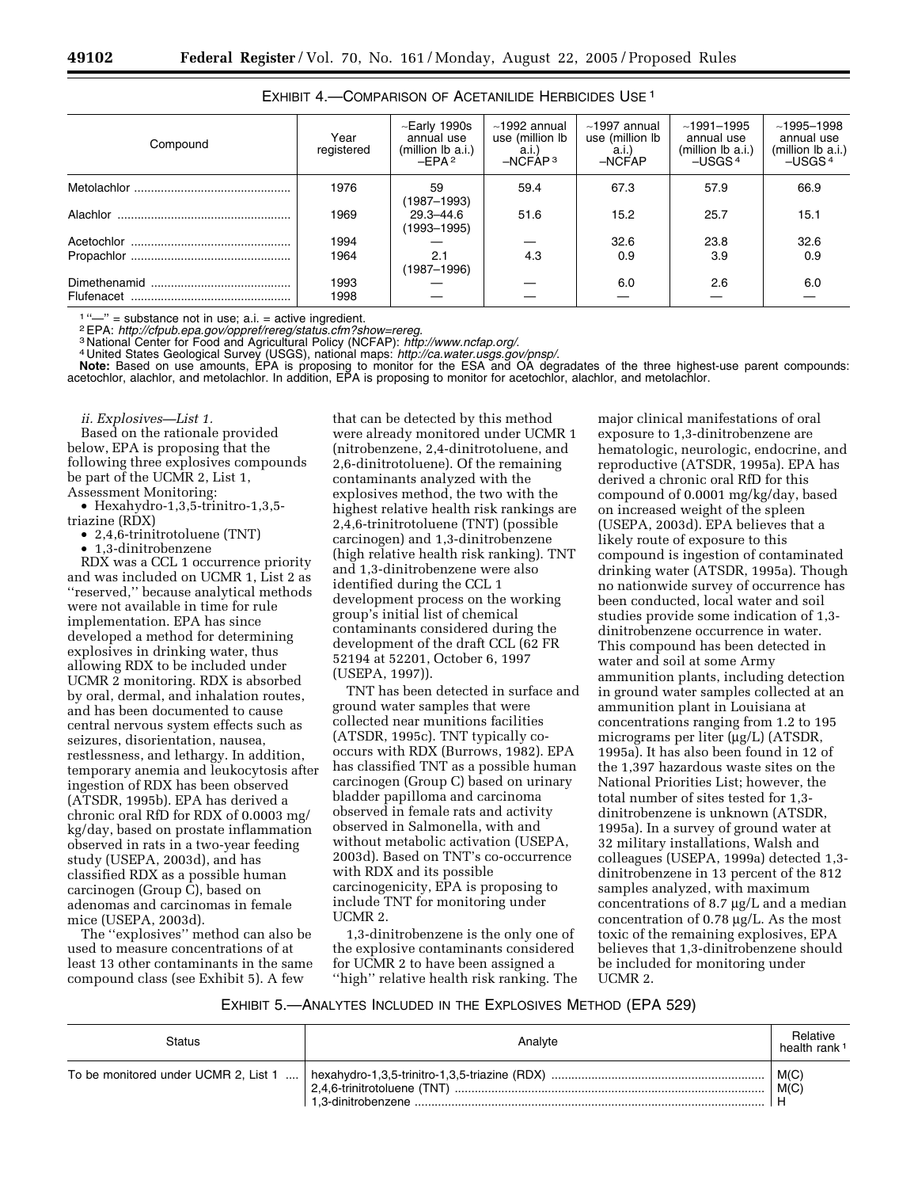EXHIBIT 4.—COMPARISON OF ACETANILIDE HERBICIDES USE [1]

| Compound | Year registered | ~Early 1990s annual use (million lb a.i.) –EPA [2] | ~1992 annual use (million lb a.i.) –NCFAP [3] | ~1997 annual use (million lb a.i.) –NCFAP | ~1991–1995 annual use (million lb a.i.) –USGS [4] | ~1995–1998 annual use (million lb a.i.) –USGS [4] |
|---|---|---|---|---|---|---|
| Metolachlor | 1976 | 59 (1987–1993) | 59.4 | 67.3 | 57.9 | 66.9 |
| Alachlor | 1969 | 29.3–44.6 (1993–1995) | 51.6 | 15.2 | 25.7 | 15.1 |
| Acetochlor | 1994 | — | — | 32.6 | 23.8 | 32.6 |
| Propachlor | 1964 | 2.1 (1987–1996) | 4.3 | 0.9 | 3.9 | 0.9 |
| Dimethenamid | 1993 | — | — | 6.0 | 2.6 | 6.0 |
| Flufenacet | 1998 | — | — | — | — | — |

[1] "—" = substance not in use; a.i. = active ingredient.
[2] EPA: *http://cfpub.epa.gov/oppref/rereg/status.cfm?show=rereg.*
[3] National Center for Food and Agricultural Policy (NCFAP): *http://www.ncfap.org/.*
[4] United States Geological Survey (USGS), national maps: *http://ca.water.usgs.gov/pnsp/.*

**Note:** Based on use amounts, EPA is proposing to monitor for the ESA and OA degradates of the three highest-use parent compounds: acetochlor, alachlor, and metolachlor. In addition, EPA is proposing to monitor for acetochlor, alachlor, and metolachlor.

*ii. Explosives—List 1.*

Based on the rationale provided below, EPA is proposing that the following three explosives compounds be part of the UCMR 2, List 1, Assessment Monitoring:

- Hexahydro-1,3,5-trinitro-1,3,5-triazine (RDX)
- 2,4,6-trinitrotoluene (TNT)
- 1,3-dinitrobenzene

RDX was a CCL 1 occurrence priority and was included on UCMR 1, List 2 as "reserved," because analytical methods were not available in time for rule implementation. EPA has since developed a method for determining explosives in drinking water, thus allowing RDX to be included under UCMR 2 monitoring. RDX is absorbed by oral, dermal, and inhalation routes, and has been documented to cause central nervous system effects such as seizures, disorientation, nausea, restlessness, and lethargy. In addition, temporary anemia and leukocytosis after ingestion of RDX has been observed (ATSDR, 1995b). EPA has derived a chronic oral RfD for RDX of 0.0003 mg/kg/day, based on prostate inflammation observed in rats in a two-year feeding study (USEPA, 2003d), and has classified RDX as a possible human carcinogen (Group C), based on adenomas and carcinomas in female mice (USEPA, 2003d).

The "explosives" method can also be used to measure concentrations of at least 13 other contaminants in the same compound class (see Exhibit 5). A few that can be detected by this method were already monitored under UCMR 1 (nitrobenzene, 2,4-dinitrotoluene, and 2,6-dinitrotoluene). Of the remaining contaminants analyzed with the explosives method, the two with the highest relative health risk rankings are 2,4,6-trinitrotoluene (TNT) (possible carcinogen) and 1,3-dinitrobenzene (high relative health risk ranking). TNT and 1,3-dinitrobenzene were also identified during the CCL 1 development process on the working group's initial list of chemical contaminants considered during the development of the draft CCL (62 FR 52194 at 52201, October 6, 1997 (USEPA, 1997)).

TNT has been detected in surface and ground water samples that were collected near munitions facilities (ATSDR, 1995c). TNT typically co-occurs with RDX (Burrows, 1982). EPA has classified TNT as a possible human carcinogen (Group C) based on urinary bladder papilloma and carcinoma observed in female rats and activity observed in Salmonella, with and without metabolic activation (USEPA, 2003d). Based on TNT's co-occurrence with RDX and its possible carcinogenicity, EPA is proposing to include TNT for monitoring under UCMR 2.

1,3-dinitrobenzene is the only one of the explosive contaminants considered for UCMR 2 to have been assigned a "high" relative health risk ranking. The major clinical manifestations of oral exposure to 1,3-dinitrobenzene are hematologic, neurologic, endocrine, and reproductive (ATSDR, 1995a). EPA has derived a chronic oral RfD for this compound of 0.0001 mg/kg/day, based on increased weight of the spleen (USEPA, 2003d). EPA believes that a likely route of exposure to this compound is ingestion of contaminated drinking water (ATSDR, 1995a). Though no nationwide survey of occurrence has been conducted, local water and soil studies provide some indication of 1,3-dinitrobenzene occurrence in water. This compound has been detected in water and soil at some Army ammunition plants, including detection in ground water samples collected at an ammunition plant in Louisiana at concentrations ranging from 1.2 to 195 micrograms per liter (μg/L) (ATSDR, 1995a). It has also been found in 12 of the 1,397 hazardous waste sites on the National Priorities List; however, the total number of sites tested for 1,3-dinitrobenzene is unknown (ATSDR, 1995a). In a survey of ground water at 32 military installations, Walsh and colleagues (USEPA, 1999a) detected 1,3-dinitrobenzene in 13 percent of the 812 samples analyzed, with maximum concentrations of 8.7 μg/L and a median concentration of 0.78 μg/L. As the most toxic of the remaining explosives, EPA believes that 1,3-dinitrobenzene should be included for monitoring under UCMR 2.

EXHIBIT 5.—ANALYTES INCLUDED IN THE EXPLOSIVES METHOD (EPA 529)

| Status | Analyte | Relative health rank [1] |
|---|---|---|
| To be monitored under UCMR 2, List 1 | hexahydro-1,3,5-trinitro-1,3,5-triazine (RDX) | M(C) |
| | 2,4,6-trinitrotoluene (TNT) | M(C) |
| | 1,3-dinitrobenzene | H |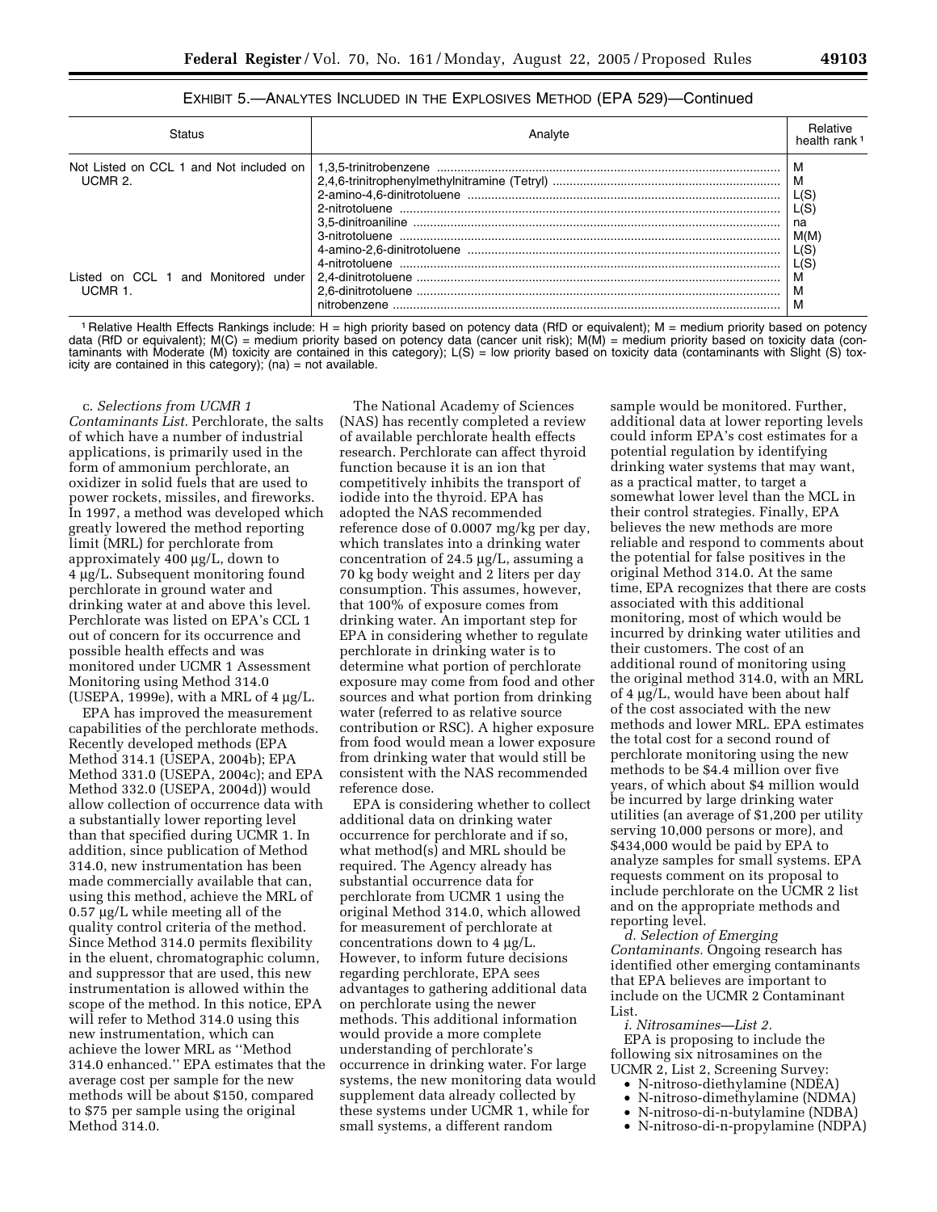EXHIBIT 5.—ANALYTES INCLUDED IN THE EXPLOSIVES METHOD (EPA 529)—Continued

| Status | Analyte | Relative health rank [1] |
|---|---|---|
| Not Listed on CCL 1 and Not included on UCMR 2. | 1,3,5-trinitrobenzene | M |
| | 2,4,6-trinitrophenylmethylnitramine (Tetryl) | M |
| | 2-amino-4,6-dinitrotoluene | L(S) |
| | 2-nitrotoluene | L(S) |
| | 3,5-dinitroaniline | na |
| | 3-nitrotoluene | M(M) |
| | 4-amino-2,6-dinitrotoluene | L(S) |
| | 4-nitrotoluene | L(S) |
| Listed on CCL 1 and Monitored under UCMR 1. | 2,4-dinitrotoluene | M |
| | 2,6-dinitrotoluene | M |
| | nitrobenzene | M |

[1] Relative Health Effects Rankings include: H = high priority based on potency data (RfD or equivalent); M = medium priority based on potency data (RfD or equivalent); M(C) = medium priority based on potency data (cancer unit risk); M(M) = medium priority based on toxicity data (contaminants with Moderate (M) toxicity are contained in this category); L(S) = low priority based on toxicity data (contaminants with Slight (S) toxicity are contained in this category); (na) = not available.

c. *Selections from UCMR 1 Contaminants List.* Perchlorate, the salts of which have a number of industrial applications, is primarily used in the form of ammonium perchlorate, an oxidizer in solid fuels that are used to power rockets, missiles, and fireworks. In 1997, a method was developed which greatly lowered the method reporting limit (MRL) for perchlorate from approximately 400 µg/L, down to 4 µg/L. Subsequent monitoring found perchlorate in ground water and drinking water at and above this level. Perchlorate was listed on EPA's CCL 1 out of concern for its occurrence and possible health effects and was monitored under UCMR 1 Assessment Monitoring using Method 314.0 (USEPA, 1999e), with a MRL of 4 µg/L.

EPA has improved the measurement capabilities of the perchlorate methods. Recently developed methods (EPA Method 314.1 (USEPA, 2004b); EPA Method 331.0 (USEPA, 2004c); and EPA Method 332.0 (USEPA, 2004d)) would allow collection of occurrence data with a substantially lower reporting level than that specified during UCMR 1. In addition, since publication of Method 314.0, new instrumentation has been made commercially available that can, using this method, achieve the MRL of 0.57 µg/L while meeting all of the quality control criteria of the method. Since Method 314.0 permits flexibility in the eluent, chromatographic column, and suppressor that are used, this new instrumentation is allowed within the scope of the method. In this notice, EPA will refer to Method 314.0 using this new instrumentation, which can achieve the lower MRL as ''Method 314.0 enhanced.'' EPA estimates that the average cost per sample for the new methods will be about $150, compared to $75 per sample using the original Method 314.0.

The National Academy of Sciences (NAS) has recently completed a review of available perchlorate health effects research. Perchlorate can affect thyroid function because it is an ion that competitively inhibits the transport of iodide into the thyroid. EPA has adopted the NAS recommended reference dose of 0.0007 mg/kg per day, which translates into a drinking water concentration of 24.5 µg/L, assuming a 70 kg body weight and 2 liters per day consumption. This assumes, however, that 100% of exposure comes from drinking water. An important step for EPA in considering whether to regulate perchlorate in drinking water is to determine what portion of perchlorate exposure may come from food and other sources and what portion from drinking water (referred to as relative source contribution or RSC). A higher exposure from food would mean a lower exposure from drinking water that would still be consistent with the NAS recommended reference dose.

EPA is considering whether to collect additional data on drinking water occurrence for perchlorate and if so, what method(s) and MRL should be required. The Agency already has substantial occurrence data for perchlorate from UCMR 1 using the original Method 314.0, which allowed for measurement of perchlorate at concentrations down to 4 µg/L. However, to inform future decisions regarding perchlorate, EPA sees advantages to gathering additional data on perchlorate using the newer methods. This additional information would provide a more complete understanding of perchlorate's occurrence in drinking water. For large systems, the new monitoring data would supplement data already collected by these systems under UCMR 1, while for small systems, a different random sample would be monitored. Further, additional data at lower reporting levels could inform EPA's cost estimates for a potential regulation by identifying drinking water systems that may want, as a practical matter, to target a somewhat lower level than the MCL in their control strategies. Finally, EPA believes the new methods are more reliable and respond to comments about the potential for false positives in the original Method 314.0. At the same time, EPA recognizes that there are costs associated with this additional monitoring, most of which would be incurred by drinking water utilities and their customers. The cost of an additional round of monitoring using the original method 314.0, with an MRL of 4 µg/L, would have been about half of the cost associated with the new methods and lower MRL. EPA estimates the total cost for a second round of perchlorate monitoring using the new methods to be $4.4 million over five years, of which about $4 million would be incurred by large drinking water utilities (an average of $1,200 per utility serving 10,000 persons or more), and $434,000 would be paid by EPA to analyze samples for small systems. EPA requests comment on its proposal to include perchlorate on the UCMR 2 list and on the appropriate methods and reporting level.

d. *Selection of Emerging Contaminants.* Ongoing research has identified other emerging contaminants that EPA believes are important to include on the UCMR 2 Contaminant List.

i. *Nitrosamines—List 2.*

EPA is proposing to include the following six nitrosamines on the UCMR 2, List 2, Screening Survey:

- N-nitroso-diethylamine (NDEA)
- N-nitroso-dimethylamine (NDMA)
- N-nitroso-di-n-butylamine (NDBA)
- N-nitroso-di-n-propylamine (NDPA)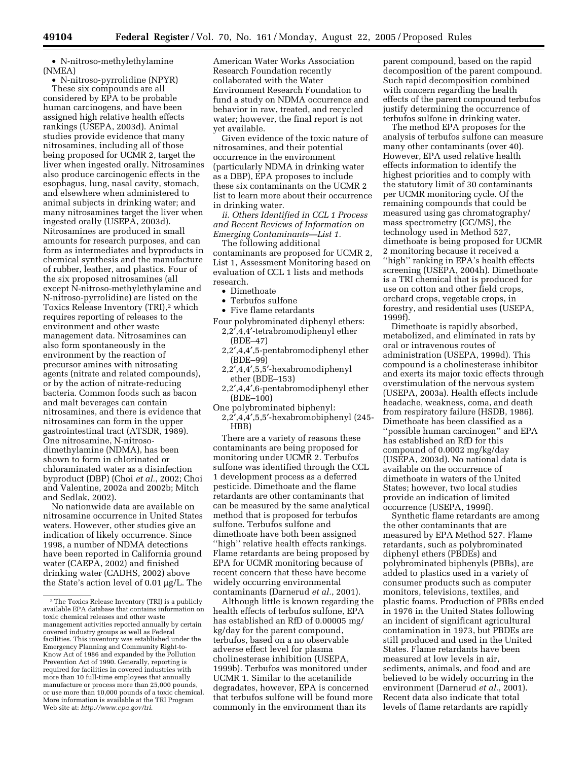• N-nitroso-methylethylamine (NMEA)

• N-nitroso-pyrrolidine (NPYR)

These six compounds are all considered by EPA to be probable human carcinogens, and have been assigned high relative health effects rankings (USEPA, 2003d). Animal studies provide evidence that many nitrosamines, including all of those being proposed for UCMR 2, target the liver when ingested orally. Nitrosamines also produce carcinogenic effects in the esophagus, lung, nasal cavity, stomach, and elsewhere when administered to animal subjects in drinking water; and many nitrosamines target the liver when ingested orally (USEPA, 2003d). Nitrosamines are produced in small amounts for research purposes, and can form as intermediates and byproducts in chemical synthesis and the manufacture of rubber, leather, and plastics. Four of the six proposed nitrosamines (all except N-nitroso-methylethylamine and N-nitroso-pyrrolidine) are listed on the Toxics Release Inventory (TRI),[2] which requires reporting of releases to the environment and other waste management data. Nitrosamines can also form spontaneously in the environment by the reaction of precursor amines with nitrosating agents (nitrate and related compounds), or by the action of nitrate-reducing bacteria. Common foods such as bacon and malt beverages can contain nitrosamines, and there is evidence that nitrosamines can form in the upper gastrointestinal tract (ATSDR, 1989). One nitrosamine, N-nitroso-dimethylamine (NDMA), has been shown to form in chlorinated or chloraminated water as a disinfection byproduct (DBP) (Choi *et al.*, 2002; Choi and Valentine, 2002a and 2002b; Mitch and Sedlak, 2002).

No nationwide data are available on nitrosamine occurrence in United States waters. However, other studies give an indication of likely occurrence. Since 1998, a number of NDMA detections have been reported in California ground water (CAEPA, 2002) and finished drinking water (CADHS, 2002) above the State's action level of 0.01 µg/L. The American Water Works Association Research Foundation recently collaborated with the Water Environment Research Foundation to fund a study on NDMA occurrence and behavior in raw, treated, and recycled water; however, the final report is not yet available.

Given evidence of the toxic nature of nitrosamines, and their potential occurrence in the environment (particularly NDMA in drinking water as a DBP), EPA proposes to include these six contaminants on the UCMR 2 list to learn more about their occurrence in drinking water.

*ii. Others Identified in CCL 1 Process and Recent Reviews of Information on Emerging Contaminants—List 1.*

The following additional contaminants are proposed for UCMR 2, List 1, Assessment Monitoring based on evaluation of CCL 1 lists and methods research.

• Dimethoate

• Terbufos sulfone

• Five flame retardants

Four polybrominated diphenyl ethers:

- 2,2′,4,4′-tetrabromodiphenyl ether (BDE–47)
- 2,2′,4,4′,5-pentabromodiphenyl ether (BDE–99)
- 2,2′,4,4′,5,5′-hexabromodiphenyl ether (BDE–153)
- 2,2′,4,4′,6-pentabromodiphenyl ether (BDE–100)

One polybrominated biphenyl:

- 2,2′,4,4′,5,5′-hexabromobiphenyl (245-HBB)

There are a variety of reasons these contaminants are being proposed for monitoring under UCMR 2. Terbufos sulfone was identified through the CCL 1 development process as a deferred pesticide. Dimethoate and the flame retardants are other contaminants that can be measured by the same analytical method that is proposed for terbufos sulfone. Terbufos sulfone and dimethoate have both been assigned ''high'' relative health effects rankings. Flame retardants are being proposed by EPA for UCMR monitoring because of recent concern that these have become widely occurring environmental contaminants (Darnerud *et al.*, 2001).

Although little is known regarding the health effects of terbufos sulfone, EPA has established an RfD of 0.00005 mg/kg/day for the parent compound, terbufos, based on a no observable adverse effect level for plasma cholinesterase inhibition (USEPA, 1999b). Terbufos was monitored under UCMR 1. Similar to the acetanilide degradates, however, EPA is concerned that terbufos sulfone will be found more commonly in the environment than its parent compound, based on the rapid decomposition of the parent compound. Such rapid decomposition combined with concern regarding the health effects of the parent compound terbufos justify determining the occurrence of terbufos sulfone in drinking water.

The method EPA proposes for the analysis of terbufos sulfone can measure many other contaminants (over 40). However, EPA used relative health effects information to identify the highest priorities and to comply with the statutory limit of 30 contaminants per UCMR monitoring cycle. Of the remaining compounds that could be measured using gas chromatography/mass spectrometry (GC/MS), the technology used in Method 527, dimethoate is being proposed for UCMR 2 monitoring because it received a ''high'' ranking in EPA's health effects screening (USEPA, 2004h). Dimethoate is a TRI chemical that is produced for use on cotton and other field crops, orchard crops, vegetable crops, in forestry, and residential uses (USEPA, 1999f).

Dimethoate is rapidly absorbed, metabolized, and eliminated in rats by oral or intravenous routes of administration (USEPA, 1999d). This compound is a cholinesterase inhibitor and exerts its major toxic effects through overstimulation of the nervous system (USEPA, 2003a). Health effects include headache, weakness, coma, and death from respiratory failure (HSDB, 1986). Dimethoate has been classified as a ''possible human carcinogen'' and EPA has established an RfD for this compound of 0.0002 mg/kg/day (USEPA, 2003d). No national data is available on the occurrence of dimethoate in waters of the United States; however, two local studies provide an indication of limited occurrence (USEPA, 1999f).

Synthetic flame retardants are among the other contaminants that are measured by EPA Method 527. Flame retardants, such as polybrominated diphenyl ethers (PBDEs) and polybrominated biphenyls (PBBs), are added to plastics used in a variety of consumer products such as computer monitors, televisions, textiles, and plastic foams. Production of PBBs ended in 1976 in the United States following an incident of significant agricultural contamination in 1973, but PBDEs are still produced and used in the United States. Flame retardants have been measured at low levels in air, sediments, animals, and food and are believed to be widely occurring in the environment (Darnerud *et al.*, 2001). Recent data also indicate that total levels of flame retardants are rapidly

---

[2] The Toxics Release Inventory (TRI) is a publicly available EPA database that contains information on toxic chemical releases and other waste management activities reported annually by certain covered industry groups as well as Federal facilities. This inventory was established under the Emergency Planning and Community Right-to-Know Act of 1986 and expanded by the Pollution Prevention Act of 1990. Generally, reporting is required for facilities in covered industries with more than 10 full-time employees that annually manufacture or process more than 25,000 pounds, or use more than 10,000 pounds of a toxic chemical. More information is available at the TRI Program Web site at: *http://www.epa.gov/tri*.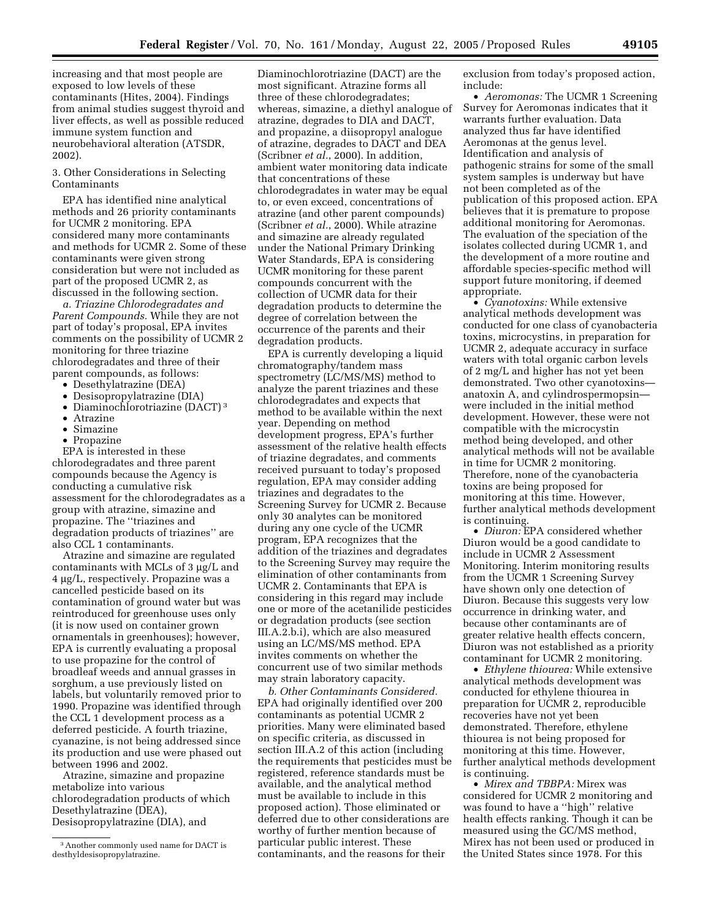increasing and that most people are exposed to low levels of these contaminants (Hites, 2004). Findings from animal studies suggest thyroid and liver effects, as well as possible reduced immune system function and neurobehavioral alteration (ATSDR, 2002).

3. Other Considerations in Selecting Contaminants

EPA has identified nine analytical methods and 26 priority contaminants for UCMR 2 monitoring. EPA considered many more contaminants and methods for UCMR 2. Some of these contaminants were given strong consideration but were not included as part of the proposed UCMR 2, as discussed in the following section.

*a. Triazine Chlorodegradates and Parent Compounds.* While they are not part of today's proposal, EPA invites comments on the possibility of UCMR 2 monitoring for three triazine chlorodegradates and three of their parent compounds, as follows:

- Desethylatrazine (DEA)
- Desisopropylatrazine (DIA)
- Diaminochlorotriazine (DACT)[3]
- Atrazine
- Simazine
- Propazine

EPA is interested in these chlorodegradates and three parent compounds because the Agency is conducting a cumulative risk assessment for the chlorodegradates as a group with atrazine, simazine and propazine. The ''triazines and degradation products of triazines'' are also CCL 1 contaminants.

Atrazine and simazine are regulated contaminants with MCLs of 3 µg/L and 4 µg/L, respectively. Propazine was a cancelled pesticide based on its contamination of ground water but was reintroduced for greenhouse uses only (it is now used on container grown ornamentals in greenhouses); however, EPA is currently evaluating a proposal to use propazine for the control of broadleaf weeds and annual grasses in sorghum, a use previously listed on labels, but voluntarily removed prior to 1990. Propazine was identified through the CCL 1 development process as a deferred pesticide. A fourth triazine, cyanazine, is not being addressed since its production and use were phased out between 1996 and 2002.

Atrazine, simazine and propazine metabolize into various chlorodegradation products of which Desethylatrazine (DEA), Desisopropylatrazine (DIA), and Diaminochlorotriazine (DACT) are the most significant. Atrazine forms all three of these chlorodegradates; whereas, simazine, a diethyl analogue of atrazine, degrades to DIA and DACT, and propazine, a diisopropyl analogue of atrazine, degrades to DACT and DEA (Scribner *et al.*, 2000). In addition, ambient water monitoring data indicate that concentrations of these chlorodegradates in water may be equal to, or even exceed, concentrations of atrazine (and other parent compounds) (Scribner *et al.*, 2000). While atrazine and simazine are already regulated under the National Primary Drinking Water Standards, EPA is considering UCMR monitoring for these parent compounds concurrent with the collection of UCMR data for their degradation products to determine the degree of correlation between the occurrence of the parents and their degradation products.

EPA is currently developing a liquid chromatography/tandem mass spectrometry (LC/MS/MS) method to analyze the parent triazines and these chlorodegradates and expects that method to be available within the next year. Depending on method development progress, EPA's further assessment of the relative health effects of triazine degradates, and comments received pursuant to today's proposed regulation, EPA may consider adding triazines and degradates to the Screening Survey for UCMR 2. Because only 30 analytes can be monitored during any one cycle of the UCMR program, EPA recognizes that the addition of the triazines and degradates to the Screening Survey may require the elimination of other contaminants from UCMR 2. Contaminants that EPA is considering in this regard may include one or more of the acetanilide pesticides or degradation products (see section III.A.2.b.i), which are also measured using an LC/MS/MS method. EPA invites comments on whether the concurrent use of two similar methods may strain laboratory capacity.

*b. Other Contaminants Considered.* EPA had originally identified over 200 contaminants as potential UCMR 2 priorities. Many were eliminated based on specific criteria, as discussed in section III.A.2 of this action (including the requirements that pesticides must be registered, reference standards must be available, and the analytical method must be available to include in this proposed action). Those eliminated or deferred due to other considerations are worthy of further mention because of particular public interest. These contaminants, and the reasons for their exclusion from today's proposed action, include:

- *Aeromonas:* The UCMR 1 Screening Survey for Aeromonas indicates that it warrants further evaluation. Data analyzed thus far have identified Aeromonas at the genus level. Identification and analysis of pathogenic strains for some of the small system samples is underway but have not been completed as of the publication of this proposed action. EPA believes that it is premature to propose additional monitoring for Aeromonas. The evaluation of the speciation of the isolates collected during UCMR 1, and the development of a more routine and affordable species-specific method will support future monitoring, if deemed appropriate.
- *Cyanotoxins:* While extensive analytical methods development was conducted for one class of cyanobacteria toxins, microcystins, in preparation for UCMR 2, adequate accuracy in surface waters with total organic carbon levels of 2 mg/L and higher has not yet been demonstrated. Two other cyanotoxins—anatoxin A, and cylindrospermopsin—were included in the initial method development. However, these were not compatible with the microcystin method being developed, and other analytical methods will not be available in time for UCMR 2 monitoring. Therefore, none of the cyanobacteria toxins are being proposed for monitoring at this time. However, further analytical methods development is continuing.
- *Diuron:* EPA considered whether Diuron would be a good candidate to include in UCMR 2 Assessment Monitoring. Interim monitoring results from the UCMR 1 Screening Survey have shown only one detection of Diuron. Because this suggests very low occurrence in drinking water, and because other contaminants are of greater relative health effects concern, Diuron was not established as a priority contaminant for UCMR 2 monitoring.
- *Ethylene thiourea:* While extensive analytical methods development was conducted for ethylene thiourea in preparation for UCMR 2, reproducible recoveries have not yet been demonstrated. Therefore, ethylene thiourea is not being proposed for monitoring at this time. However, further analytical methods development is continuing.
- *Mirex and TBBPA:* Mirex was considered for UCMR 2 monitoring and was found to have a ''high'' relative health effects ranking. Though it can be measured using the GC/MS method, Mirex has not been used or produced in the United States since 1978. For this

[3] Another commonly used name for DACT is desthyldesisopropylatrazine.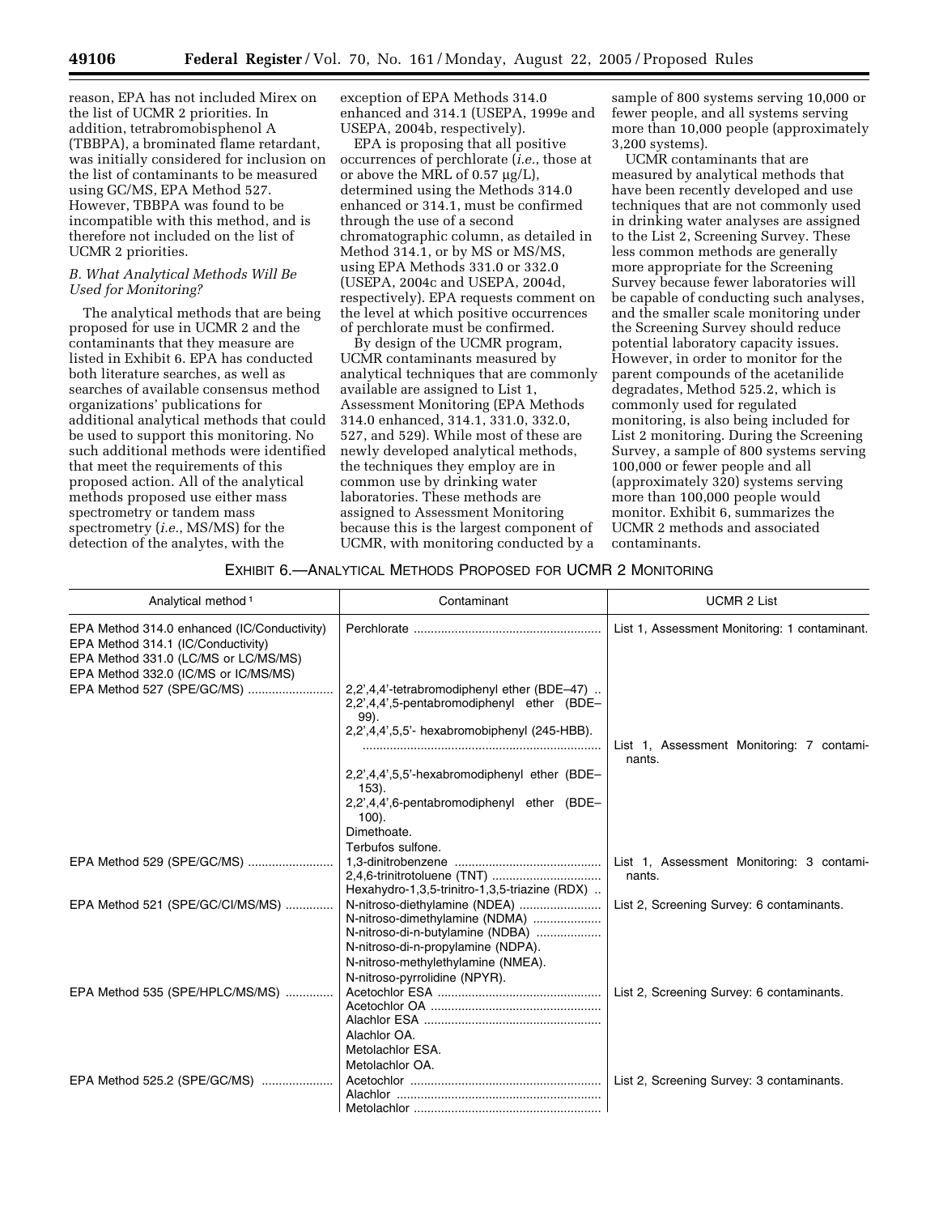reason, EPA has not included Mirex on the list of UCMR 2 priorities. In addition, tetrabromobisphenol A (TBBPA), a brominated flame retardant, was initially considered for inclusion on the list of contaminants to be measured using GC/MS, EPA Method 527. However, TBBPA was found to be incompatible with this method, and is therefore not included on the list of UCMR 2 priorities.

### *B. What Analytical Methods Will Be Used for Monitoring?*

The analytical methods that are being proposed for use in UCMR 2 and the contaminants that they measure are listed in Exhibit 6. EPA has conducted both literature searches, as well as searches of available consensus method organizations' publications for additional analytical methods that could be used to support this monitoring. No such additional methods were identified that meet the requirements of this proposed action. All of the analytical methods proposed use either mass spectrometry or tandem mass spectrometry (*i.e.*, MS/MS) for the detection of the analytes, with the exception of EPA Methods 314.0 enhanced and 314.1 (USEPA, 1999e and USEPA, 2004b, respectively).

EPA is proposing that all positive occurrences of perchlorate (*i.e.*, those at or above the MRL of 0.57 μg/L), determined using the Methods 314.0 enhanced or 314.1, must be confirmed through the use of a second chromatographic column, as detailed in Method 314.1, or by MS or MS/MS, using EPA Methods 331.0 or 332.0 (USEPA, 2004c and USEPA, 2004d, respectively). EPA requests comment on the level at which positive occurrences of perchlorate must be confirmed.

By design of the UCMR program, UCMR contaminants measured by analytical techniques that are commonly available are assigned to List 1, Assessment Monitoring (EPA Methods 314.0 enhanced, 314.1, 331.0, 332.0, 527, and 529). While most of these are newly developed analytical methods, the techniques they employ are in common use by drinking water laboratories. These methods are assigned to Assessment Monitoring because this is the largest component of UCMR, with monitoring conducted by a sample of 800 systems serving 10,000 or fewer people, and all systems serving more than 10,000 people (approximately 3,200 systems).

UCMR contaminants that are measured by analytical methods that have been recently developed and use techniques that are not commonly used in drinking water analyses are assigned to the List 2, Screening Survey. These less common methods are generally more appropriate for the Screening Survey because fewer laboratories will be capable of conducting such analyses, and the smaller scale monitoring under the Screening Survey should reduce potential laboratory capacity issues. However, in order to monitor for the parent compounds of the acetanilide degradates, Method 525.2, which is commonly used for regulated monitoring, is also being included for List 2 monitoring. During the Screening Survey, a sample of 800 systems serving 100,000 or fewer people and all (approximately 320) systems serving more than 100,000 people would monitor. Exhibit 6, summarizes the UCMR 2 methods and associated contaminants.

EXHIBIT 6.—ANALYTICAL METHODS PROPOSED FOR UCMR 2 MONITORING

| Analytical method [1] | Contaminant | UCMR 2 List |
|---|---|---|
| EPA Method 314.0 enhanced (IC/Conductivity)<br>EPA Method 314.1 (IC/Conductivity)<br>EPA Method 331.0 (LC/MS or LC/MS/MS)<br>EPA Method 332.0 (IC/MS or IC/MS/MS) | Perchlorate | List 1, Assessment Monitoring: 1 contaminant. |
| EPA Method 527 (SPE/GC/MS) | 2,2',4,4'-tetrabromodiphenyl ether (BDE–47)<br>2,2',4,4',5-pentabromodiphenyl ether (BDE–99).<br>2,2',4,4',5,5'- hexabromobiphenyl (245-HBB).<br>2,2',4,4',5,5'-hexabromodiphenyl ether (BDE–153).<br>2,2',4,4',6-pentabromodiphenyl ether (BDE–100).<br>Dimethoate.<br>Terbufos sulfone. | List 1, Assessment Monitoring: 7 contaminants. |
| EPA Method 529 (SPE/GC/MS) | 1,3-dinitrobenzene<br>2,4,6-trinitrotoluene (TNT)<br>Hexahydro-1,3,5-trinitro-1,3,5-triazine (RDX) | List 1, Assessment Monitoring: 3 contaminants. |
| EPA Method 521 (SPE/GC/CI/MS/MS) | N-nitroso-diethylamine (NDEA)<br>N-nitroso-dimethylamine (NDMA)<br>N-nitroso-di-n-butylamine (NDBA)<br>N-nitroso-di-n-propylamine (NDPA).<br>N-nitroso-methylethylamine (NMEA).<br>N-nitroso-pyrrolidine (NPYR). | List 2, Screening Survey: 6 contaminants. |
| EPA Method 535 (SPE/HPLC/MS/MS) | Acetochlor ESA<br>Acetochlor OA<br>Alachlor ESA<br>Alachlor OA.<br>Metolachlor ESA.<br>Metolachlor OA. | List 2, Screening Survey: 6 contaminants. |
| EPA Method 525.2 (SPE/GC/MS) | Acetochlor<br>Alachlor<br>Metolachlor | List 2, Screening Survey: 3 contaminants. |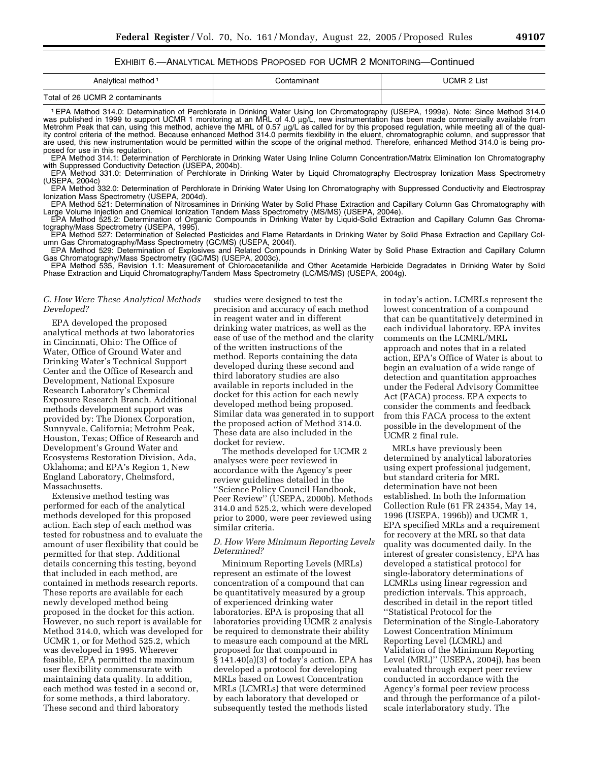EXHIBIT 6.—ANALYTICAL METHODS PROPOSED FOR UCMR 2 MONITORING—Continued

| Analytical method [1] | Contaminant | UCMR 2 List |
| --- | --- | --- |
| Total of 26 UCMR 2 contaminants | | |

[1] EPA Method 314.0: Determination of Perchlorate in Drinking Water Using Ion Chromatography (USEPA, 1999e). Note: Since Method 314.0 was published in 1999 to support UCMR 1 monitoring at an MRL of 4.0 µg/L, new instrumentation has been made commercially available from Metrohm Peak that can, using this method, achieve the MRL of 0.57 µg/L as called for by this proposed regulation, while meeting all of the quality control criteria of the method. Because enhanced Method 314.0 permits flexibility in the eluent, chromatographic column, and suppressor that are used, this new instrumentation would be permitted within the scope of the original method. Therefore, enhanced Method 314.0 is being proposed for use in this regulation.

EPA Method 314.1: Determination of Perchlorate in Drinking Water Using Inline Column Concentration/Matrix Elimination Ion Chromatography with Suppressed Conductivity Detection (USEPA, 2004b).

EPA Method 331.0: Determination of Perchlorate in Drinking Water by Liquid Chromatography Electrospray Ionization Mass Spectrometry (USEPA, 2004c)

EPA Method 332.0: Determination of Perchlorate in Drinking Water Using Ion Chromatography with Suppressed Conductivity and Electrospray Ionization Mass Spectrometry (USEPA, 2004d).

EPA Method 521: Determination of Nitrosamines in Drinking Water by Solid Phase Extraction and Capillary Column Gas Chromatography with Large Volume Injection and Chemical Ionization Tandem Mass Spectrometry (MS/MS) (USEPA, 2004e).

EPA Method 525.2: Determination of Organic Compounds in Drinking Water by Liquid-Solid Extraction and Capillary Column Gas Chromatography/Mass Spectrometry (USEPA, 1995).

EPA Method 527: Determination of Selected Pesticides and Flame Retardants in Drinking Water by Solid Phase Extraction and Capillary Column Gas Chromatography/Mass Spectrometry (GC/MS) (USEPA, 2004f).

EPA Method 529: Determination of Explosives and Related Compounds in Drinking Water by Solid Phase Extraction and Capillary Column Gas Chromatography/Mass Spectrometry (GC/MS) (USEPA, 2003c).

EPA Method 535, Revision 1.1: Measurement of Chloroacetanilide and Other Acetamide Herbicide Degradates in Drinking Water by Solid Phase Extraction and Liquid Chromatography/Tandem Mass Spectrometry (LC/MS/MS) (USEPA, 2004g).

### C. How Were These Analytical Methods Developed?

EPA developed the proposed analytical methods at two laboratories in Cincinnati, Ohio: The Office of Water, Office of Ground Water and Drinking Water's Technical Support Center and the Office of Research and Development, National Exposure Research Laboratory's Chemical Exposure Research Branch. Additional methods development support was provided by: The Dionex Corporation, Sunnyvale, California; Metrohm Peak, Houston, Texas; Office of Research and Development's Ground Water and Ecosystems Restoration Division, Ada, Oklahoma; and EPA's Region 1, New England Laboratory, Chelmsford, Massachusetts.

Extensive method testing was performed for each of the analytical methods developed for this proposed action. Each step of each method was tested for robustness and to evaluate the amount of user flexibility that could be permitted for that step. Additional details concerning this testing, beyond that included in each method, are contained in methods research reports. These reports are available for each newly developed method being proposed in the docket for this action. However, no such report is available for Method 314.0, which was developed for UCMR 1, or for Method 525.2, which was developed in 1995. Wherever feasible, EPA permitted the maximum user flexibility commensurate with maintaining data quality. In addition, each method was tested in a second or, for some methods, a third laboratory. These second and third laboratory studies were designed to test the precision and accuracy of each method in reagent water and in different drinking water matrices, as well as the ease of use of the method and the clarity of the written instructions of the method. Reports containing the data developed during these second and third laboratory studies are also available in reports included in the docket for this action for each newly developed method being proposed. Similar data was generated in to support the proposed action of Method 314.0. These data are also included in the docket for review.

The methods developed for UCMR 2 analyses were peer reviewed in accordance with the Agency's peer review guidelines detailed in the ''Science Policy Council Handbook, Peer Review'' (USEPA, 2000b). Methods 314.0 and 525.2, which were developed prior to 2000, were peer reviewed using similar criteria.

### D. How Were Minimum Reporting Levels Determined?

Minimum Reporting Levels (MRLs) represent an estimate of the lowest concentration of a compound that can be quantitatively measured by a group of experienced drinking water laboratories. EPA is proposing that all laboratories providing UCMR 2 analysis be required to demonstrate their ability to measure each compound at the MRL proposed for that compound in § 141.40(a)(3) of today's action. EPA has developed a protocol for developing MRLs based on Lowest Concentration MRLs (LCMRLs) that were determined by each laboratory that developed or subsequently tested the methods listed in today's action. LCMRLs represent the lowest concentration of a compound that can be quantitatively determined in each individual laboratory. EPA invites comments on the LCMRL/MRL approach and notes that in a related action, EPA's Office of Water is about to begin an evaluation of a wide range of detection and quantitation approaches under the Federal Advisory Committee Act (FACA) process. EPA expects to consider the comments and feedback from this FACA process to the extent possible in the development of the UCMR 2 final rule.

MRLs have previously been determined by analytical laboratories using expert professional judgement, but standard criteria for MRL determination have not been established. In both the Information Collection Rule (61 FR 24354, May 14, 1996 (USEPA, 1996b)) and UCMR 1, EPA specified MRLs and a requirement for recovery at the MRL so that data quality was documented daily. In the interest of greater consistency, EPA has developed a statistical protocol for single-laboratory determinations of LCMRLs using linear regression and prediction intervals. This approach, described in detail in the report titled ''Statistical Protocol for the Determination of the Single-Laboratory Lowest Concentration Minimum Reporting Level (LCMRL) and Validation of the Minimum Reporting Level (MRL)'' (USEPA, 2004j), has been evaluated through expert peer review conducted in accordance with the Agency's formal peer review process and through the performance of a pilot-scale interlaboratory study. The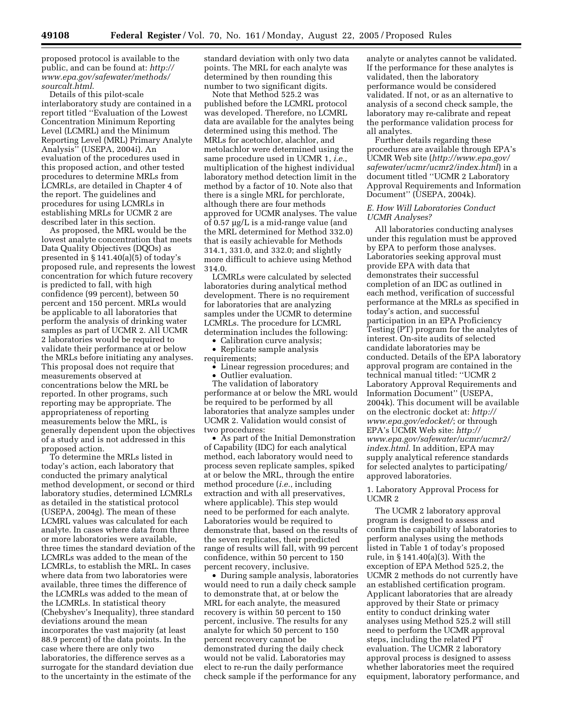proposed protocol is available to the public, and can be found at: *http://www.epa.gov/safewater/methods/sourcalt.html*.

Details of this pilot-scale interlaboratory study are contained in a report titled ''Evaluation of the Lowest Concentration Minimum Reporting Level (LCMRL) and the Minimum Reporting Level (MRL) Primary Analyte Analysis'' (USEPA, 2004i). An evaluation of the procedures used in this proposed action, and other tested procedures to determine MRLs from LCMRLs, are detailed in Chapter 4 of the report. The guidelines and procedures for using LCMRLs in establishing MRLs for UCMR 2 are described later in this section.

As proposed, the MRL would be the lowest analyte concentration that meets Data Quality Objectives (DQOs) as presented in § 141.40(a)(5) of today's proposed rule, and represents the lowest concentration for which future recovery is predicted to fall, with high confidence (99 percent), between 50 percent and 150 percent. MRLs would be applicable to all laboratories that perform the analysis of drinking water samples as part of UCMR 2. All UCMR 2 laboratories would be required to validate their performance at or below the MRLs before initiating any analyses. This proposal does not require that measurements observed at concentrations below the MRL be reported. In other programs, such reporting may be appropriate. The appropriateness of reporting measurements below the MRL, is generally dependent upon the objectives of a study and is not addressed in this proposed action.

To determine the MRLs listed in today's action, each laboratory that conducted the primary analytical method development, or second or third laboratory studies, determined LCMRLs as detailed in the statistical protocol (USEPA, 2004g). The mean of these LCMRL values was calculated for each analyte. In cases where data from three or more laboratories were available, three times the standard deviation of the LCMRLs was added to the mean of the LCMRLs, to establish the MRL. In cases where data from two laboratories were available, three times the difference of the LCMRLs was added to the mean of the LCMRLs. In statistical theory (Chebyshev's Inequality), three standard deviations around the mean incorporates the vast majority (at least 88.9 percent) of the data points. In the case where there are only two laboratories, the difference serves as a surrogate for the standard deviation due to the uncertainty in the estimate of the standard deviation with only two data points. The MRL for each analyte was determined by then rounding this number to two significant digits.

Note that Method 525.2 was published before the LCMRL protocol was developed. Therefore, no LCMRL data are available for the analytes being determined using this method. The MRLs for acetochlor, alachlor, and metolachlor were determined using the same procedure used in UCMR 1, *i.e.*, multiplication of the highest individual laboratory method detection limit in the method by a factor of 10. Note also that there is a single MRL for perchlorate, although there are four methods approved for UCMR analyses. The value of 0.57 µg/L is a mid-range value (and the MRL determined for Method 332.0) that is easily achievable for Methods 314.1, 331.0, and 332.0; and slightly more difficult to achieve using Method 314.0.

LCMRLs were calculated by selected laboratories during analytical method development. There is no requirement for laboratories that are analyzing samples under the UCMR to determine LCMRLs. The procedure for LCMRL determination includes the following:

- Calibration curve analysis;
- Replicate sample analysis requirements;
- Linear regression procedures; and
- Outlier evaluation.

The validation of laboratory performance at or below the MRL would be required to be performed by all laboratories that analyze samples under UCMR 2. Validation would consist of two procedures:

- As part of the Initial Demonstration of Capability (IDC) for each analytical method, each laboratory would need to process seven replicate samples, spiked at or below the MRL, through the entire method procedure (*i.e.*, including extraction and with all preservatives, where applicable). This step would need to be performed for each analyte. Laboratories would be required to demonstrate that, based on the results of the seven replicates, their predicted range of results will fall, with 99 percent confidence, within 50 percent to 150 percent recovery, inclusive.
- During sample analysis, laboratories would need to run a daily check sample to demonstrate that, at or below the MRL for each analyte, the measured recovery is within 50 percent to 150 percent, inclusive. The results for any analyte for which 50 percent to 150 percent recovery cannot be demonstrated during the daily check would not be valid. Laboratories may elect to re-run the daily performance check sample if the performance for any analyte or analytes cannot be validated. If the performance for these analytes is validated, then the laboratory performance would be considered validated. If not, or as an alternative to analysis of a second check sample, the laboratory may re-calibrate and repeat the performance validation process for all analytes.

Further details regarding these procedures are available through EPA's UCMR Web site (*http://www.epa.gov/safewater/ucmr/ucmr2/index.html*) in a document titled ''UCMR 2 Laboratory Approval Requirements and Information Document'' (USEPA, 2004k).

### *E. How Will Laboratories Conduct UCMR Analyses?*

All laboratories conducting analyses under this regulation must be approved by EPA to perform those analyses. Laboratories seeking approval must provide EPA with data that demonstrates their successful completion of an IDC as outlined in each method, verification of successful performance at the MRLs as specified in today's action, and successful participation in an EPA Proficiency Testing (PT) program for the analytes of interest. On-site audits of selected candidate laboratories may be conducted. Details of the EPA laboratory approval program are contained in the technical manual titled: ''UCMR 2 Laboratory Approval Requirements and Information Document'' (USEPA, 2004k). This document will be available on the electronic docket at: *http://www.epa.gov/edocket/*; or through EPA's UCMR Web site: *http://www.epa.gov/safewater/ucmr/ucmr2/index.html*. In addition, EPA may supply analytical reference standards for selected analytes to participating/approved laboratories.

#### 1. Laboratory Approval Process for UCMR 2

The UCMR 2 laboratory approval program is designed to assess and confirm the capability of laboratories to perform analyses using the methods listed in Table 1 of today's proposed rule, in § 141.40(a)(3). With the exception of EPA Method 525.2, the UCMR 2 methods do not currently have an established certification program. Applicant laboratories that are already approved by their State or primacy entity to conduct drinking water analyses using Method 525.2 will still need to perform the UCMR approval steps, including the related PT evaluation. The UCMR 2 laboratory approval process is designed to assess whether laboratories meet the required equipment, laboratory performance, and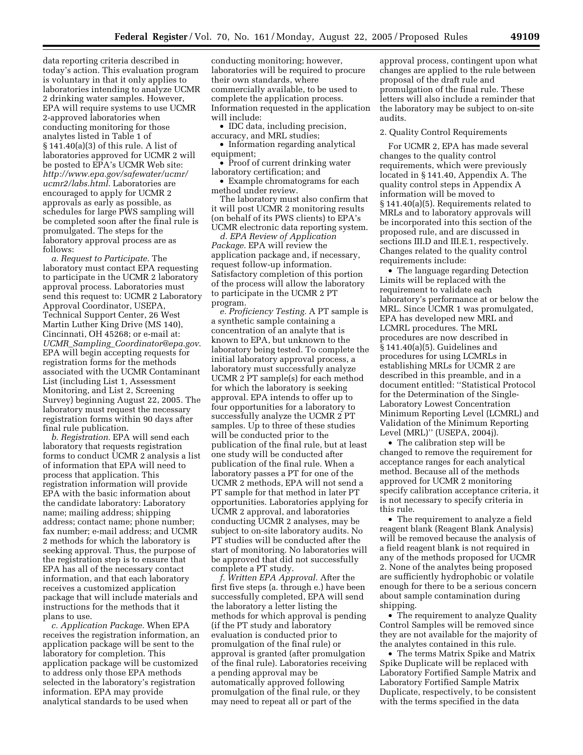data reporting criteria described in today's action. This evaluation program is voluntary in that it only applies to laboratories intending to analyze UCMR 2 drinking water samples. However, EPA will require systems to use UCMR 2-approved laboratories when conducting monitoring for those analytes listed in Table 1 of § 141.40(a)(3) of this rule. A list of laboratories approved for UCMR 2 will be posted to EPA's UCMR Web site: *http://www.epa.gov/safewater/ucmr/ucmr2/labs.html*. Laboratories are encouraged to apply for UCMR 2 approvals as early as possible, as schedules for large PWS sampling will be completed soon after the final rule is promulgated. The steps for the laboratory approval process are as follows:

*a. Request to Participate.* The laboratory must contact EPA requesting to participate in the UCMR 2 laboratory approval process. Laboratories must send this request to: UCMR 2 Laboratory Approval Coordinator, USEPA, Technical Support Center, 26 West Martin Luther King Drive (MS 140), Cincinnati, OH 45268; or e-mail at: *UCMR_Sampling_Coordinator@epa.gov*. EPA will begin accepting requests for registration forms for the methods associated with the UCMR Contaminant List (including List 1, Assessment Monitoring, and List 2, Screening Survey) beginning August 22, 2005. The laboratory must request the necessary registration forms within 90 days after final rule publication.

*b. Registration.* EPA will send each laboratory that requests registration forms to conduct UCMR 2 analysis a list of information that EPA will need to process that application. This registration information will provide EPA with the basic information about the candidate laboratory: Laboratory name; mailing address; shipping address; contact name; phone number; fax number; e-mail address; and UCMR 2 methods for which the laboratory is seeking approval. Thus, the purpose of the registration step is to ensure that EPA has all of the necessary contact information, and that each laboratory receives a customized application package that will include materials and instructions for the methods that it plans to use.

*c. Application Package.* When EPA receives the registration information, an application package will be sent to the laboratory for completion. This application package will be customized to address only those EPA methods selected in the laboratory's registration information. EPA may provide analytical standards to be used when conducting monitoring; however, laboratories will be required to procure their own standards, where commercially available, to be used to complete the application process. Information requested in the application will include:

- IDC data, including precision, accuracy, and MRL studies;
- Information regarding analytical equipment;
- Proof of current drinking water laboratory certification; and
- Example chromatograms for each method under review.

The laboratory must also confirm that it will post UCMR 2 monitoring results (on behalf of its PWS clients) to EPA's UCMR electronic data reporting system.

*d. EPA Review of Application Package.* EPA will review the application package and, if necessary, request follow-up information. Satisfactory completion of this portion of the process will allow the laboratory to participate in the UCMR 2 PT program.

*e. Proficiency Testing.* A PT sample is a synthetic sample containing a concentration of an analyte that is known to EPA, but unknown to the laboratory being tested. To complete the initial laboratory approval process, a laboratory must successfully analyze UCMR 2 PT sample(s) for each method for which the laboratory is seeking approval. EPA intends to offer up to four opportunities for a laboratory to successfully analyze the UCMR 2 PT samples. Up to three of these studies will be conducted prior to the publication of the final rule, but at least one study will be conducted after publication of the final rule. When a laboratory passes a PT for one of the UCMR 2 methods, EPA will not send a PT sample for that method in later PT opportunities. Laboratories applying for UCMR 2 approval, and laboratories conducting UCMR 2 analyses, may be subject to on-site laboratory audits. No PT studies will be conducted after the start of monitoring. No laboratories will be approved that did not successfully complete a PT study.

*f. Written EPA Approval.* After the first five steps (a. through e.) have been successfully completed, EPA will send the laboratory a letter listing the methods for which approval is pending (if the PT study and laboratory evaluation is conducted prior to promulgation of the final rule) or approval is granted (after promulgation of the final rule). Laboratories receiving a pending approval may be automatically approved following promulgation of the final rule, or they may need to repeat all or part of the approval process, contingent upon what changes are applied to the rule between proposal of the draft rule and promulgation of the final rule. These letters will also include a reminder that the laboratory may be subject to on-site audits.

2. Quality Control Requirements

For UCMR 2, EPA has made several changes to the quality control requirements, which were previously located in § 141.40, Appendix A. The quality control steps in Appendix A information will be moved to § 141.40(a)(5). Requirements related to MRLs and to laboratory approvals will be incorporated into this section of the proposed rule, and are discussed in sections III.D and III.E.1, respectively. Changes related to the quality control requirements include:

- The language regarding Detection Limits will be replaced with the requirement to validate each laboratory's performance at or below the MRL. Since UCMR 1 was promulgated, EPA has developed new MRL and LCMRL procedures. The MRL procedures are now described in § 141.40(a)(5). Guidelines and procedures for using LCMRLs in establishing MRLs for UCMR 2 are described in this preamble, and in a document entitled: "Statistical Protocol for the Determination of the Single-Laboratory Lowest Concentration Minimum Reporting Level (LCMRL) and Validation of the Minimum Reporting Level (MRL)" (USEPA, 2004j).
- The calibration step will be changed to remove the requirement for acceptance ranges for each analytical method. Because all of the methods approved for UCMR 2 monitoring specify calibration acceptance criteria, it is not necessary to specify criteria in this rule.
- The requirement to analyze a field reagent blank (Reagent Blank Analysis) will be removed because the analysis of a field reagent blank is not required in any of the methods proposed for UCMR 2. None of the analytes being proposed are sufficiently hydrophobic or volatile enough for there to be a serious concern about sample contamination during shipping.
- The requirement to analyze Quality Control Samples will be removed since they are not available for the majority of the analytes contained in this rule.
- The terms Matrix Spike and Matrix Spike Duplicate will be replaced with Laboratory Fortified Sample Matrix and Laboratory Fortified Sample Matrix Duplicate, respectively, to be consistent with the terms specified in the data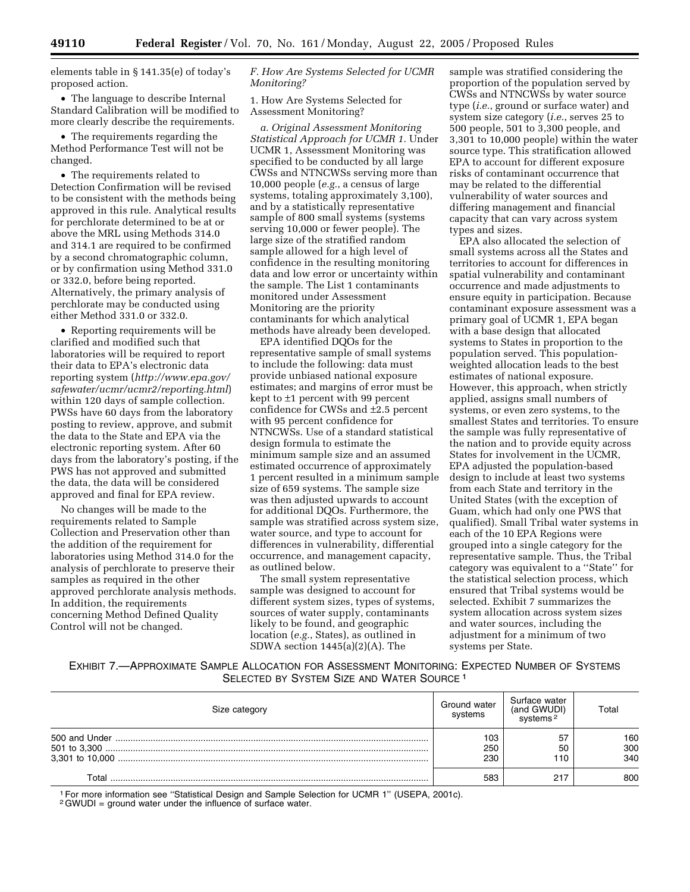elements table in § 141.35(e) of today's proposed action.

- The language to describe Internal Standard Calibration will be modified to more clearly describe the requirements.
- The requirements regarding the Method Performance Test will not be changed.
- The requirements related to Detection Confirmation will be revised to be consistent with the methods being approved in this rule. Analytical results for perchlorate determined to be at or above the MRL using Methods 314.0 and 314.1 are required to be confirmed by a second chromatographic column, or by confirmation using Method 331.0 or 332.0, before being reported. Alternatively, the primary analysis of perchlorate may be conducted using either Method 331.0 or 332.0.
- Reporting requirements will be clarified and modified such that laboratories will be required to report their data to EPA's electronic data reporting system (*http://www.epa.gov/safewater/ucmr/ucmr2/reporting.html*) within 120 days of sample collection. PWSs have 60 days from the laboratory posting to review, approve, and submit the data to the State and EPA via the electronic reporting system. After 60 days from the laboratory's posting, if the PWS has not approved and submitted the data, the data will be considered approved and final for EPA review.

No changes will be made to the requirements related to Sample Collection and Preservation other than the addition of the requirement for laboratories using Method 314.0 for the analysis of perchlorate to preserve their samples as required in the other approved perchlorate analysis methods. In addition, the requirements concerning Method Defined Quality Control will not be changed.

### *F. How Are Systems Selected for UCMR Monitoring?*

#### 1. How Are Systems Selected for Assessment Monitoring?

*a. Original Assessment Monitoring Statistical Approach for UCMR 1.* Under UCMR 1, Assessment Monitoring was specified to be conducted by all large CWSs and NTNCWSs serving more than 10,000 people (*e.g.*, a census of large systems, totaling approximately 3,100), and by a statistically representative sample of 800 small systems (systems serving 10,000 or fewer people). The large size of the stratified random sample allowed for a high level of confidence in the resulting monitoring data and low error or uncertainty within the sample. The List 1 contaminants monitored under Assessment Monitoring are the priority contaminants for which analytical methods have already been developed.

EPA identified DQOs for the representative sample of small systems to include the following: data must provide unbiased national exposure estimates; and margins of error must be kept to ±1 percent with 99 percent confidence for CWSs and ±2.5 percent with 95 percent confidence for NTNCWSs. Use of a standard statistical design formula to estimate the minimum sample size and an assumed estimated occurrence of approximately 1 percent resulted in a minimum sample size of 659 systems. The sample size was then adjusted upwards to account for additional DQOs. Furthermore, the sample was stratified across system size, water source, and type to account for differences in vulnerability, differential occurrence, and management capacity, as outlined below.

The small system representative sample was designed to account for different system sizes, types of systems, sources of water supply, contaminants likely to be found, and geographic location (*e.g.*, States), as outlined in SDWA section 1445(a)(2)(A). The sample was stratified considering the proportion of the population served by CWSs and NTNCWSs by water source type (*i.e.*, ground or surface water) and system size category (*i.e.*, serves 25 to 500 people, 501 to 3,300 people, and 3,301 to 10,000 people) within the water source type. This stratification allowed EPA to account for different exposure risks of contaminant occurrence that may be related to the differential vulnerability of water sources and differing management and financial capacity that can vary across system types and sizes.

EPA also allocated the selection of small systems across all the States and territories to account for differences in spatial vulnerability and contaminant occurrence and made adjustments to ensure equity in participation. Because contaminant exposure assessment was a primary goal of UCMR 1, EPA began with a base design that allocated systems to States in proportion to the population served. This population-weighted allocation leads to the best estimates of national exposure. However, this approach, when strictly applied, assigns small numbers of systems, or even zero systems, to the smallest States and territories. To ensure the sample was fully representative of the nation and to provide equity across States for involvement in the UCMR, EPA adjusted the population-based design to include at least two systems from each State and territory in the United States (with the exception of Guam, which had only one PWS that qualified). Small Tribal water systems in each of the 10 EPA Regions were grouped into a single category for the representative sample. Thus, the Tribal category was equivalent to a "State" for the statistical selection process, which ensured that Tribal systems would be selected. Exhibit 7 summarizes the system allocation across system sizes and water sources, including the adjustment for a minimum of two systems per State.

EXHIBIT 7.—APPROXIMATE SAMPLE ALLOCATION FOR ASSESSMENT MONITORING: EXPECTED NUMBER OF SYSTEMS SELECTED BY SYSTEM SIZE AND WATER SOURCE [1]

| Size category | Ground water systems | Surface water (and GWUDI) systems [2] | Total |
|---|---|---|---|
| 500 and Under | 103 | 57 | 160 |
| 501 to 3,300 | 250 | 50 | 300 |
| 3,301 to 10,000 | 230 | 110 | 340 |
| Total | 583 | 217 | 800 |

[1] For more information see "Statistical Design and Sample Selection for UCMR 1" (USEPA, 2001c).
[2] GWUDI = ground water under the influence of surface water.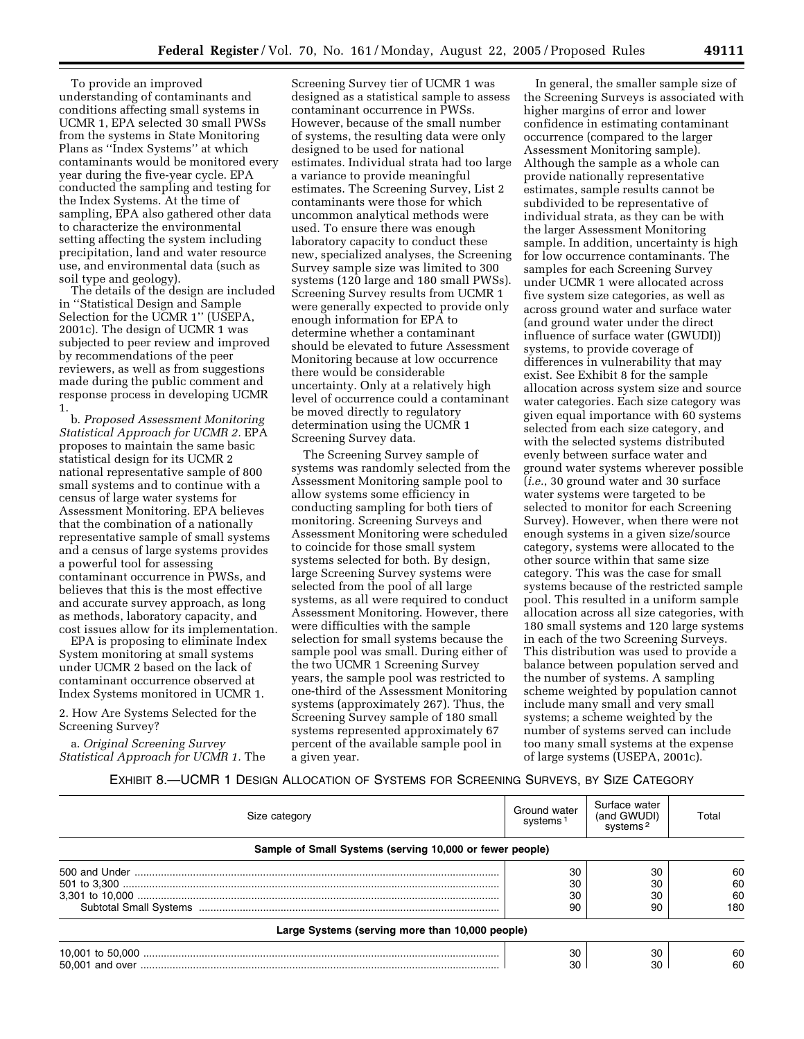To provide an improved understanding of contaminants and conditions affecting small systems in UCMR 1, EPA selected 30 small PWSs from the systems in State Monitoring Plans as ''Index Systems'' at which contaminants would be monitored every year during the five-year cycle. EPA conducted the sampling and testing for the Index Systems. At the time of sampling, EPA also gathered other data to characterize the environmental setting affecting the system including precipitation, land and water resource use, and environmental data (such as soil type and geology).

The details of the design are included in ''Statistical Design and Sample Selection for the UCMR 1'' (USEPA, 2001c). The design of UCMR 1 was subjected to peer review and improved by recommendations of the peer reviewers, as well as from suggestions made during the public comment and response process in developing UCMR 1.

b. *Proposed Assessment Monitoring Statistical Approach for UCMR 2.* EPA proposes to maintain the same basic statistical design for its UCMR 2 national representative sample of 800 small systems and to continue with a census of large water systems for Assessment Monitoring. EPA believes that the combination of a nationally representative sample of small systems and a census of large systems provides a powerful tool for assessing contaminant occurrence in PWSs, and believes that this is the most effective and accurate survey approach, as long as methods, laboratory capacity, and cost issues allow for its implementation.

EPA is proposing to eliminate Index System monitoring at small systems under UCMR 2 based on the lack of contaminant occurrence observed at Index Systems monitored in UCMR 1.

2. How Are Systems Selected for the Screening Survey?

a. *Original Screening Survey Statistical Approach for UCMR 1.* The Screening Survey tier of UCMR 1 was designed as a statistical sample to assess contaminant occurrence in PWSs. However, because of the small number of systems, the resulting data were only designed to be used for national estimates. Individual strata had too large a variance to provide meaningful estimates. The Screening Survey, List 2 contaminants were those for which uncommon analytical methods were used. To ensure there was enough laboratory capacity to conduct these new, specialized analyses, the Screening Survey sample size was limited to 300 systems (120 large and 180 small PWSs). Screening Survey results from UCMR 1 were generally expected to provide only enough information for EPA to determine whether a contaminant should be elevated to future Assessment Monitoring because at low occurrence there would be considerable uncertainty. Only at a relatively high level of occurrence could a contaminant be moved directly to regulatory determination using the UCMR 1 Screening Survey data.

The Screening Survey sample of systems was randomly selected from the Assessment Monitoring sample pool to allow systems some efficiency in conducting sampling for both tiers of monitoring. Screening Surveys and Assessment Monitoring were scheduled to coincide for those small system systems selected for both. By design, large Screening Survey systems were selected from the pool of all large systems, as all were required to conduct Assessment Monitoring. However, there were difficulties with the sample selection for small systems because the sample pool was small. During either of the two UCMR 1 Screening Survey years, the sample pool was restricted to one-third of the Assessment Monitoring systems (approximately 267). Thus, the Screening Survey sample of 180 small systems represented approximately 67 percent of the available sample pool in a given year.

In general, the smaller sample size of the Screening Surveys is associated with higher margins of error and lower confidence in estimating contaminant occurrence (compared to the larger Assessment Monitoring sample). Although the sample as a whole can provide nationally representative estimates, sample results cannot be subdivided to be representative of individual strata, as they can be with the larger Assessment Monitoring sample. In addition, uncertainty is high for low occurrence contaminants. The samples for each Screening Survey under UCMR 1 were allocated across five system size categories, as well as across ground water and surface water (and ground water under the direct influence of surface water (GWUDI)) systems, to provide coverage of differences in vulnerability that may exist. See Exhibit 8 for the sample allocation across system size and source water categories. Each size category was given equal importance with 60 systems selected from each size category, and with the selected systems distributed evenly between surface water and ground water systems wherever possible (*i.e.*, 30 ground water and 30 surface water systems were targeted to be selected to monitor for each Screening Survey). However, when there were not enough systems in a given size/source category, systems were allocated to the other source within that same size category. This was the case for small systems because of the restricted sample pool. This resulted in a uniform sample allocation across all size categories, with 180 small systems and 120 large systems in each of the two Screening Surveys. This distribution was used to provide a balance between population served and the number of systems. A sampling scheme weighted by population cannot include many small and very small systems; a scheme weighted by the number of systems served can include too many small systems at the expense of large systems (USEPA, 2001c).

EXHIBIT 8.—UCMR 1 DESIGN ALLOCATION OF SYSTEMS FOR SCREENING SURVEYS, BY SIZE CATEGORY

| Size category | Ground water systems [1] | Surface water (and GWUDI) systems [2] | Total |
|---|---|---|---|
| **Sample of Small Systems (serving 10,000 or fewer people)** | | | |
| 500 and Under | 30 | 30 | 60 |
| 501 to 3,300 | 30 | 30 | 60 |
| 3,301 to 10,000 | 30 | 30 | 60 |
| Subtotal Small Systems | 90 | 90 | 180 |
| **Large Systems (serving more than 10,000 people)** | | | |
| 10,001 to 50,000 | 30 | 30 | 60 |
| 50,001 and over | 30 | 30 | 60 |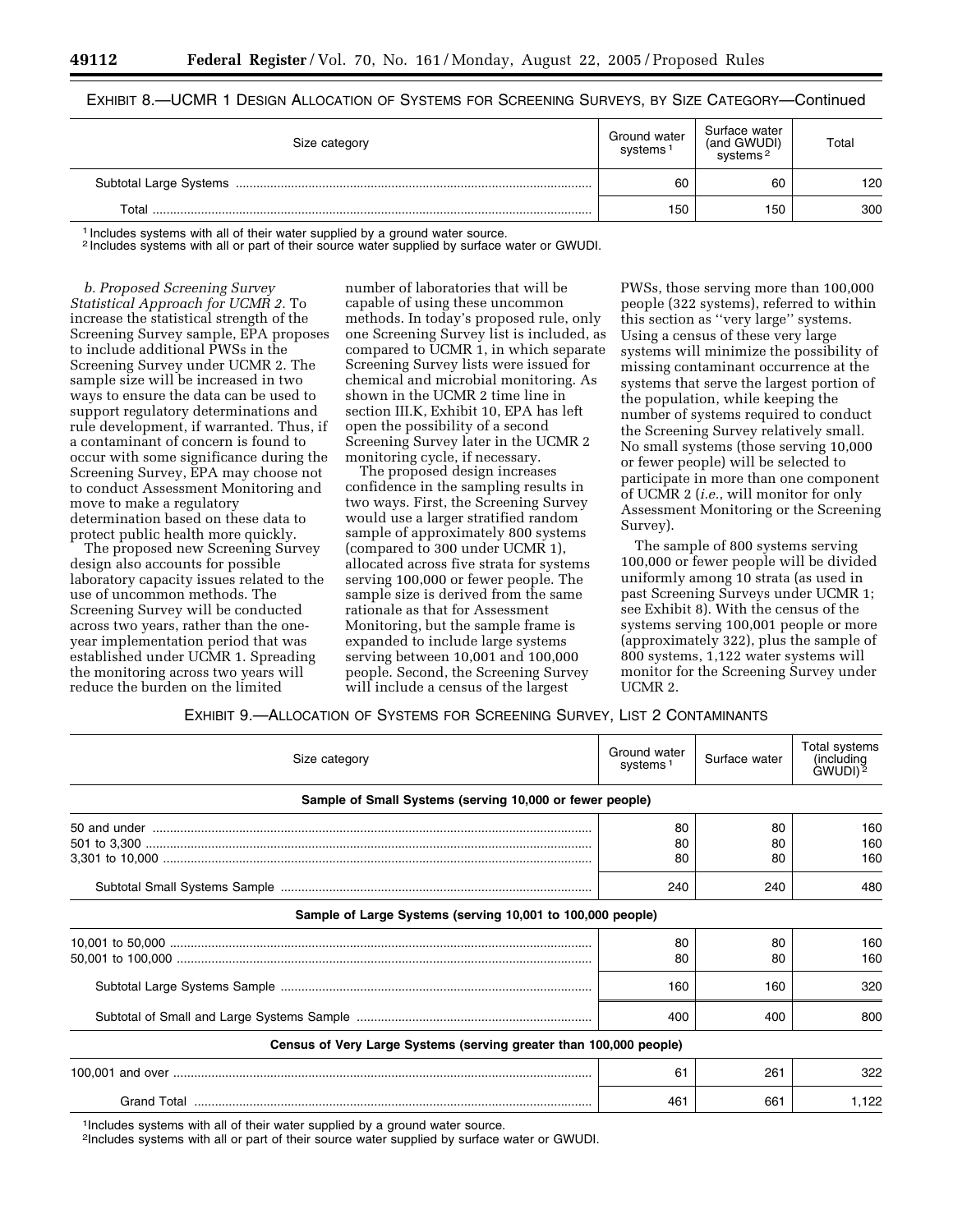EXHIBIT 8.—UCMR 1 DESIGN ALLOCATION OF SYSTEMS FOR SCREENING SURVEYS, BY SIZE CATEGORY—Continued

| Size category | Ground water systems [1] | Surface water (and GWUDI) systems [2] | Total |
|---|---|---|---|
| Subtotal Large Systems | 60 | 60 | 120 |
| Total | 150 | 150 | 300 |

[1] Includes systems with all of their water supplied by a ground water source.
[2] Includes systems with all or part of their source water supplied by surface water or GWUDI.

*b. Proposed Screening Survey Statistical Approach for UCMR 2.* To increase the statistical strength of the Screening Survey sample, EPA proposes to include additional PWSs in the Screening Survey under UCMR 2. The sample size will be increased in two ways to ensure the data can be used to support regulatory determinations and rule development, if warranted. Thus, if a contaminant of concern is found to occur with some significance during the Screening Survey, EPA may choose not to conduct Assessment Monitoring and move to make a regulatory determination based on these data to protect public health more quickly.

The proposed new Screening Survey design also accounts for possible laboratory capacity issues related to the use of uncommon methods. The Screening Survey will be conducted across two years, rather than the one-year implementation period that was established under UCMR 1. Spreading the monitoring across two years will reduce the burden on the limited number of laboratories that will be capable of using these uncommon methods. In today's proposed rule, only one Screening Survey list is included, as compared to UCMR 1, in which separate Screening Survey lists were issued for chemical and microbial monitoring. As shown in the UCMR 2 time line in section III.K, Exhibit 10, EPA has left open the possibility of a second Screening Survey later in the UCMR 2 monitoring cycle, if necessary.

The proposed design increases confidence in the sampling results in two ways. First, the Screening Survey would use a larger stratified random sample of approximately 800 systems (compared to 300 under UCMR 1), allocated across five strata for systems serving 100,000 or fewer people. The sample size is derived from the same rationale as that for Assessment Monitoring, but the sample frame is expanded to include large systems serving between 10,001 and 100,000 people. Second, the Screening Survey will include a census of the largest PWSs, those serving more than 100,000 people (322 systems), referred to within this section as ''very large'' systems. Using a census of these very large systems will minimize the possibility of missing contaminant occurrence at the systems that serve the largest portion of the population, while keeping the number of systems required to conduct the Screening Survey relatively small. No small systems (those serving 10,000 or fewer people) will be selected to participate in more than one component of UCMR 2 (*i.e.*, will monitor for only Assessment Monitoring or the Screening Survey).

The sample of 800 systems serving 100,000 or fewer people will be divided uniformly among 10 strata (as used in past Screening Surveys under UCMR 1; see Exhibit 8). With the census of the systems serving 100,001 people or more (approximately 322), plus the sample of 800 systems, 1,122 water systems will monitor for the Screening Survey under UCMR 2.

EXHIBIT 9.—ALLOCATION OF SYSTEMS FOR SCREENING SURVEY, LIST 2 CONTAMINANTS

| Size category | Ground water systems [1] | Surface water | Total systems (including GWUDI) [2] |
|---|---|---|---|
| **Sample of Small Systems (serving 10,000 or fewer people)** | | | |
| 50 and under | 80 | 80 | 160 |
| 501 to 3,300 | 80 | 80 | 160 |
| 3,301 to 10,000 | 80 | 80 | 160 |
| Subtotal Small Systems Sample | 240 | 240 | 480 |
| **Sample of Large Systems (serving 10,001 to 100,000 people)** | | | |
| 10,001 to 50,000 | 80 | 80 | 160 |
| 50,001 to 100,000 | 80 | 80 | 160 |
| Subtotal Large Systems Sample | 160 | 160 | 320 |
| Subtotal of Small and Large Systems Sample | 400 | 400 | 800 |
| **Census of Very Large Systems (serving greater than 100,000 people)** | | | |
| 100,001 and over | 61 | 261 | 322 |
| Grand Total | 461 | 661 | 1,122 |

[1] Includes systems with all of their water supplied by a ground water source.
[2] Includes systems with all or part of their source water supplied by surface water or GWUDI.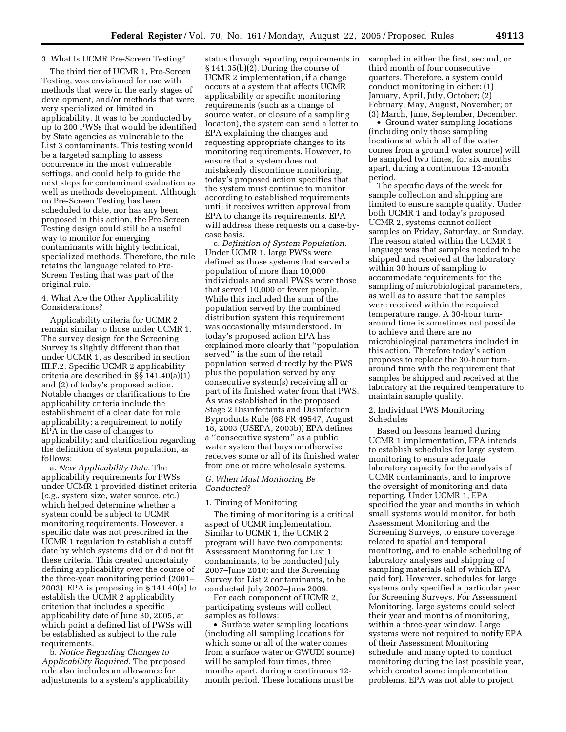3. What Is UCMR Pre-Screen Testing?

The third tier of UCMR 1, Pre-Screen Testing, was envisioned for use with methods that were in the early stages of development, and/or methods that were very specialized or limited in applicability. It was to be conducted by up to 200 PWSs that would be identified by State agencies as vulnerable to the List 3 contaminants. This testing would be a targeted sampling to assess occurrence in the most vulnerable settings, and could help to guide the next steps for contaminant evaluation as well as methods development. Although no Pre-Screen Testing has been scheduled to date, nor has any been proposed in this action, the Pre-Screen Testing design could still be a useful way to monitor for emerging contaminants with highly technical, specialized methods. Therefore, the rule retains the language related to Pre-Screen Testing that was part of the original rule.

4. What Are the Other Applicability Considerations?

Applicability criteria for UCMR 2 remain similar to those under UCMR 1. The survey design for the Screening Survey is slightly different than that under UCMR 1, as described in section III.F.2. Specific UCMR 2 applicability criteria are described in §§ 141.40(a)(1) and (2) of today's proposed action. Notable changes or clarifications to the applicability criteria include the establishment of a clear date for rule applicability; a requirement to notify EPA in the case of changes to applicability; and clarification regarding the definition of system population, as follows:

a. *New Applicability Date.* The applicability requirements for PWSs under UCMR 1 provided distinct criteria (*e.g.*, system size, water source, etc.) which helped determine whether a system could be subject to UCMR monitoring requirements. However, a specific date was not prescribed in the UCMR 1 regulation to establish a cutoff date by which systems did or did not fit these criteria. This created uncertainty defining applicability over the course of the three-year monitoring period (2001–2003). EPA is proposing in § 141.40(a) to establish the UCMR 2 applicability criterion that includes a specific applicability date of June 30, 2005, at which point a defined list of PWSs will be established as subject to the rule requirements.

b. *Notice Regarding Changes to Applicability Required.* The proposed rule also includes an allowance for adjustments to a system's applicability status through reporting requirements in § 141.35(b)(2). During the course of UCMR 2 implementation, if a change occurs at a system that affects UCMR applicability or specific monitoring requirements (such as a change of source water, or closure of a sampling location), the system can send a letter to EPA explaining the changes and requesting appropriate changes to its monitoring requirements. However, to ensure that a system does not mistakenly discontinue monitoring, today's proposed action specifies that the system must continue to monitor according to established requirements until it receives written approval from EPA to change its requirements. EPA will address these requests on a case-by-case basis.

c. *Definition of System Population.* Under UCMR 1, large PWSs were defined as those systems that served a population of more than 10,000 individuals and small PWSs were those that served 10,000 or fewer people. While this included the sum of the population served by the combined distribution system this requirement was occasionally misunderstood. In today's proposed action EPA has explained more clearly that "population served" is the sum of the retail population served directly by the PWS plus the population served by any consecutive system(s) receiving all or part of its finished water from that PWS. As was established in the proposed Stage 2 Disinfectants and Disinfection Byproducts Rule (68 FR 49547, August 18, 2003 (USEPA, 2003b)) EPA defines a "consecutive system" as a public water system that buys or otherwise receives some or all of its finished water from one or more wholesale systems.

## G. When Must Monitoring Be Conducted?

1. Timing of Monitoring

The timing of monitoring is a critical aspect of UCMR implementation. Similar to UCMR 1, the UCMR 2 program will have two components: Assessment Monitoring for List 1 contaminants, to be conducted July 2007–June 2010; and the Screening Survey for List 2 contaminants, to be conducted July 2007–June 2009.

For each component of UCMR 2, participating systems will collect samples as follows:

- Surface water sampling locations (including all sampling locations for which some or all of the water comes from a surface water or GWUDI source) will be sampled four times, three months apart, during a continuous 12-month period. These locations must be sampled in either the first, second, or third month of four consecutive quarters. Therefore, a system could conduct monitoring in either: (1) January, April, July, October; (2) February, May, August, November; or (3) March, June, September, December.
- Ground water sampling locations (including only those sampling locations at which all of the water comes from a ground water source) will be sampled two times, for six months apart, during a continuous 12-month period.

The specific days of the week for sample collection and shipping are limited to ensure sample quality. Under both UCMR 1 and today's proposed UCMR 2, systems cannot collect samples on Friday, Saturday, or Sunday. The reason stated within the UCMR 1 language was that samples needed to be shipped and received at the laboratory within 30 hours of sampling to accommodate requirements for the sampling of microbiological parameters, as well as to assure that the samples were received within the required temperature range. A 30-hour turn-around time is sometimes not possible to achieve and there are no microbiological parameters included in this action. Therefore today's action proposes to replace the 30-hour turn-around time with the requirement that samples be shipped and received at the laboratory at the required temperature to maintain sample quality.

2. Individual PWS Monitoring Schedules

Based on lessons learned during UCMR 1 implementation, EPA intends to establish schedules for large system monitoring to ensure adequate laboratory capacity for the analysis of UCMR contaminants, and to improve the oversight of monitoring and data reporting. Under UCMR 1, EPA specified the year and months in which small systems would monitor, for both Assessment Monitoring and the Screening Surveys, to ensure coverage related to spatial and temporal monitoring, and to enable scheduling of laboratory analyses and shipping of sampling materials (all of which EPA paid for). However, schedules for large systems only specified a particular year for Screening Surveys. For Assessment Monitoring, large systems could select their year and months of monitoring, within a three-year window. Large systems were not required to notify EPA of their Assessment Monitoring schedule, and many opted to conduct monitoring during the last possible year, which created some implementation problems. EPA was not able to project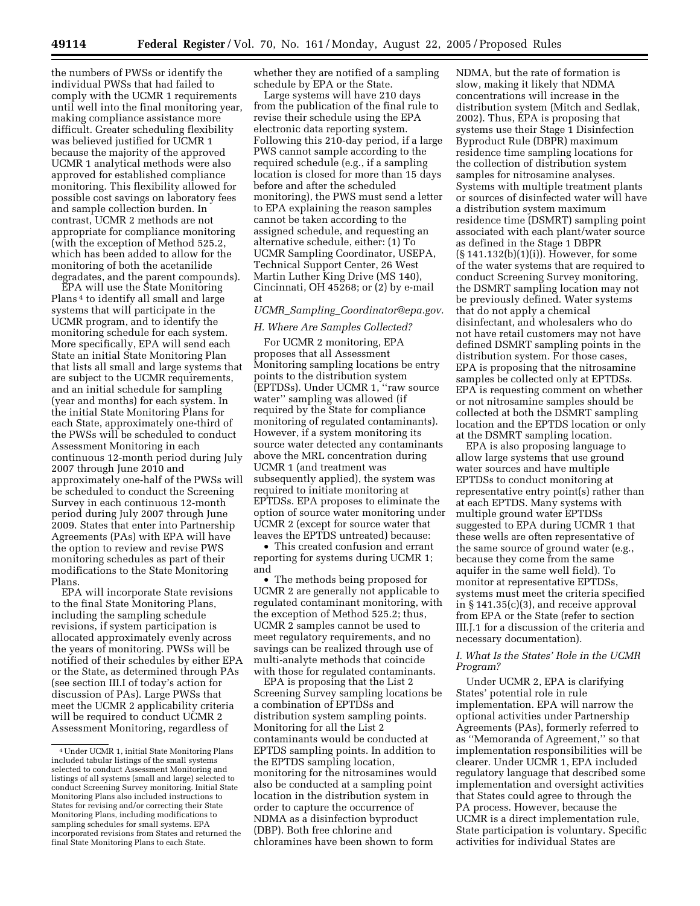the numbers of PWSs or identify the individual PWSs that had failed to comply with the UCMR 1 requirements until well into the final monitoring year, making compliance assistance more difficult. Greater scheduling flexibility was believed justified for UCMR 1 because the majority of the approved UCMR 1 analytical methods were also approved for established compliance monitoring. This flexibility allowed for possible cost savings on laboratory fees and sample collection burden. In contrast, UCMR 2 methods are not appropriate for compliance monitoring (with the exception of Method 525.2, which has been added to allow for the monitoring of both the acetanilide degradates, and the parent compounds).

EPA will use the State Monitoring Plans[4] to identify all small and large systems that will participate in the UCMR program, and to identify the monitoring schedule for each system. More specifically, EPA will send each State an initial State Monitoring Plan that lists all small and large systems that are subject to the UCMR requirements, and an initial schedule for sampling (year and months) for each system. In the initial State Monitoring Plans for each State, approximately one-third of the PWSs will be scheduled to conduct Assessment Monitoring in each continuous 12-month period during July 2007 through June 2010 and approximately one-half of the PWSs will be scheduled to conduct the Screening Survey in each continuous 12-month period during July 2007 through June 2009. States that enter into Partnership Agreements (PAs) with EPA will have the option to review and revise PWS monitoring schedules as part of their modifications to the State Monitoring Plans.

EPA will incorporate State revisions to the final State Monitoring Plans, including the sampling schedule revisions, if system participation is allocated approximately evenly across the years of monitoring. PWSs will be notified of their schedules by either EPA or the State, as determined through PAs (see section III.I of today's action for discussion of PAs). Large PWSs that meet the UCMR 2 applicability criteria will be required to conduct UCMR 2 Assessment Monitoring, regardless of whether they are notified of a sampling schedule by EPA or the State.

Large systems will have 210 days from the publication of the final rule to revise their schedule using the EPA electronic data reporting system. Following this 210-day period, if a large PWS cannot sample according to the required schedule (e.g., if a sampling location is closed for more than 15 days before and after the scheduled monitoring), the PWS must send a letter to EPA explaining the reason samples cannot be taken according to the assigned schedule, and requesting an alternative schedule, either: (1) To UCMR Sampling Coordinator, USEPA, Technical Support Center, 26 West Martin Luther King Drive (MS 140), Cincinnati, OH 45268; or (2) by e-mail at *UCMR_Sampling_Coordinator@epa.gov.*

### *H. Where Are Samples Collected?*

For UCMR 2 monitoring, EPA proposes that all Assessment Monitoring sampling locations be entry points to the distribution system (EPTDSs). Under UCMR 1, ''raw source water'' sampling was allowed (if required by the State for compliance monitoring of regulated contaminants). However, if a system monitoring its source water detected any contaminants above the MRL concentration during UCMR 1 (and treatment was subsequently applied), the system was required to initiate monitoring at EPTDSs. EPA proposes to eliminate the option of source water monitoring under UCMR 2 (except for source water that leaves the EPTDS untreated) because:

- This created confusion and errant reporting for systems during UCMR 1; and
- The methods being proposed for UCMR 2 are generally not applicable to regulated contaminant monitoring, with the exception of Method 525.2; thus, UCMR 2 samples cannot be used to meet regulatory requirements, and no savings can be realized through use of multi-analyte methods that coincide with those for regulated contaminants.

EPA is proposing that the List 2 Screening Survey sampling locations be a combination of EPTDSs and distribution system sampling points. Monitoring for all the List 2 contaminants would be conducted at EPTDS sampling points. In addition to the EPTDS sampling location, monitoring for the nitrosamines would also be conducted at a sampling point location in the distribution system in order to capture the occurrence of NDMA as a disinfection byproduct (DBP). Both free chlorine and chloramines have been shown to form NDMA, but the rate of formation is slow, making it likely that NDMA concentrations will increase in the distribution system (Mitch and Sedlak, 2002). Thus, EPA is proposing that systems use their Stage 1 Disinfection Byproduct Rule (DBPR) maximum residence time sampling locations for the collection of distribution system samples for nitrosamine analyses. Systems with multiple treatment plants or sources of disinfected water will have a distribution system maximum residence time (DSMRT) sampling point associated with each plant/water source as defined in the Stage 1 DBPR (§ 141.132(b)(1)(i)). However, for some of the water systems that are required to conduct Screening Survey monitoring, the DSMRT sampling location may not be previously defined. Water systems that do not apply a chemical disinfectant, and wholesalers who do not have retail customers may not have defined DSMRT sampling points in the distribution system. For those cases, EPA is proposing that the nitrosamine samples be collected only at EPTDSs. EPA is requesting comment on whether or not nitrosamine samples should be collected at both the DSMRT sampling location and the EPTDS location or only at the DSMRT sampling location.

EPA is also proposing language to allow large systems that use ground water sources and have multiple EPTDSs to conduct monitoring at representative entry point(s) rather than at each EPTDS. Many systems with multiple ground water EPTDSs suggested to EPA during UCMR 1 that these wells are often representative of the same source of ground water (e.g., because they come from the same aquifer in the same well field). To monitor at representative EPTDSs, systems must meet the criteria specified in § 141.35(c)(3), and receive approval from EPA or the State (refer to section III.J.1 for a discussion of the criteria and necessary documentation).

### *I. What Is the States' Role in the UCMR Program?*

Under UCMR 2, EPA is clarifying States' potential role in rule implementation. EPA will narrow the optional activities under Partnership Agreements (PAs), formerly referred to as ''Memoranda of Agreement,'' so that implementation responsibilities will be clearer. Under UCMR 1, EPA included regulatory language that described some implementation and oversight activities that States could agree to through the PA process. However, because the UCMR is a direct implementation rule, State participation is voluntary. Specific activities for individual States are

[4] Under UCMR 1, initial State Monitoring Plans included tabular listings of the small systems selected to conduct Assessment Monitoring and listings of all systems (small and large) selected to conduct Screening Survey monitoring. Initial State Monitoring Plans also included instructions to States for revising and/or correcting their State Monitoring Plans, including modifications to sampling schedules for small systems. EPA incorporated revisions from States and returned the final State Monitoring Plans to each State.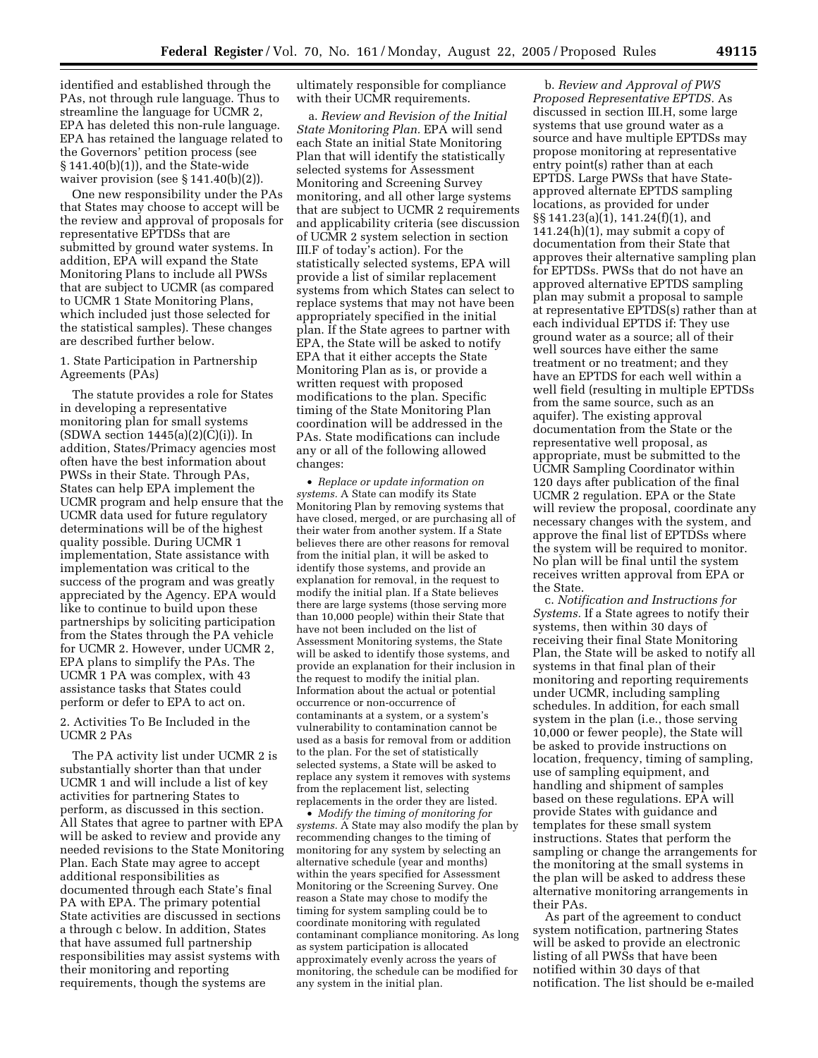identified and established through the PAs, not through rule language. Thus to streamline the language for UCMR 2, EPA has deleted this non-rule language. EPA has retained the language related to the Governors' petition process (see § 141.40(b)(1)), and the State-wide waiver provision (see § 141.40(b)(2)).

One new responsibility under the PAs that States may choose to accept will be the review and approval of proposals for representative EPTDSs that are submitted by ground water systems. In addition, EPA will expand the State Monitoring Plans to include all PWSs that are subject to UCMR (as compared to UCMR 1 State Monitoring Plans, which included just those selected for the statistical samples). These changes are described further below.

1. State Participation in Partnership Agreements (PAs)

The statute provides a role for States in developing a representative monitoring plan for small systems (SDWA section 1445(a)(2)(C)(i)). In addition, States/Primacy agencies most often have the best information about PWSs in their State. Through PAs, States can help EPA implement the UCMR program and help ensure that the UCMR data used for future regulatory determinations will be of the highest quality possible. During UCMR 1 implementation, State assistance with implementation was critical to the success of the program and was greatly appreciated by the Agency. EPA would like to continue to build upon these partnerships by soliciting participation from the States through the PA vehicle for UCMR 2. However, under UCMR 2, EPA plans to simplify the PAs. The UCMR 1 PA was complex, with 43 assistance tasks that States could perform or defer to EPA to act on.

2. Activities To Be Included in the UCMR 2 PAs

The PA activity list under UCMR 2 is substantially shorter than that under UCMR 1 and will include a list of key activities for partnering States to perform, as discussed in this section. All States that agree to partner with EPA will be asked to review and provide any needed revisions to the State Monitoring Plan. Each State may agree to accept additional responsibilities as documented through each State's final PA with EPA. The primary potential State activities are discussed in sections a through c below. In addition, States that have assumed full partnership responsibilities may assist systems with their monitoring and reporting requirements, though the systems are ultimately responsible for compliance with their UCMR requirements.

a. *Review and Revision of the Initial State Monitoring Plan.* EPA will send each State an initial State Monitoring Plan that will identify the statistically selected systems for Assessment Monitoring and Screening Survey monitoring, and all other large systems that are subject to UCMR 2 requirements and applicability criteria (see discussion of UCMR 2 system selection in section III.F of today's action). For the statistically selected systems, EPA will provide a list of similar replacement systems from which States can select to replace systems that may not have been appropriately specified in the initial plan. If the State agrees to partner with EPA, the State will be asked to notify EPA that it either accepts the State Monitoring Plan as is, or provide a written request with proposed modifications to the plan. Specific timing of the State Monitoring Plan coordination will be addressed in the PAs. State modifications can include any or all of the following allowed changes:

- *Replace or update information on systems.* A State can modify its State Monitoring Plan by removing systems that have closed, merged, or are purchasing all of their water from another system. If a State believes there are other reasons for removal from the initial plan, it will be asked to identify those systems, and provide an explanation for removal, in the request to modify the initial plan. If a State believes there are large systems (those serving more than 10,000 people) within their State that have not been included on the list of Assessment Monitoring systems, the State will be asked to identify those systems, and provide an explanation for their inclusion in the request to modify the initial plan. Information about the actual or potential occurrence or non-occurrence of contaminants at a system, or a system's vulnerability to contamination cannot be used as a basis for removal from or addition to the plan. For the set of statistically selected systems, a State will be asked to replace any system it removes with systems from the replacement list, selecting replacements in the order they are listed.
- *Modify the timing of monitoring for systems.* A State may also modify the plan by recommending changes to the timing of monitoring for any system by selecting an alternative schedule (year and months) within the years specified for Assessment Monitoring or the Screening Survey. One reason a State may chose to modify the timing for system sampling could be to coordinate monitoring with regulated contaminant compliance monitoring. As long as system participation is allocated approximately evenly across the years of monitoring, the schedule can be modified for any system in the initial plan.

b. *Review and Approval of PWS Proposed Representative EPTDS.* As discussed in section III.H, some large systems that use ground water as a source and have multiple EPTDSs may propose monitoring at representative entry point(s) rather than at each EPTDS. Large PWSs that have State-approved alternate EPTDS sampling locations, as provided for under §§ 141.23(a)(1), 141.24(f)(1), and 141.24(h)(1), may submit a copy of documentation from their State that approves their alternative sampling plan for EPTDSs. PWSs that do not have an approved alternative EPTDS sampling plan may submit a proposal to sample at representative EPTDS(s) rather than at each individual EPTDS if: They use ground water as a source; all of their well sources have either the same treatment or no treatment; and they have an EPTDS for each well within a well field (resulting in multiple EPTDSs from the same source, such as an aquifer). The existing approval documentation from the State or the representative well proposal, as appropriate, must be submitted to the UCMR Sampling Coordinator within 120 days after publication of the final UCMR 2 regulation. EPA or the State will review the proposal, coordinate any necessary changes with the system, and approve the final list of EPTDSs where the system will be required to monitor. No plan will be final until the system receives written approval from EPA or the State.

c. *Notification and Instructions for Systems.* If a State agrees to notify their systems, then within 30 days of receiving their final State Monitoring Plan, the State will be asked to notify all systems in that final plan of their monitoring and reporting requirements under UCMR, including sampling schedules. In addition, for each small system in the plan (i.e., those serving 10,000 or fewer people), the State will be asked to provide instructions on location, frequency, timing of sampling, use of sampling equipment, and handling and shipment of samples based on these regulations. EPA will provide States with guidance and templates for these small system instructions. States that perform the sampling or change the arrangements for the monitoring at the small systems in the plan will be asked to address these alternative monitoring arrangements in their PAs.

As part of the agreement to conduct system notification, partnering States will be asked to provide an electronic listing of all PWSs that have been notified within 30 days of that notification. The list should be e-mailed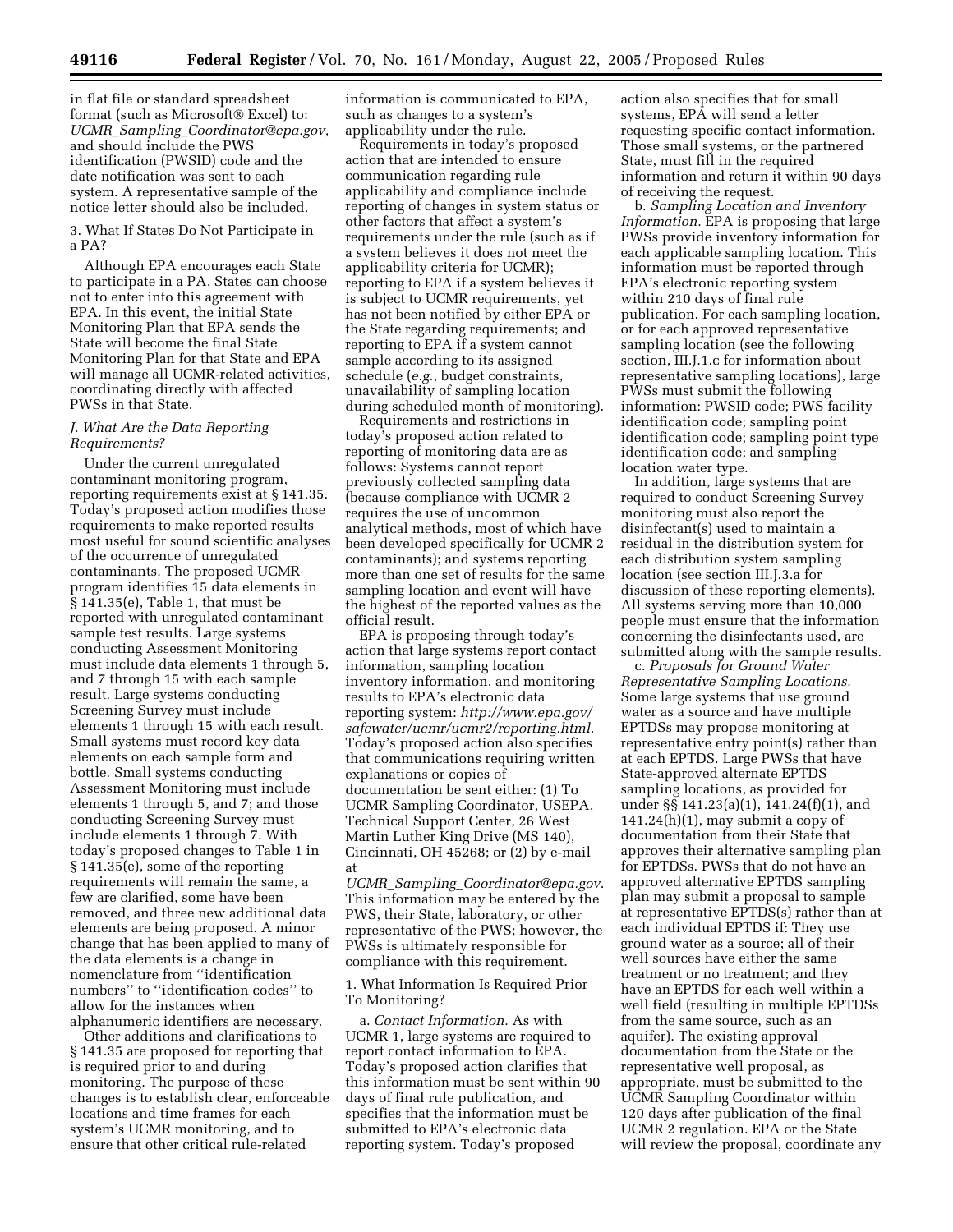in flat file or standard spreadsheet format (such as Microsoft® Excel) to: *UCMR_Sampling_Coordinator@epa.gov,* and should include the PWS identification (PWSID) code and the date notification was sent to each system. A representative sample of the notice letter should also be included.

3. What If States Do Not Participate in a PA?

Although EPA encourages each State to participate in a PA, States can choose not to enter into this agreement with EPA. In this event, the initial State Monitoring Plan that EPA sends the State will become the final State Monitoring Plan for that State and EPA will manage all UCMR-related activities, coordinating directly with affected PWSs in that State.

### *J. What Are the Data Reporting Requirements?*

Under the current unregulated contaminant monitoring program, reporting requirements exist at § 141.35. Today's proposed action modifies those requirements to make reported results most useful for sound scientific analyses of the occurrence of unregulated contaminants. The proposed UCMR program identifies 15 data elements in § 141.35(e), Table 1, that must be reported with unregulated contaminant sample test results. Large systems conducting Assessment Monitoring must include data elements 1 through 5, and 7 through 15 with each sample result. Large systems conducting Screening Survey must include elements 1 through 15 with each result. Small systems must record key data elements on each sample form and bottle. Small systems conducting Assessment Monitoring must include elements 1 through 5, and 7; and those conducting Screening Survey must include elements 1 through 7. With today's proposed changes to Table 1 in § 141.35(e), some of the reporting requirements will remain the same, a few are clarified, some have been removed, and three new additional data elements are being proposed. A minor change that has been applied to many of the data elements is a change in nomenclature from ''identification numbers'' to ''identification codes'' to allow for the instances when alphanumeric identifiers are necessary.

Other additions and clarifications to § 141.35 are proposed for reporting that is required prior to and during monitoring. The purpose of these changes is to establish clear, enforceable locations and time frames for each system's UCMR monitoring, and to ensure that other critical rule-related information is communicated to EPA, such as changes to a system's applicability under the rule.

Requirements in today's proposed action that are intended to ensure communication regarding rule applicability and compliance include reporting of changes in system status or other factors that affect a system's requirements under the rule (such as if a system believes it does not meet the applicability criteria for UCMR); reporting to EPA if a system believes it is subject to UCMR requirements, yet has not been notified by either EPA or the State regarding requirements; and reporting to EPA if a system cannot sample according to its assigned schedule (*e.g.*, budget constraints, unavailability of sampling location during scheduled month of monitoring).

Requirements and restrictions in today's proposed action related to reporting of monitoring data are as follows: Systems cannot report previously collected sampling data (because compliance with UCMR 2 requires the use of uncommon analytical methods, most of which have been developed specifically for UCMR 2 contaminants); and systems reporting more than one set of results for the same sampling location and event will have the highest of the reported values as the official result.

EPA is proposing through today's action that large systems report contact information, sampling location inventory information, and monitoring results to EPA's electronic data reporting system: *http://www.epa.gov/safewater/ucmr/ucmr2/reporting.html*. Today's proposed action also specifies that communications requiring written explanations or copies of documentation be sent either: (1) To UCMR Sampling Coordinator, USEPA, Technical Support Center, 26 West Martin Luther King Drive (MS 140), Cincinnati, OH 45268; or (2) by e-mail at *UCMR_Sampling_Coordinator@epa.gov*. This information may be entered by the PWS, their State, laboratory, or other representative of the PWS; however, the PWSs is ultimately responsible for compliance with this requirement.

1. What Information Is Required Prior To Monitoring?

a. *Contact Information.* As with UCMR 1, large systems are required to report contact information to EPA. Today's proposed action clarifies that this information must be sent within 90 days of final rule publication, and specifies that the information must be submitted to EPA's electronic data reporting system. Today's proposed action also specifies that for small systems, EPA will send a letter requesting specific contact information. Those small systems, or the partnered State, must fill in the required information and return it within 90 days of receiving the request.

b. *Sampling Location and Inventory Information.* EPA is proposing that large PWSs provide inventory information for each applicable sampling location. This information must be reported through EPA's electronic reporting system within 210 days of final rule publication. For each sampling location, or for each approved representative sampling location (see the following section, III.J.1.c for information about representative sampling locations), large PWSs must submit the following information: PWSID code; PWS facility identification code; sampling point identification code; sampling point type identification code; and sampling location water type.

In addition, large systems that are required to conduct Screening Survey monitoring must also report the disinfectant(s) used to maintain a residual in the distribution system for each distribution system sampling location (see section III.J.3.a for discussion of these reporting elements). All systems serving more than 10,000 people must ensure that the information concerning the disinfectants used, are submitted along with the sample results.

c. *Proposals for Ground Water Representative Sampling Locations.* Some large systems that use ground water as a source and have multiple EPTDSs may propose monitoring at representative entry point(s) rather than at each EPTDS. Large PWSs that have State-approved alternate EPTDS sampling locations, as provided for under §§ 141.23(a)(1), 141.24(f)(1), and 141.24(h)(1), may submit a copy of documentation from their State that approves their alternative sampling plan for EPTDSs. PWSs that do not have an approved alternative EPTDS sampling plan may submit a proposal to sample at representative EPTDS(s) rather than at each individual EPTDS if: They use ground water as a source; all of their well sources have either the same treatment or no treatment; and they have an EPTDS for each well within a well field (resulting in multiple EPTDSs from the same source, such as an aquifer). The existing approval documentation from the State or the representative well proposal, as appropriate, must be submitted to the UCMR Sampling Coordinator within 120 days after publication of the final UCMR 2 regulation. EPA or the State will review the proposal, coordinate any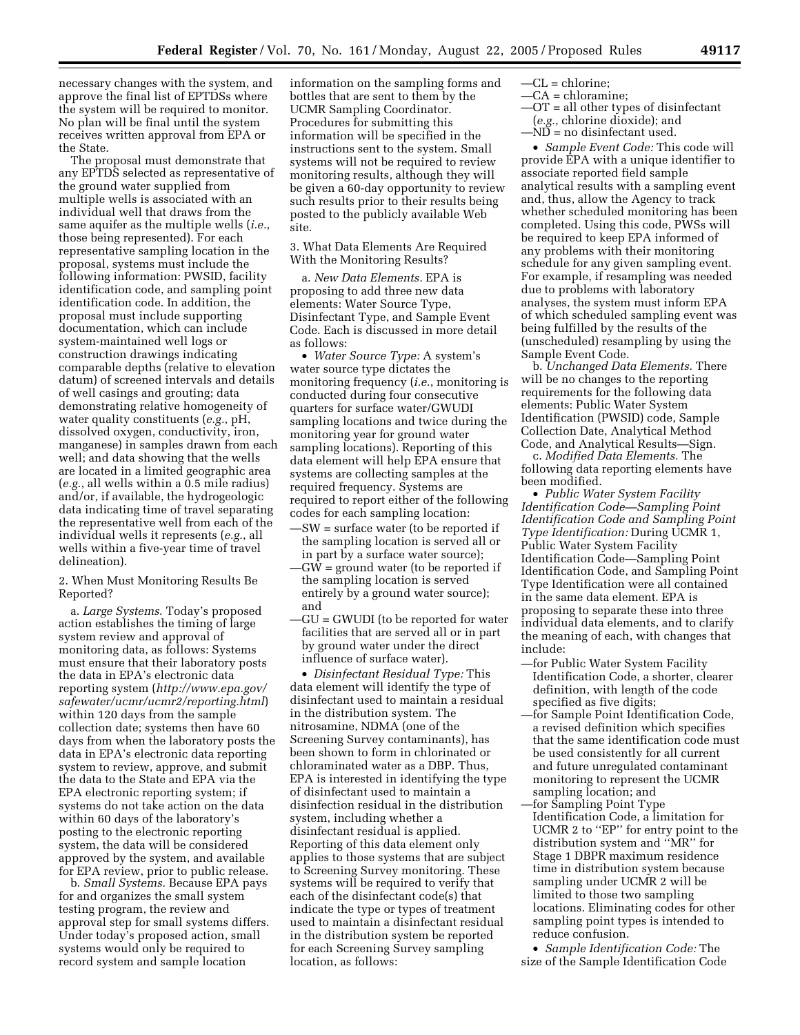necessary changes with the system, and approve the final list of EPTDSs where the system will be required to monitor. No plan will be final until the system receives written approval from EPA or the State.

The proposal must demonstrate that any EPTDS selected as representative of the ground water supplied from multiple wells is associated with an individual well that draws from the same aquifer as the multiple wells (*i.e.*, those being represented). For each representative sampling location in the proposal, systems must include the following information: PWSID, facility identification code, and sampling point identification code. In addition, the proposal must include supporting documentation, which can include system-maintained well logs or construction drawings indicating comparable depths (relative to elevation datum) of screened intervals and details of well casings and grouting; data demonstrating relative homogeneity of water quality constituents (*e.g.*, pH, dissolved oxygen, conductivity, iron, manganese) in samples drawn from each well; and data showing that the wells are located in a limited geographic area (*e.g.*, all wells within a 0.5 mile radius) and/or, if available, the hydrogeologic data indicating time of travel separating the representative well from each of the individual wells it represents (*e.g.*, all wells within a five-year time of travel delineation).

2. When Must Monitoring Results Be Reported?

a. *Large Systems.* Today's proposed action establishes the timing of large system review and approval of monitoring data, as follows: Systems must ensure that their laboratory posts the data in EPA's electronic data reporting system (*http://www.epa.gov/safewater/ucmr/ucmr2/reporting.html*) within 120 days from the sample collection date; systems then have 60 days from when the laboratory posts the data in EPA's electronic data reporting system to review, approve, and submit the data to the State and EPA via the EPA electronic reporting system; if systems do not take action on the data within 60 days of the laboratory's posting to the electronic reporting system, the data will be considered approved by the system, and available for EPA review, prior to public release.

b. *Small Systems.* Because EPA pays for and organizes the small system testing program, the review and approval step for small systems differs. Under today's proposed action, small systems would only be required to record system and sample location information on the sampling forms and bottles that are sent to them by the UCMR Sampling Coordinator. Procedures for submitting this information will be specified in the instructions sent to the system. Small systems will not be required to review monitoring results, although they will be given a 60-day opportunity to review such results prior to their results being posted to the publicly available Web site.

3. What Data Elements Are Required With the Monitoring Results?

a. *New Data Elements.* EPA is proposing to add three new data elements: Water Source Type, Disinfectant Type, and Sample Event Code. Each is discussed in more detail as follows:

• *Water Source Type:* A system's water source type dictates the monitoring frequency (*i.e.*, monitoring is conducted during four consecutive quarters for surface water/GWUDI sampling locations and twice during the monitoring year for ground water sampling locations). Reporting of this data element will help EPA ensure that systems are collecting samples at the required frequency. Systems are required to report either of the following codes for each sampling location:

—SW = surface water (to be reported if the sampling location is served all or in part by a surface water source);
—GW = ground water (to be reported if the sampling location is served entirely by a ground water source); and
—GU = GWUDI (to be reported for water facilities that are served all or in part by ground water under the direct influence of surface water).

• *Disinfectant Residual Type:* This data element will identify the type of disinfectant used to maintain a residual in the distribution system. The nitrosamine, NDMA (one of the Screening Survey contaminants), has been shown to form in chlorinated or chloraminated water as a DBP. Thus, EPA is interested in identifying the type of disinfectant used to maintain a disinfection residual in the distribution system, including whether a disinfectant residual is applied. Reporting of this data element only applies to those systems that are subject to Screening Survey monitoring. These systems will be required to verify that each of the disinfectant code(s) that indicate the type or types of treatment used to maintain a disinfectant residual in the distribution system be reported for each Screening Survey sampling location, as follows:

—CL = chlorine;
—CA = chloramine;
—OT = all other types of disinfectant (*e.g.*, chlorine dioxide); and
—ND = no disinfectant used.

• *Sample Event Code:* This code will provide EPA with a unique identifier to associate reported field sample analytical results with a sampling event and, thus, allow the Agency to track whether scheduled monitoring has been completed. Using this code, PWSs will be required to keep EPA informed of any problems with their monitoring schedule for any given sampling event. For example, if resampling was needed due to problems with laboratory analyses, the system must inform EPA of which scheduled sampling event was being fulfilled by the results of the (unscheduled) resampling by using the Sample Event Code.

b. *Unchanged Data Elements.* There will be no changes to the reporting requirements for the following data elements: Public Water System Identification (PWSID) code, Sample Collection Date, Analytical Method Code, and Analytical Results—Sign.

c. *Modified Data Elements.* The following data reporting elements have been modified.

• *Public Water System Facility Identification Code—Sampling Point Identification Code and Sampling Point Type Identification:* During UCMR 1, Public Water System Facility Identification Code—Sampling Point Identification Code, and Sampling Point Type Identification were all contained in the same data element. EPA is proposing to separate these into three individual data elements, and to clarify the meaning of each, with changes that include:

—for Public Water System Facility Identification Code, a shorter, clearer definition, with length of the code specified as five digits;
—for Sample Point Identification Code, a revised definition which specifies that the same identification code must be used consistently for all current and future unregulated contaminant monitoring to represent the UCMR sampling location; and
—for Sampling Point Type Identification Code, a limitation for UCMR 2 to ''EP'' for entry point to the distribution system and ''MR'' for Stage 1 DBPR maximum residence time in distribution system because sampling under UCMR 2 will be limited to those two sampling locations. Eliminating codes for other sampling point types is intended to reduce confusion.

• *Sample Identification Code:* The size of the Sample Identification Code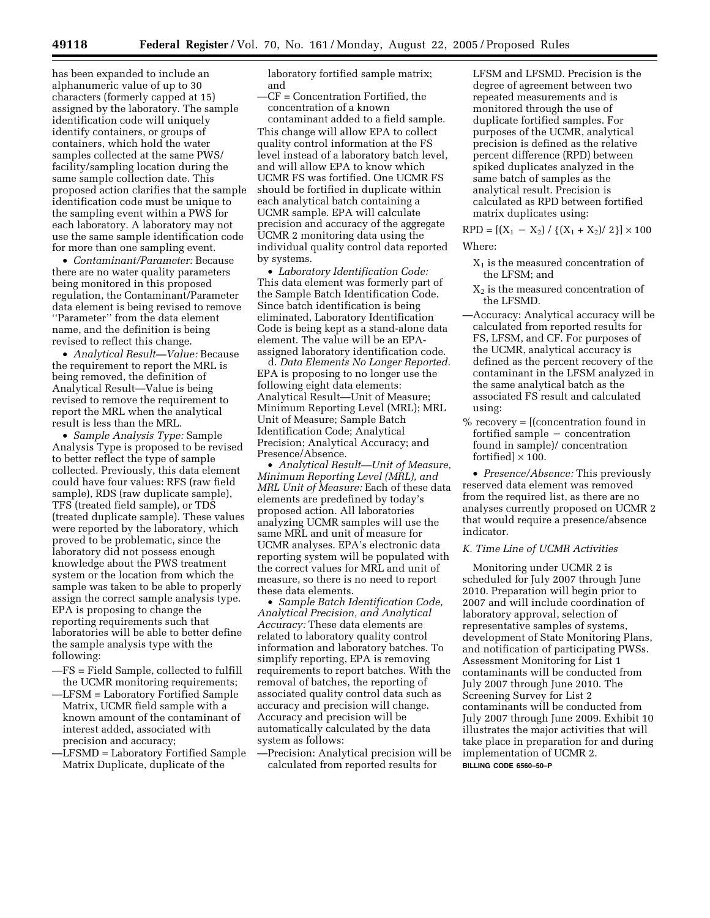has been expanded to include an alphanumeric value of up to 30 characters (formerly capped at 15) assigned by the laboratory. The sample identification code will uniquely identify containers, or groups of containers, which hold the water samples collected at the same PWS/facility/sampling location during the same sample collection date. This proposed action clarifies that the sample identification code must be unique to the sampling event within a PWS for each laboratory. A laboratory may not use the same sample identification code for more than one sampling event.

• *Contaminant/Parameter:* Because there are no water quality parameters being monitored in this proposed regulation, the Contaminant/Parameter data element is being revised to remove ''Parameter'' from the data element name, and the definition is being revised to reflect this change.

• *Analytical Result—Value:* Because the requirement to report the MRL is being removed, the definition of Analytical Result—Value is being revised to remove the requirement to report the MRL when the analytical result is less than the MRL.

• *Sample Analysis Type:* Sample Analysis Type is proposed to be revised to better reflect the type of sample collected. Previously, this data element could have four values: RFS (raw field sample), RDS (raw duplicate sample), TFS (treated field sample), or TDS (treated duplicate sample). These values were reported by the laboratory, which proved to be problematic, since the laboratory did not possess enough knowledge about the PWS treatment system or the location from which the sample was taken to be able to properly assign the correct sample analysis type. EPA is proposing to change the reporting requirements such that laboratories will be able to better define the sample analysis type with the following:

—FS = Field Sample, collected to fulfill the UCMR monitoring requirements;
—LFSM = Laboratory Fortified Sample Matrix, UCMR field sample with a known amount of the contaminant of interest added, associated with precision and accuracy;
—LFSMD = Laboratory Fortified Sample Matrix Duplicate, duplicate of the laboratory fortified sample matrix; and
—CF = Concentration Fortified, the concentration of a known contaminant added to a field sample.

This change will allow EPA to collect quality control information at the FS level instead of a laboratory batch level, and will allow EPA to know which UCMR FS was fortified. One UCMR FS should be fortified in duplicate within each analytical batch containing a UCMR sample. EPA will calculate precision and accuracy of the aggregate UCMR 2 monitoring data using the individual quality control data reported by systems.

• *Laboratory Identification Code:* This data element was formerly part of the Sample Batch Identification Code. Since batch identification is being eliminated, Laboratory Identification Code is being kept as a stand-alone data element. The value will be an EPA-assigned laboratory identification code.

d. *Data Elements No Longer Reported.* EPA is proposing to no longer use the following eight data elements: Analytical Result—Unit of Measure; Minimum Reporting Level (MRL); MRL Unit of Measure; Sample Batch Identification Code; Analytical Precision; Analytical Accuracy; and Presence/Absence.

• *Analytical Result—Unit of Measure, Minimum Reporting Level (MRL), and MRL Unit of Measure:* Each of these data elements are predefined by today's proposed action. All laboratories analyzing UCMR samples will use the same MRL and unit of measure for UCMR analyses. EPA's electronic data reporting system will be populated with the correct values for MRL and unit of measure, so there is no need to report these data elements.

• *Sample Batch Identification Code, Analytical Precision, and Analytical Accuracy:* These data elements are related to laboratory quality control information and laboratory batches. To simplify reporting, EPA is removing requirements to report batches. With the removal of batches, the reporting of associated quality control data such as accuracy and precision will change. Accuracy and precision will be automatically calculated by the data system as follows:

—Precision: Analytical precision will be calculated from reported results for LFSM and LFSMD. Precision is the degree of agreement between two repeated measurements and is monitored through the use of duplicate fortified samples. For purposes of the UCMR, analytical precision is defined as the relative percent difference (RPD) between spiked duplicates analyzed in the same batch of samples as the analytical result. Precision is calculated as RPD between fortified matrix duplicates using:

$$RPD = [(X_1 - X_2) / \{(X_1 + X_2)/ 2\}] \times 100$$

Where:

$X_1$ is the measured concentration of the LFSM; and

$X_2$ is the measured concentration of the LFSMD.

—Accuracy: Analytical accuracy will be calculated from reported results for FS, LFSM, and CF. For purposes of the UCMR, analytical accuracy is defined as the percent recovery of the contaminant in the LFSM analyzed in the same analytical batch as the associated FS result and calculated using:

% recovery = [(concentration found in fortified sample − concentration found in sample)/ concentration fortified] × 100.

• *Presence/Absence:* This previously reserved data element was removed from the required list, as there are no analyses currently proposed on UCMR 2 that would require a presence/absence indicator.

*K. Time Line of UCMR Activities*

Monitoring under UCMR 2 is scheduled for July 2007 through June 2010. Preparation will begin prior to 2007 and will include coordination of laboratory approval, selection of representative samples of systems, development of State Monitoring Plans, and notification of participating PWSs. Assessment Monitoring for List 1 contaminants will be conducted from July 2007 through June 2010. The Screening Survey for List 2 contaminants will be conducted from July 2007 through June 2009. Exhibit 10 illustrates the major activities that will take place in preparation for and during implementation of UCMR 2.

BILLING CODE 6560–50–P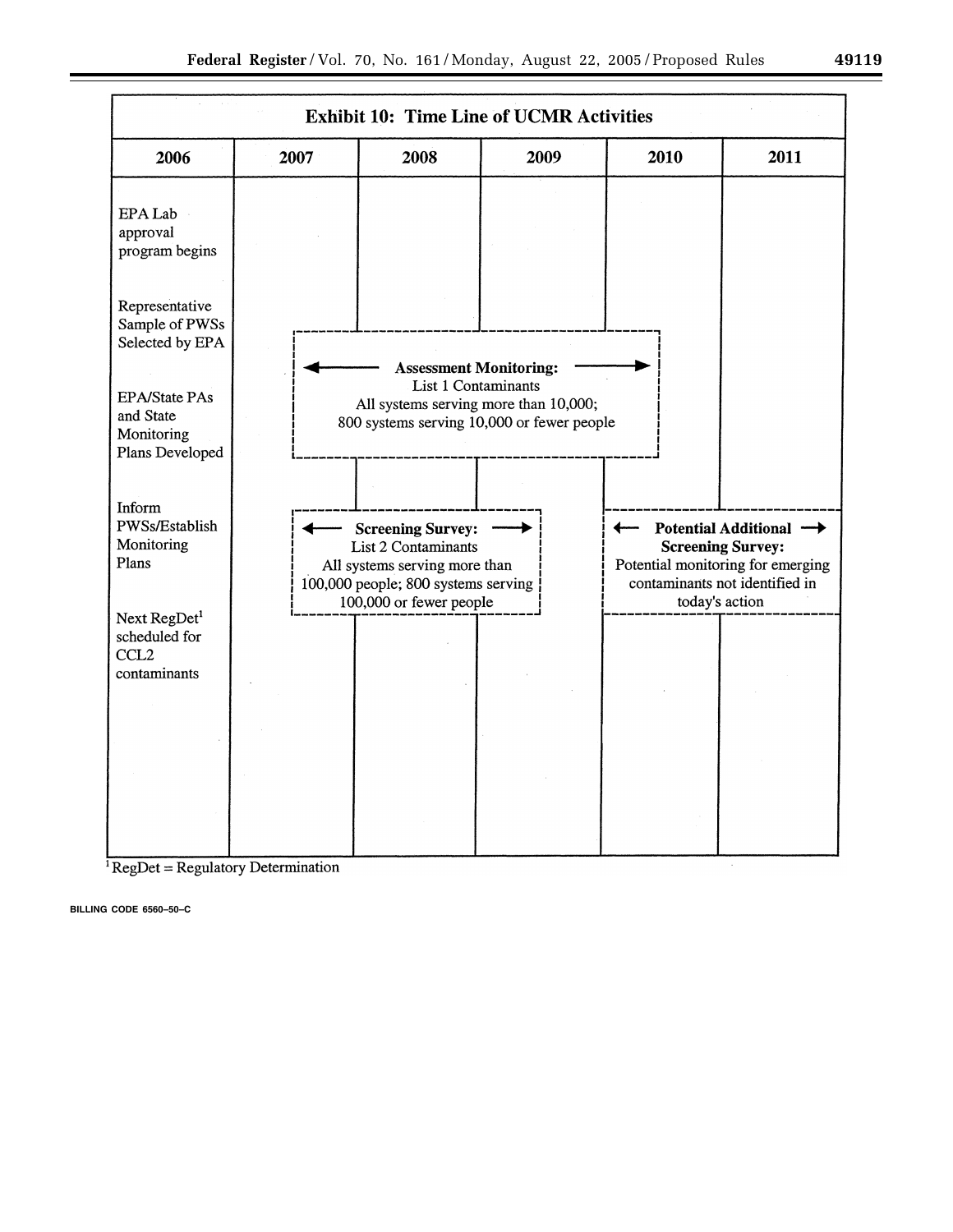### Exhibit 10: Time Line of UCMR Activities

| 2006 | 2007 | 2008 | 2009 | 2010 | 2011 |
|---|---|---|---|---|---|
| EPA Lab approval program begins | | | | | |
| Representative Sample of PWSs Selected by EPA | | | | | |
| EPA/State PAs and State Monitoring Plans Developed | ← **Assessment Monitoring:** → List 1 Contaminants All systems serving more than 10,000; 800 systems serving 10,000 or fewer people | | | | |
| Inform PWSs/Establish Monitoring Plans | ← **Screening Survey:** → List 2 Contaminants All systems serving more than 100,000 people; 800 systems serving 100,000 or fewer people | | | ← **Potential Additional Screening Survey:** → Potential monitoring for emerging contaminants not identified in today's action | |
| Next RegDet[1] scheduled for CCL2 contaminants | | | | | |

[1] RegDet = Regulatory Determination

BILLING CODE 6560–50–C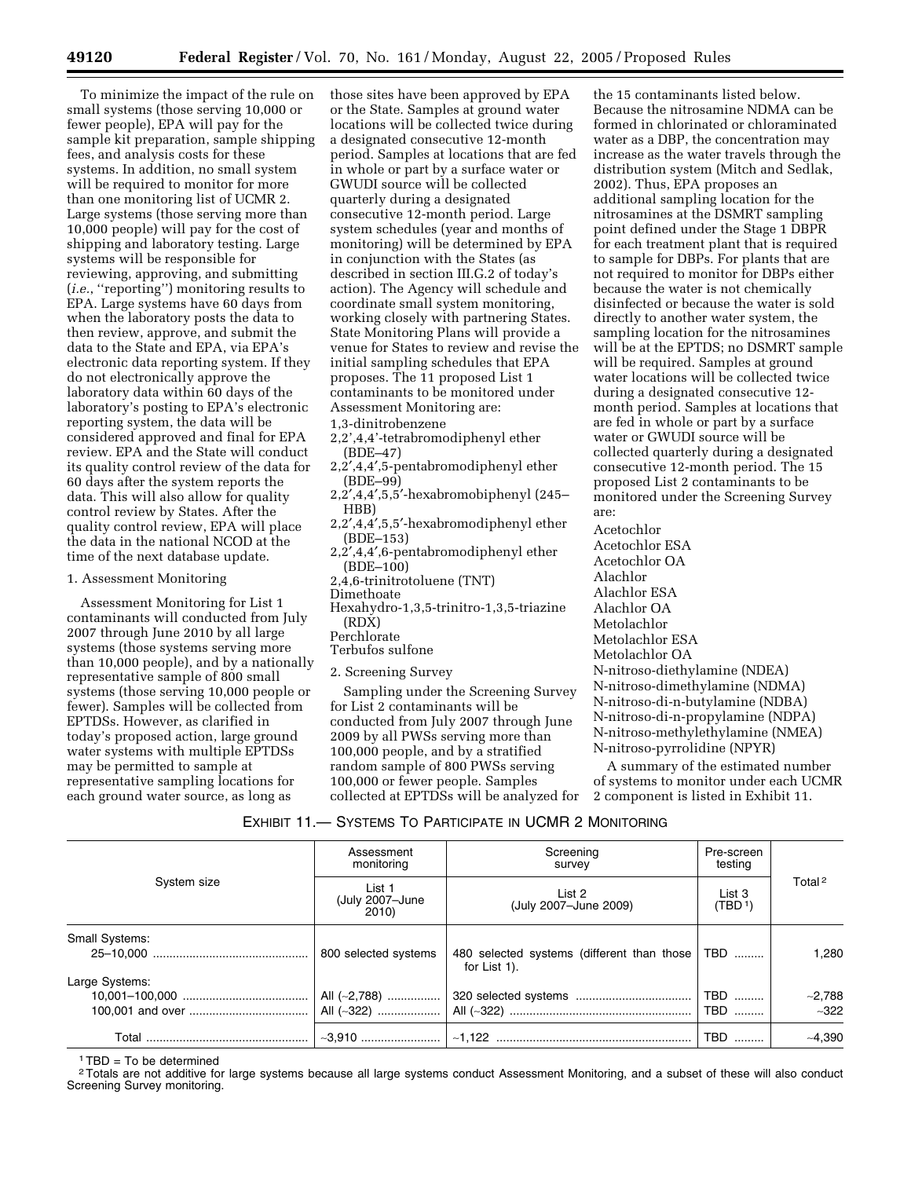To minimize the impact of the rule on small systems (those serving 10,000 or fewer people), EPA will pay for the sample kit preparation, sample shipping fees, and analysis costs for these systems. In addition, no small system will be required to monitor for more than one monitoring list of UCMR 2. Large systems (those serving more than 10,000 people) will pay for the cost of shipping and laboratory testing. Large systems will be responsible for reviewing, approving, and submitting (*i.e.*, ''reporting'') monitoring results to EPA. Large systems have 60 days from when the laboratory posts the data to then review, approve, and submit the data to the State and EPA, via EPA's electronic data reporting system. If they do not electronically approve the laboratory data within 60 days of the laboratory's posting to EPA's electronic reporting system, the data will be considered approved and final for EPA review. EPA and the State will conduct its quality control review of the data for 60 days after the system reports the data. This will also allow for quality control review by States. After the quality control review, EPA will place the data in the national NCOD at the time of the next database update.

1. Assessment Monitoring

Assessment Monitoring for List 1 contaminants will conducted from July 2007 through June 2010 by all large systems (those systems serving more than 10,000 people), and by a nationally representative sample of 800 small systems (those serving 10,000 people or fewer). Samples will be collected from EPTDSs. However, as clarified in today's proposed action, large ground water systems with multiple EPTDSs may be permitted to sample at representative sampling locations for each ground water source, as long as those sites have been approved by EPA or the State. Samples at ground water locations will be collected twice during a designated consecutive 12-month period. Samples at locations that are fed in whole or part by a surface water or GWUDI source will be collected quarterly during a designated consecutive 12-month period. Large system schedules (year and months of monitoring) will be determined by EPA in conjunction with the States (as described in section III.G.2 of today's action). The Agency will schedule and coordinate small system monitoring, working closely with partnering States. State Monitoring Plans will provide a venue for States to review and revise the initial sampling schedules that EPA proposes. The 11 proposed List 1 contaminants to be monitored under Assessment Monitoring are:

1,3-dinitrobenzene
2,2',4,4'-tetrabromodiphenyl ether (BDE–47)
2,2′,4,4′,5-pentabromodiphenyl ether (BDE–99)
2,2′,4,4′,5,5′-hexabromobiphenyl (245–HBB)
2,2′,4,4′,5,5′-hexabromodiphenyl ether (BDE–153)
2,2′,4,4′,6-pentabromodiphenyl ether (BDE–100)
2,4,6-trinitrotoluene (TNT)
Dimethoate
Hexahydro-1,3,5-trinitro-1,3,5-triazine (RDX)
Perchlorate
Terbufos sulfone

2. Screening Survey

Sampling under the Screening Survey for List 2 contaminants will be conducted from July 2007 through June 2009 by all PWSs serving more than 100,000 people, and by a stratified random sample of 800 PWSs serving 100,000 or fewer people. Samples collected at EPTDSs will be analyzed for the 15 contaminants listed below. Because the nitrosamine NDMA can be formed in chlorinated or chloraminated water as a DBP, the concentration may increase as the water travels through the distribution system (Mitch and Sedlak, 2002). Thus, EPA proposes an additional sampling location for the nitrosamines at the DSMRT sampling point defined under the Stage 1 DBPR for each treatment plant that is required to sample for DBPs. For plants that are not required to monitor for DBPs either because the water is not chemically disinfected or because the water is sold directly to another water system, the sampling location for the nitrosamines will be at the EPTDS; no DSMRT sample will be required. Samples at ground water locations will be collected twice during a designated consecutive 12-month period. Samples at locations that are fed in whole or part by a surface water or GWUDI source will be collected quarterly during a designated consecutive 12-month period. The 15 proposed List 2 contaminants to be monitored under the Screening Survey are:

Acetochlor
Acetochlor ESA
Acetochlor OA
Alachlor
Alachlor ESA
Alachlor OA
Metolachlor
Metolachlor ESA
Metolachlor OA
N-nitroso-diethylamine (NDEA)
N-nitroso-dimethylamine (NDMA)
N-nitroso-di-n-butylamine (NDBA)
N-nitroso-di-n-propylamine (NDPA)
N-nitroso-methylethylamine (NMEA)
N-nitroso-pyrrolidine (NPYR)

A summary of the estimated number of systems to monitor under each UCMR 2 component is listed in Exhibit 11.

EXHIBIT 11.— SYSTEMS TO PARTICIPATE IN UCMR 2 MONITORING

| System size | Assessment monitoring | Screening survey | Pre-screen testing | Total [2] |
|---|---|---|---|---|
| | List 1 (July 2007–June 2010) | List 2 (July 2007–June 2009) | List 3 (TBD [1]) | |
| Small Systems: | | | | |
| 25–10,000 | 800 selected systems | 480 selected systems (different than those for List 1). | TBD | 1,280 |
| Large Systems: | | | | |
| 10,001–100,000 | All (~2,788) | 320 selected systems | TBD | ~2,788 |
| 100,001 and over | All (~322) | All (~322) | TBD | ~322 |
| Total | ~3,910 | ~1,122 | TBD | ~4,390 |

[1] TBD = To be determined
[2] Totals are not additive for large systems because all large systems conduct Assessment Monitoring, and a subset of these will also conduct Screening Survey monitoring.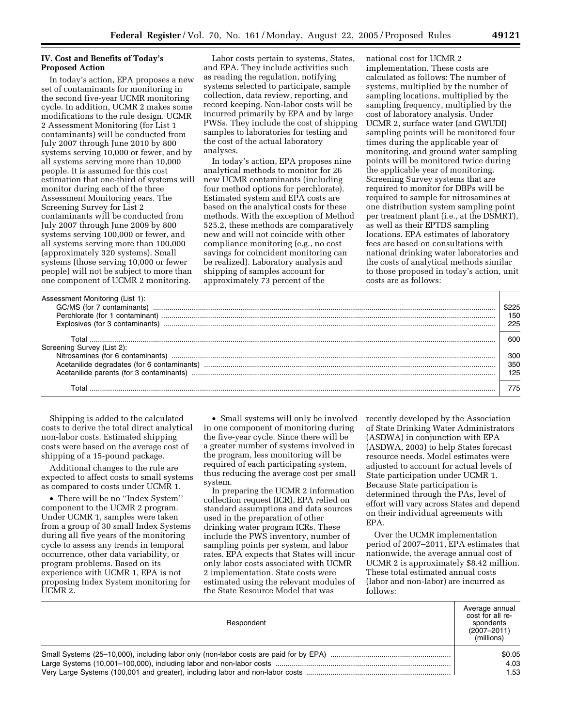### IV. Cost and Benefits of Today's Proposed Action

In today's action, EPA proposes a new set of contaminants for monitoring in the second five-year UCMR monitoring cycle. In addition, UCMR 2 makes some modifications to the rule design. UCMR 2 Assessment Monitoring (for List 1 contaminants) will be conducted from July 2007 through June 2010 by 800 systems serving 10,000 or fewer, and by all systems serving more than 10,000 people. It is assumed for this cost estimation that one-third of systems will monitor during each of the three Assessment Monitoring years. The Screening Survey for List 2 contaminants will be conducted from July 2007 through June 2009 by 800 systems serving 100,000 or fewer, and all systems serving more than 100,000 (approximately 320 systems). Small systems (those serving 10,000 or fewer people) will not be subject to more than one component of UCMR 2 monitoring.

Labor costs pertain to systems, States, and EPA. They include activities such as reading the regulation, notifying systems selected to participate, sample collection, data review, reporting, and record keeping. Non-labor costs will be incurred primarily by EPA and by large PWSs. They include the cost of shipping samples to laboratories for testing and the cost of the actual laboratory analyses.

In today's action, EPA proposes nine analytical methods to monitor for 26 new UCMR contaminants (including four method options for perchlorate). Estimated system and EPA costs are based on the analytical costs for these methods. With the exception of Method 525.2, these methods are comparatively new and will not coincide with other compliance monitoring (e.g., no cost savings for coincident monitoring can be realized). Laboratory analysis and shipping of samples account for approximately 73 percent of the national cost for UCMR 2 implementation. These costs are calculated as follows: The number of systems, multiplied by the number of sampling locations, multiplied by the sampling frequency, multiplied by the cost of laboratory analysis. Under UCMR 2, surface water (and GWUDI) sampling points will be monitored four times during the applicable year of monitoring, and ground water sampling points will be monitored twice during the applicable year of monitoring. Screening Survey systems that are required to monitor for DBPs will be required to sample for nitrosamines at one distribution system sampling point per treatment plant (i.e., at the DSMRT), as well as their EPTDS sampling locations. EPA estimates of laboratory fees are based on consultations with national drinking water laboratories and the costs of analytical methods similar to those proposed in today's action, unit costs are as follows:

| | |
|---|---|
| Assessment Monitoring (List 1): | |
| GC/MS (for 7 contaminants) | $225 |
| Perchlorate (for 1 contaminant) | 150 |
| Explosives (for 3 contaminants) | 225 |
| Total | 600 |
| Screening Survey (List 2): | |
| Nitrosamines (for 6 contaminants) | 300 |
| Acetanilide degradates (for 6 contaminants) | 350 |
| Acetanilide parents (for 3 contaminants) | 125 |
| Total | 775 |

Shipping is added to the calculated costs to derive the total direct analytical non-labor costs. Estimated shipping costs were based on the average cost of shipping of a 15-pound package.

Additional changes to the rule are expected to affect costs to small systems as compared to costs under UCMR 1.

- There will be no "Index System" component to the UCMR 2 program. Under UCMR 1, samples were taken from a group of 30 small Index Systems during all five years of the monitoring cycle to assess any trends in temporal occurrence, other data variability, or program problems. Based on its experience with UCMR 1, EPA is not proposing Index System monitoring for UCMR 2.
- Small systems will only be involved in one component of monitoring during the five-year cycle. Since there will be a greater number of systems involved in the program, less monitoring will be required of each participating system, thus reducing the average cost per small system.

In preparing the UCMR 2 information collection request (ICR), EPA relied on standard assumptions and data sources used in the preparation of other drinking water program ICRs. These include the PWS inventory, number of sampling points per system, and labor rates. EPA expects that States will incur only labor costs associated with UCMR 2 implementation. State costs were estimated using the relevant modules of the State Resource Model that was recently developed by the Association of State Drinking Water Administrators (ASDWA) in conjunction with EPA (ASDWA, 2003) to help States forecast resource needs. Model estimates were adjusted to account for actual levels of State participation under UCMR 1. Because State participation is determined through the PAs, level of effort will vary across States and depend on their individual agreements with EPA.

Over the UCMR implementation period of 2007–2011, EPA estimates that nationwide, the average annual cost of UCMR 2 is approximately $8.42 million. These total estimated annual costs (labor and non-labor) are incurred as follows:

| Respondent | Average annual cost for all respondents (2007–2011) (millions) |
|---|---|
| Small Systems (25–10,000), including labor only (non-labor costs are paid for by EPA) | $0.05 |
| Large Systems (10,001–100,000), including labor and non-labor costs | 4.03 |
| Very Large Systems (100,001 and greater), including labor and non-labor costs | 1.53 |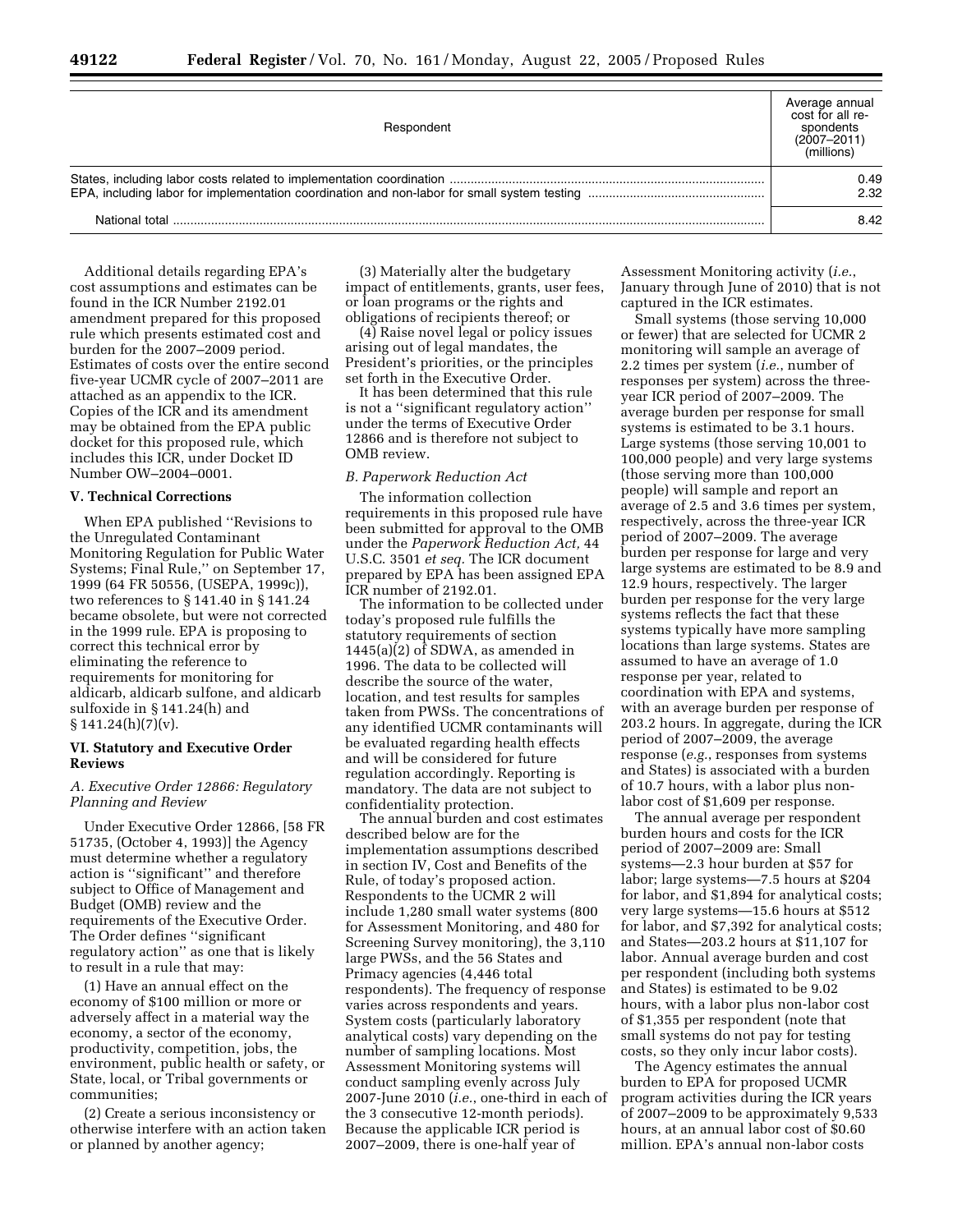| Respondent | Average annual cost for all respondents (2007–2011) (millions) |
| --- | --- |
| States, including labor costs related to implementation coordination | 0.49 |
| EPA, including labor for implementation coordination and non-labor for small system testing | 2.32 |
| National total | 8.42 |

Additional details regarding EPA's cost assumptions and estimates can be found in the ICR Number 2192.01 amendment prepared for this proposed rule which presents estimated cost and burden for the 2007–2009 period. Estimates of costs over the entire second five-year UCMR cycle of 2007–2011 are attached as an appendix to the ICR. Copies of the ICR and its amendment may be obtained from the EPA public docket for this proposed rule, which includes this ICR, under Docket ID Number OW–2004–0001.

## V. Technical Corrections

When EPA published ''Revisions to the Unregulated Contaminant Monitoring Regulation for Public Water Systems; Final Rule,'' on September 17, 1999 (64 FR 50556, (USEPA, 1999c)), two references to § 141.40 in § 141.24 became obsolete, but were not corrected in the 1999 rule. EPA is proposing to correct this technical error by eliminating the reference to requirements for monitoring for aldicarb, aldicarb sulfone, and aldicarb sulfoxide in § 141.24(h) and § 141.24(h)(7)(v).

## VI. Statutory and Executive Order Reviews

### *A. Executive Order 12866: Regulatory Planning and Review*

Under Executive Order 12866, [58 FR 51735, (October 4, 1993)] the Agency must determine whether a regulatory action is ''significant'' and therefore subject to Office of Management and Budget (OMB) review and the requirements of the Executive Order. The Order defines ''significant regulatory action'' as one that is likely to result in a rule that may:

(1) Have an annual effect on the economy of $100 million or more or adversely affect in a material way the economy, a sector of the economy, productivity, competition, jobs, the environment, public health or safety, or State, local, or Tribal governments or communities;

(2) Create a serious inconsistency or otherwise interfere with an action taken or planned by another agency;

(3) Materially alter the budgetary impact of entitlements, grants, user fees, or loan programs or the rights and obligations of recipients thereof; or

(4) Raise novel legal or policy issues arising out of legal mandates, the President's priorities, or the principles set forth in the Executive Order.

It has been determined that this rule is not a ''significant regulatory action'' under the terms of Executive Order 12866 and is therefore not subject to OMB review.

### *B. Paperwork Reduction Act*

The information collection requirements in this proposed rule have been submitted for approval to the OMB under the *Paperwork Reduction Act,* 44 U.S.C. 3501 *et seq.* The ICR document prepared by EPA has been assigned EPA ICR number of 2192.01.

The information to be collected under today's proposed rule fulfills the statutory requirements of section 1445(a)(2) of SDWA, as amended in 1996. The data to be collected will describe the source of the water, location, and test results for samples taken from PWSs. The concentrations of any identified UCMR contaminants will be evaluated regarding health effects and will be considered for future regulation accordingly. Reporting is mandatory. The data are not subject to confidentiality protection.

The annual burden and cost estimates described below are for the implementation assumptions described in section IV, Cost and Benefits of the Rule, of today's proposed action. Respondents to the UCMR 2 will include 1,280 small water systems (800 for Assessment Monitoring, and 480 for Screening Survey monitoring), the 3,110 large PWSs, and the 56 States and Primacy agencies (4,446 total respondents). The frequency of response varies across respondents and years. System costs (particularly laboratory analytical costs) vary depending on the number of sampling locations. Most Assessment Monitoring systems will conduct sampling evenly across July 2007-June 2010 (*i.e.*, one-third in each of the 3 consecutive 12-month periods). Because the applicable ICR period is 2007–2009, there is one-half year of Assessment Monitoring activity (*i.e.*, January through June of 2010) that is not captured in the ICR estimates.

Small systems (those serving 10,000 or fewer) that are selected for UCMR 2 monitoring will sample an average of 2.2 times per system (*i.e.*, number of responses per system) across the three-year ICR period of 2007–2009. The average burden per response for small systems is estimated to be 3.1 hours. Large systems (those serving 10,001 to 100,000 people) and very large systems (those serving more than 100,000 people) will sample and report an average of 2.5 and 3.6 times per system, respectively, across the three-year ICR period of 2007–2009. The average burden per response for large and very large systems are estimated to be 8.9 and 12.9 hours, respectively. The larger burden per response for the very large systems reflects the fact that these systems typically have more sampling locations than large systems. States are assumed to have an average of 1.0 response per year, related to coordination with EPA and systems, with an average burden per response of 203.2 hours. In aggregate, during the ICR period of 2007–2009, the average response (*e.g.*, responses from systems and States) is associated with a burden of 10.7 hours, with a labor plus non-labor cost of $1,609 per response.

The annual average per respondent burden hours and costs for the ICR period of 2007–2009 are: Small systems—2.3 hour burden at $57 for labor; large systems—7.5 hours at $204 for labor, and $1,894 for analytical costs; very large systems—15.6 hours at $512 for labor, and $7,392 for analytical costs; and States—203.2 hours at $11,107 for labor. Annual average burden and cost per respondent (including both systems and States) is estimated to be 9.02 hours, with a labor plus non-labor cost of $1,355 per respondent (note that small systems do not pay for testing costs, so they only incur labor costs).

The Agency estimates the annual burden to EPA for proposed UCMR program activities during the ICR years of 2007–2009 to be approximately 9,533 hours, at an annual labor cost of $0.60 million. EPA's annual non-labor costs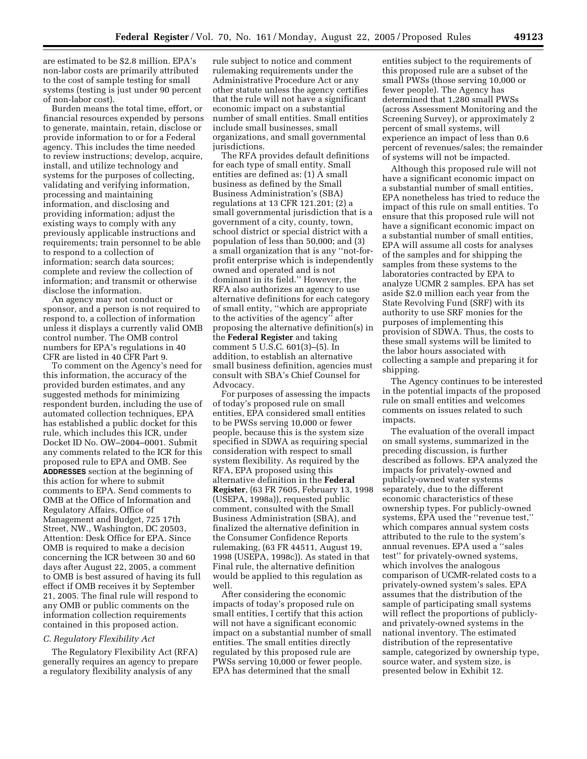are estimated to be $2.8 million. EPA's non-labor costs are primarily attributed to the cost of sample testing for small systems (testing is just under 90 percent of non-labor cost).

Burden means the total time, effort, or financial resources expended by persons to generate, maintain, retain, disclose or provide information to or for a Federal agency. This includes the time needed to review instructions; develop, acquire, install, and utilize technology and systems for the purposes of collecting, validating and verifying information, processing and maintaining information, and disclosing and providing information; adjust the existing ways to comply with any previously applicable instructions and requirements; train personnel to be able to respond to a collection of information; search data sources; complete and review the collection of information; and transmit or otherwise disclose the information.

An agency may not conduct or sponsor, and a person is not required to respond to, a collection of information unless it displays a currently valid OMB control number. The OMB control numbers for EPA's regulations in 40 CFR are listed in 40 CFR Part 9.

To comment on the Agency's need for this information, the accuracy of the provided burden estimates, and any suggested methods for minimizing respondent burden, including the use of automated collection techniques, EPA has established a public docket for this rule, which includes this ICR, under Docket ID No. OW–2004–0001. Submit any comments related to the ICR for this proposed rule to EPA and OMB. See **ADDRESSES** section at the beginning of this action for where to submit comments to EPA. Send comments to OMB at the Office of Information and Regulatory Affairs, Office of Management and Budget, 725 17th Street, NW., Washington, DC 20503, Attention: Desk Office for EPA. Since OMB is required to make a decision concerning the ICR between 30 and 60 days after August 22, 2005, a comment to OMB is best assured of having its full effect if OMB receives it by September 21, 2005. The final rule will respond to any OMB or public comments on the information collection requirements contained in this proposed action.

### *C. Regulatory Flexibility Act*

The Regulatory Flexibility Act (RFA) generally requires an agency to prepare a regulatory flexibility analysis of any rule subject to notice and comment rulemaking requirements under the Administrative Procedure Act or any other statute unless the agency certifies that the rule will not have a significant economic impact on a substantial number of small entities. Small entities include small businesses, small organizations, and small governmental jurisdictions.

The RFA provides default definitions for each type of small entity. Small entities are defined as: (1) A small business as defined by the Small Business Administration's (SBA) regulations at 13 CFR 121.201; (2) a small governmental jurisdiction that is a government of a city, county, town, school district or special district with a population of less than 50,000; and (3) a small organization that is any ''not-for-profit enterprise which is independently owned and operated and is not dominant in its field.'' However, the RFA also authorizes an agency to use alternative definitions for each category of small entity, ''which are appropriate to the activities of the agency'' after proposing the alternative definition(s) in the **Federal Register** and taking comment 5 U.S.C. 601(3)–(5). In addition, to establish an alternative small business definition, agencies must consult with SBA's Chief Counsel for Advocacy.

For purposes of assessing the impacts of today's proposed rule on small entities, EPA considered small entities to be PWSs serving 10,000 or fewer people, because this is the system size specified in SDWA as requiring special consideration with respect to small system flexibility. As required by the RFA, EPA proposed using this alternative definition in the **Federal Register**, (63 FR 7605, February 13, 1998 (USEPA, 1998a)), requested public comment, consulted with the Small Business Administration (SBA), and finalized the alternative definition in the Consumer Confidence Reports rulemaking, (63 FR 44511, August 19, 1998 (USEPA, 1998c)). As stated in that Final rule, the alternative definition would be applied to this regulation as well.

After considering the economic impacts of today's proposed rule on small entities, I certify that this action will not have a significant economic impact on a substantial number of small entities. The small entities directly regulated by this proposed rule are PWSs serving 10,000 or fewer people. EPA has determined that the small entities subject to the requirements of this proposed rule are a subset of the small PWSs (those serving 10,000 or fewer people). The Agency has determined that 1,280 small PWSs (across Assessment Monitoring and the Screening Survey), or approximately 2 percent of small systems, will experience an impact of less than 0.6 percent of revenues/sales; the remainder of systems will not be impacted.

Although this proposed rule will not have a significant economic impact on a substantial number of small entities, EPA nonetheless has tried to reduce the impact of this rule on small entities. To ensure that this proposed rule will not have a significant economic impact on a substantial number of small entities, EPA will assume all costs for analyses of the samples and for shipping the samples from these systems to the laboratories contracted by EPA to analyze UCMR 2 samples. EPA has set aside $2.0 million each year from the State Revolving Fund (SRF) with its authority to use SRF monies for the purposes of implementing this provision of SDWA. Thus, the costs to these small systems will be limited to the labor hours associated with collecting a sample and preparing it for shipping.

The Agency continues to be interested in the potential impacts of the proposed rule on small entities and welcomes comments on issues related to such impacts.

The evaluation of the overall impact on small systems, summarized in the preceding discussion, is further described as follows. EPA analyzed the impacts for privately-owned and publicly-owned water systems separately, due to the different economic characteristics of these ownership types. For publicly-owned systems, EPA used the ''revenue test,'' which compares annual system costs attributed to the rule to the system's annual revenues. EPA used a ''sales test'' for privately-owned systems, which involves the analogous comparison of UCMR-related costs to a privately-owned system's sales. EPA assumes that the distribution of the sample of participating small systems will reflect the proportions of publicly- and privately-owned systems in the national inventory. The estimated distribution of the representative sample, categorized by ownership type, source water, and system size, is presented below in Exhibit 12.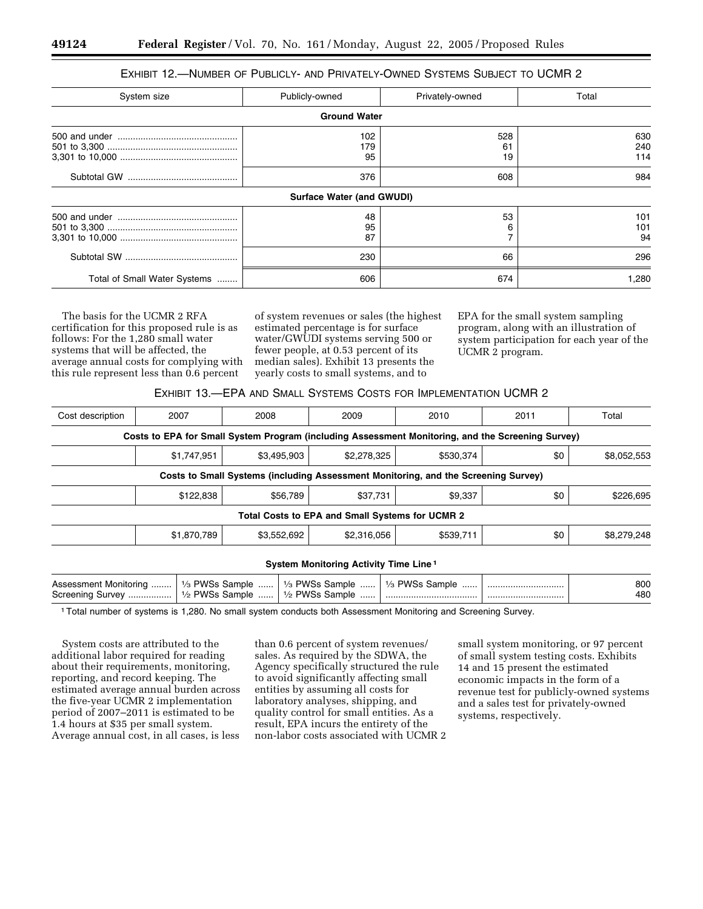EXHIBIT 12.—NUMBER OF PUBLICLY- AND PRIVATELY-OWNED SYSTEMS SUBJECT TO UCMR 2

| System size | Publicly-owned | Privately-owned | Total |
|---|---|---|---|
| **Ground Water** | | | |
| 500 and under | 102 | 528 | 630 |
| 501 to 3,300 | 179 | 61 | 240 |
| 3,301 to 10,000 | 95 | 19 | 114 |
| Subtotal GW | 376 | 608 | 984 |
| **Surface Water (and GWUDI)** | | | |
| 500 and under | 48 | 53 | 101 |
| 501 to 3,300 | 95 | 6 | 101 |
| 3,301 to 10,000 | 87 | 7 | 94 |
| Subtotal SW | 230 | 66 | 296 |
| Total of Small Water Systems | 606 | 674 | 1,280 |

The basis for the UCMR 2 RFA certification for this proposed rule is as follows: For the 1,280 small water systems that will be affected, the average annual costs for complying with this rule represent less than 0.6 percent of system revenues or sales (the highest estimated percentage is for surface water/GWUDI systems serving 500 or fewer people, at 0.53 percent of its median sales). Exhibit 13 presents the yearly costs to small systems, and to EPA for the small system sampling program, along with an illustration of system participation for each year of the UCMR 2 program.

EXHIBIT 13.—EPA AND SMALL SYSTEMS COSTS FOR IMPLEMENTATION UCMR 2

| Cost description | 2007 | 2008 | 2009 | 2010 | 2011 | Total |
|---|---|---|---|---|---|---|
| **Costs to EPA for Small System Program (including Assessment Monitoring, and the Screening Survey)** | | | | | | |
| | $1,747,951 | $3,495,903 | $2,278,325 | $530,374 | $0 | $8,052,553 |
| **Costs to Small Systems (including Assessment Monitoring, and the Screening Survey)** | | | | | | |
| | $122,838 | $56,789 | $37,731 | $9,337 | $0 | $226,695 |
| **Total Costs to EPA and Small Systems for UCMR 2** | | | | | | |
| | $1,870,789 | $3,552,692 | $2,316,056 | $539,711 | $0 | $8,279,248 |
| **System Monitoring Activity Time Line [1]** | | | | | | |
| Assessment Monitoring | 1/3 PWSs Sample | 1/3 PWSs Sample | 1/3 PWSs Sample | | | 800 |
| Screening Survey | 1/2 PWSs Sample | 1/2 PWSs Sample | | | | 480 |

[1] Total number of systems is 1,280. No small system conducts both Assessment Monitoring and Screening Survey.

System costs are attributed to the additional labor required for reading about their requirements, monitoring, reporting, and record keeping. The estimated average annual burden across the five-year UCMR 2 implementation period of 2007–2011 is estimated to be 1.4 hours at $35 per small system. Average annual cost, in all cases, is less than 0.6 percent of system revenues/sales. As required by the SDWA, the Agency specifically structured the rule to avoid significantly affecting small entities by assuming all costs for laboratory analyses, shipping, and quality control for small entities. As a result, EPA incurs the entirety of the non-labor costs associated with UCMR 2 small system monitoring, or 97 percent of small system testing costs. Exhibits 14 and 15 present the estimated economic impacts in the form of a revenue test for publicly-owned systems and a sales test for privately-owned systems, respectively.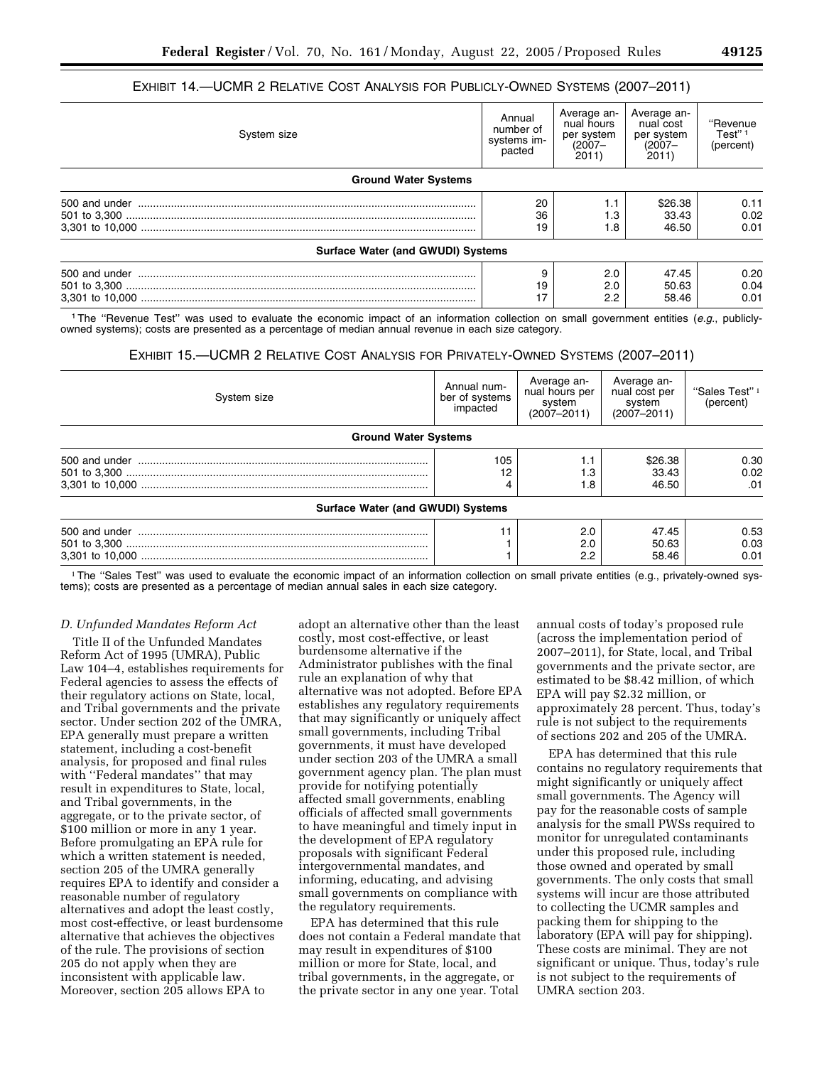EXHIBIT 14.—UCMR 2 RELATIVE COST ANALYSIS FOR PUBLICLY-OWNED SYSTEMS (2007–2011)

| System size | Annual number of systems impacted | Average annual hours per system (2007–2011) | Average annual cost per system (2007–2011) | "Revenue Test" [1] (percent) |
|---|---|---|---|---|
| **Ground Water Systems** | | | | |
| 500 and under | 20 | 1.1 | $26.38 | 0.11 |
| 501 to 3,300 | 36 | 1.3 | 33.43 | 0.02 |
| 3,301 to 10,000 | 19 | 1.8 | 46.50 | 0.01 |
| **Surface Water (and GWUDI) Systems** | | | | |
| 500 and under | 9 | 2.0 | 47.45 | 0.20 |
| 501 to 3,300 | 19 | 2.0 | 50.63 | 0.04 |
| 3,301 to 10,000 | 17 | 2.2 | 58.46 | 0.01 |

[1] The "Revenue Test" was used to evaluate the economic impact of an information collection on small government entities (*e.g.*, publicly-owned systems); costs are presented as a percentage of median annual revenue in each size category.

EXHIBIT 15.—UCMR 2 RELATIVE COST ANALYSIS FOR PRIVATELY-OWNED SYSTEMS (2007–2011)

| System size | Annual number of systems impacted | Average annual hours per system (2007–2011) | Average annual cost per system (2007–2011) | "Sales Test" [1] (percent) |
|---|---|---|---|---|
| **Ground Water Systems** | | | | |
| 500 and under | 105 | 1.1 | $26.38 | 0.30 |
| 501 to 3,300 | 12 | 1.3 | 33.43 | 0.02 |
| 3,301 to 10,000 | 4 | 1.8 | 46.50 | .01 |
| **Surface Water (and GWUDI) Systems** | | | | |
| 500 and under | 11 | 2.0 | 47.45 | 0.53 |
| 501 to 3,300 | 1 | 2.0 | 50.63 | 0.03 |
| 3,301 to 10,000 | 1 | 2.2 | 58.46 | 0.01 |

[1] The "Sales Test" was used to evaluate the economic impact of an information collection on small private entities (e.g., privately-owned systems); costs are presented as a percentage of median annual sales in each size category.

*D. Unfunded Mandates Reform Act*

Title II of the Unfunded Mandates Reform Act of 1995 (UMRA), Public Law 104–4, establishes requirements for Federal agencies to assess the effects of their regulatory actions on State, local, and Tribal governments and the private sector. Under section 202 of the UMRA, EPA generally must prepare a written statement, including a cost-benefit analysis, for proposed and final rules with "Federal mandates" that may result in expenditures to State, local, and Tribal governments, in the aggregate, or to the private sector, of $100 million or more in any 1 year. Before promulgating an EPA rule for which a written statement is needed, section 205 of the UMRA generally requires EPA to identify and consider a reasonable number of regulatory alternatives and adopt the least costly, most cost-effective, or least burdensome alternative that achieves the objectives of the rule. The provisions of section 205 do not apply when they are inconsistent with applicable law. Moreover, section 205 allows EPA to adopt an alternative other than the least costly, most cost-effective, or least burdensome alternative if the Administrator publishes with the final rule an explanation of why that alternative was not adopted. Before EPA establishes any regulatory requirements that may significantly or uniquely affect small governments, including Tribal governments, it must have developed under section 203 of the UMRA a small government agency plan. The plan must provide for notifying potentially affected small governments, enabling officials of affected small governments to have meaningful and timely input in the development of EPA regulatory proposals with significant Federal intergovernmental mandates, and informing, educating, and advising small governments on compliance with the regulatory requirements.

EPA has determined that this rule does not contain a Federal mandate that may result in expenditures of $100 million or more for State, local, and tribal governments, in the aggregate, or the private sector in any one year. Total annual costs of today's proposed rule (across the implementation period of 2007–2011), for State, local, and Tribal governments and the private sector, are estimated to be $8.42 million, of which EPA will pay $2.32 million, or approximately 28 percent. Thus, today's rule is not subject to the requirements of sections 202 and 205 of the UMRA.

EPA has determined that this rule contains no regulatory requirements that might significantly or uniquely affect small governments. The Agency will pay for the reasonable costs of sample analysis for the small PWSs required to monitor for unregulated contaminants under this proposed rule, including those owned and operated by small governments. The only costs that small systems will incur are those attributed to collecting the UCMR samples and packing them for shipping to the laboratory (EPA will pay for shipping). These costs are minimal. They are not significant or unique. Thus, today's rule is not subject to the requirements of UMRA section 203.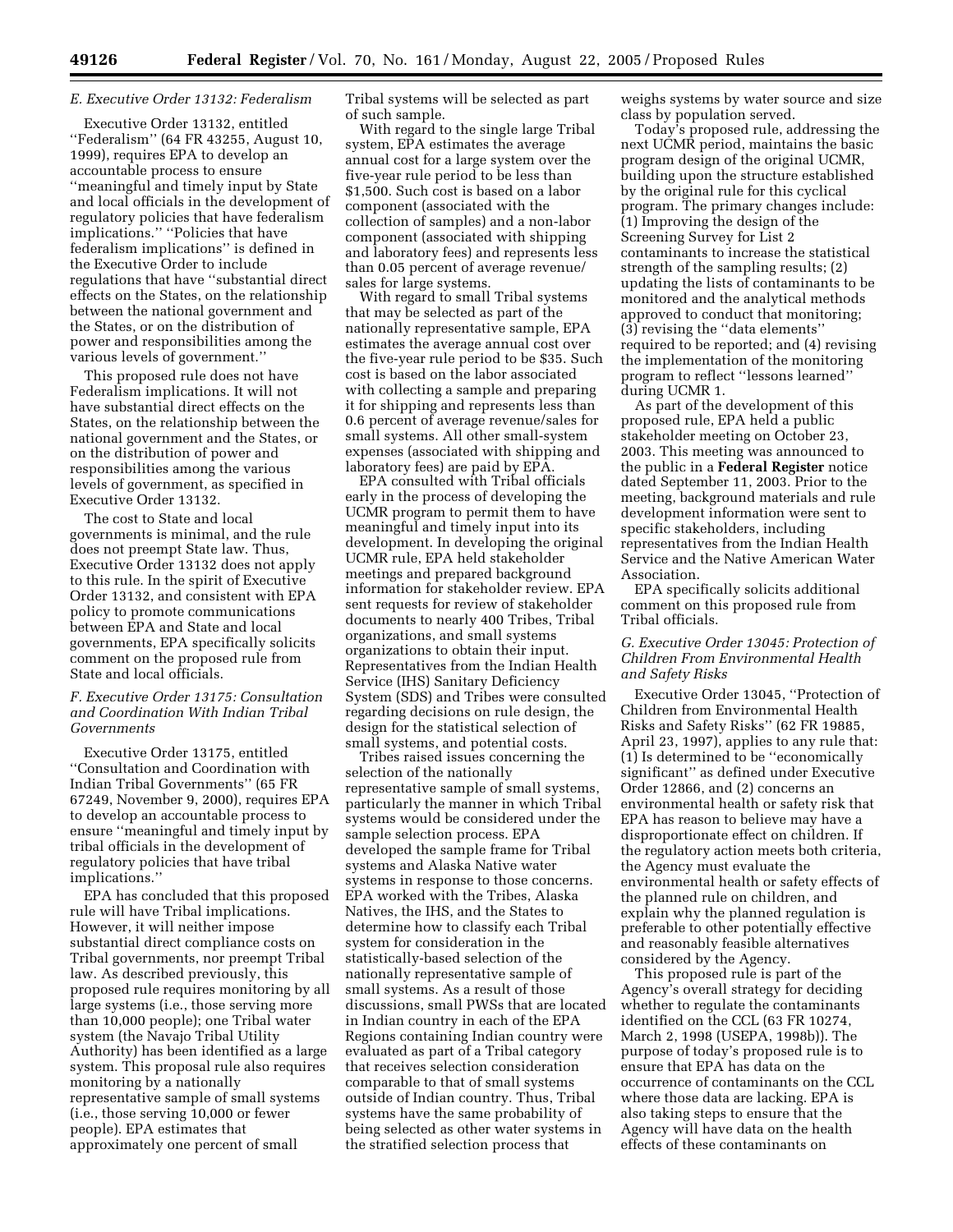### E. Executive Order 13132: Federalism

Executive Order 13132, entitled ''Federalism'' (64 FR 43255, August 10, 1999), requires EPA to develop an accountable process to ensure ''meaningful and timely input by State and local officials in the development of regulatory policies that have federalism implications.'' ''Policies that have federalism implications'' is defined in the Executive Order to include regulations that have ''substantial direct effects on the States, on the relationship between the national government and the States, or on the distribution of power and responsibilities among the various levels of government.''

This proposed rule does not have Federalism implications. It will not have substantial direct effects on the States, on the relationship between the national government and the States, or on the distribution of power and responsibilities among the various levels of government, as specified in Executive Order 13132.

The cost to State and local governments is minimal, and the rule does not preempt State law. Thus, Executive Order 13132 does not apply to this rule. In the spirit of Executive Order 13132, and consistent with EPA policy to promote communications between EPA and State and local governments, EPA specifically solicits comment on the proposed rule from State and local officials.

### F. Executive Order 13175: Consultation and Coordination With Indian Tribal Governments

Executive Order 13175, entitled ''Consultation and Coordination with Indian Tribal Governments'' (65 FR 67249, November 9, 2000), requires EPA to develop an accountable process to ensure ''meaningful and timely input by tribal officials in the development of regulatory policies that have tribal implications.''

EPA has concluded that this proposed rule will have Tribal implications. However, it will neither impose substantial direct compliance costs on Tribal governments, nor preempt Tribal law. As described previously, this proposed rule requires monitoring by all large systems (i.e., those serving more than 10,000 people); one Tribal water system (the Navajo Tribal Utility Authority) has been identified as a large system. This proposal rule also requires monitoring by a nationally representative sample of small systems (i.e., those serving 10,000 or fewer people). EPA estimates that approximately one percent of small Tribal systems will be selected as part of such sample.

With regard to the single large Tribal system, EPA estimates the average annual cost for a large system over the five-year rule period to be less than $1,500. Such cost is based on a labor component (associated with the collection of samples) and a non-labor component (associated with shipping and laboratory fees) and represents less than 0.05 percent of average revenue/sales for large systems.

With regard to small Tribal systems that may be selected as part of the nationally representative sample, EPA estimates the average annual cost over the five-year rule period to be $35. Such cost is based on the labor associated with collecting a sample and preparing it for shipping and represents less than 0.6 percent of average revenue/sales for small systems. All other small-system expenses (associated with shipping and laboratory fees) are paid by EPA.

EPA consulted with Tribal officials early in the process of developing the UCMR program to permit them to have meaningful and timely input into its development. In developing the original UCMR rule, EPA held stakeholder meetings and prepared background information for stakeholder review. EPA sent requests for review of stakeholder documents to nearly 400 Tribes, Tribal organizations, and small systems organizations to obtain their input. Representatives from the Indian Health Service (IHS) Sanitary Deficiency System (SDS) and Tribes were consulted regarding decisions on rule design, the design for the statistical selection of small systems, and potential costs.

Tribes raised issues concerning the selection of the nationally representative sample of small systems, particularly the manner in which Tribal systems would be considered under the sample selection process. EPA developed the sample frame for Tribal systems and Alaska Native water systems in response to those concerns. EPA worked with the Tribes, Alaska Natives, the IHS, and the States to determine how to classify each Tribal system for consideration in the statistically-based selection of the nationally representative sample of small systems. As a result of those discussions, small PWSs that are located in Indian country in each of the EPA Regions containing Indian country were evaluated as part of a Tribal category that receives selection consideration comparable to that of small systems outside of Indian country. Thus, Tribal systems have the same probability of being selected as other water systems in the stratified selection process that weighs systems by water source and size class by population served.

Today's proposed rule, addressing the next UCMR period, maintains the basic program design of the original UCMR, building upon the structure established by the original rule for this cyclical program. The primary changes include: (1) Improving the design of the Screening Survey for List 2 contaminants to increase the statistical strength of the sampling results; (2) updating the lists of contaminants to be monitored and the analytical methods approved to conduct that monitoring; (3) revising the ''data elements'' required to be reported; and (4) revising the implementation of the monitoring program to reflect ''lessons learned'' during UCMR 1.

As part of the development of this proposed rule, EPA held a public stakeholder meeting on October 23, 2003. This meeting was announced to the public in a **Federal Register** notice dated September 11, 2003. Prior to the meeting, background materials and rule development information were sent to specific stakeholders, including representatives from the Indian Health Service and the Native American Water Association.

EPA specifically solicits additional comment on this proposed rule from Tribal officials.

### G. Executive Order 13045: Protection of Children From Environmental Health and Safety Risks

Executive Order 13045, ''Protection of Children from Environmental Health Risks and Safety Risks'' (62 FR 19885, April 23, 1997), applies to any rule that: (1) Is determined to be ''economically significant'' as defined under Executive Order 12866, and (2) concerns an environmental health or safety risk that EPA has reason to believe may have a disproportionate effect on children. If the regulatory action meets both criteria, the Agency must evaluate the environmental health or safety effects of the planned rule on children, and explain why the planned regulation is preferable to other potentially effective and reasonably feasible alternatives considered by the Agency.

This proposed rule is part of the Agency's overall strategy for deciding whether to regulate the contaminants identified on the CCL (63 FR 10274, March 2, 1998 (USEPA, 1998b)). The purpose of today's proposed rule is to ensure that EPA has data on the occurrence of contaminants on the CCL where those data are lacking. EPA is also taking steps to ensure that the Agency will have data on the health effects of these contaminants on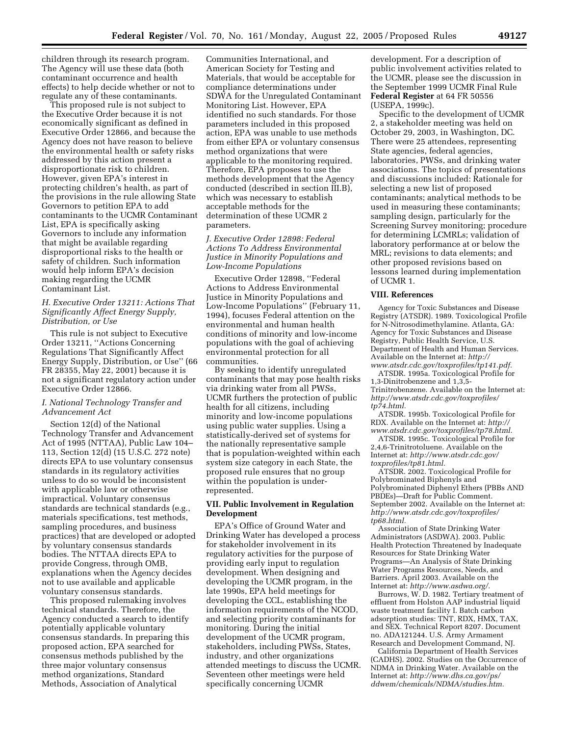children through its research program. The Agency will use these data (both contaminant occurrence and health effects) to help decide whether or not to regulate any of these contaminants.

This proposed rule is not subject to the Executive Order because it is not economically significant as defined in Executive Order 12866, and because the Agency does not have reason to believe the environmental health or safety risks addressed by this action present a disproportionate risk to children. However, given EPA's interest in protecting children's health, as part of the provisions in the rule allowing State Governors to petition EPA to add contaminants to the UCMR Contaminant List, EPA is specifically asking Governors to include any information that might be available regarding disproportional risks to the health or safety of children. Such information would help inform EPA's decision making regarding the UCMR Contaminant List.

### *H. Executive Order 13211: Actions That Significantly Affect Energy Supply, Distribution, or Use*

This rule is not subject to Executive Order 13211, ''Actions Concerning Regulations That Significantly Affect Energy Supply, Distribution, or Use'' (66 FR 28355, May 22, 2001) because it is not a significant regulatory action under Executive Order 12866.

### *I. National Technology Transfer and Advancement Act*

Section 12(d) of the National Technology Transfer and Advancement Act of 1995 (NTTAA), Public Law 104–113, Section 12(d) (15 U.S.C. 272 note) directs EPA to use voluntary consensus standards in its regulatory activities unless to do so would be inconsistent with applicable law or otherwise impractical. Voluntary consensus standards are technical standards (e.g., materials specifications, test methods, sampling procedures, and business practices) that are developed or adopted by voluntary consensus standards bodies. The NTTAA directs EPA to provide Congress, through OMB, explanations when the Agency decides not to use available and applicable voluntary consensus standards.

This proposed rulemaking involves technical standards. Therefore, the Agency conducted a search to identify potentially applicable voluntary consensus standards. In preparing this proposed action, EPA searched for consensus methods published by the three major voluntary consensus method organizations, Standard Methods, Association of Analytical Communities International, and American Society for Testing and Materials, that would be acceptable for compliance determinations under SDWA for the Unregulated Contaminant Monitoring List. However, EPA identified no such standards. For those parameters included in this proposed action, EPA was unable to use methods from either EPA or voluntary consensus method organizations that were applicable to the monitoring required. Therefore, EPA proposes to use the methods development that the Agency conducted (described in section III.B), which was necessary to establish acceptable methods for the determination of these UCMR 2 parameters.

### *J. Executive Order 12898: Federal Actions To Address Environmental Justice in Minority Populations and Low-Income Populations*

Executive Order 12898, ''Federal Actions to Address Environmental Justice in Minority Populations and Low-Income Populations'' (February 11, 1994), focuses Federal attention on the environmental and human health conditions of minority and low-income populations with the goal of achieving environmental protection for all communities.

By seeking to identify unregulated contaminants that may pose health risks via drinking water from all PWSs, UCMR furthers the protection of public health for all citizens, including minority and low-income populations using public water supplies. Using a statistically-derived set of systems for the nationally representative sample that is population-weighted within each system size category in each State, the proposed rule ensures that no group within the population is under-represented.

## VII. Public Involvement in Regulation Development

EPA's Office of Ground Water and Drinking Water has developed a process for stakeholder involvement in its regulatory activities for the purpose of providing early input to regulation development. When designing and developing the UCMR program, in the late 1990s, EPA held meetings for developing the CCL, establishing the information requirements of the NCOD, and selecting priority contaminants for monitoring. During the initial development of the UCMR program, stakeholders, including PWSs, States, industry, and other organizations attended meetings to discuss the UCMR. Seventeen other meetings were held specifically concerning UCMR development. For a description of public involvement activities related to the UCMR, please see the discussion in the September 1999 UCMR Final Rule **Federal Register** at 64 FR 50556 (USEPA, 1999c).

Specific to the development of UCMR 2, a stakeholder meeting was held on October 29, 2003, in Washington, DC. There were 25 attendees, representing State agencies, federal agencies, laboratories, PWSs, and drinking water associations. The topics of presentations and discussions included: Rationale for selecting a new list of proposed contaminants; analytical methods to be used in measuring these contaminants; sampling design, particularly for the Screening Survey monitoring; procedure for determining LCMRLs; validation of laboratory performance at or below the MRL; revisions to data elements; and other proposed revisions based on lessons learned during implementation of UCMR 1.

## VIII. References

Agency for Toxic Substances and Disease Registry (ATSDR). 1989. Toxicological Profile for N-Nitrosodimethylamine. Atlanta, GA: Agency for Toxic Substances and Disease Registry, Public Health Service, U.S. Department of Health and Human Services. Available on the Internet at: *http://www.atsdr.cdc.gov/toxprofiles/tp141.pdf*.

ATSDR. 1995a. Toxicological Profile for 1,3-Dinitrobenzene and 1,3,5-Trinitrobenzene. Available on the Internet at: *http://www.atsdr.cdc.gov/toxprofiles/tp74.html*.

ATSDR. 1995b. Toxicological Profile for RDX. Available on the Internet at: *http://www.atsdr.cdc.gov/toxprofiles/tp78.html*.

ATSDR. 1995c. Toxicological Profile for 2,4,6-Trinitrotoluene. Available on the Internet at: *http://www.atsdr.cdc.gov/toxprofiles/tp81.html*.

ATSDR. 2002. Toxicological Profile for Polybrominated Biphenyls and Polybrominated Diphenyl Ethers (PBBs AND PBDEs)—Draft for Public Comment. September 2002. Available on the Internet at: *http://www.atsdr.cdc.gov/toxprofiles/tp68.html*.

Association of State Drinking Water Administrators (ASDWA). 2003. Public Health Protection Threatened by Inadequate Resources for State Drinking Water Programs—An Analysis of State Drinking Water Programs Resources, Needs, and Barriers. April 2003. Available on the Internet at: *http://www.asdwa.org/*.

Burrows, W. D. 1982. Tertiary treatment of effluent from Holston AAP industrial liquid waste treatment facility I. Batch carbon adsorption studies: TNT, RDX, HMX, TAX, and SEX. Technical Report 8207. Document no. ADA121244. U.S. Army Armament Research and Development Command, NJ.

California Department of Health Services (CADHS). 2002. Studies on the Occurrence of NDMA in Drinking Water. Available on the Internet at: *http://www.dhs.ca.gov/ps/ddwem/chemicals/NDMA/studies.htm*.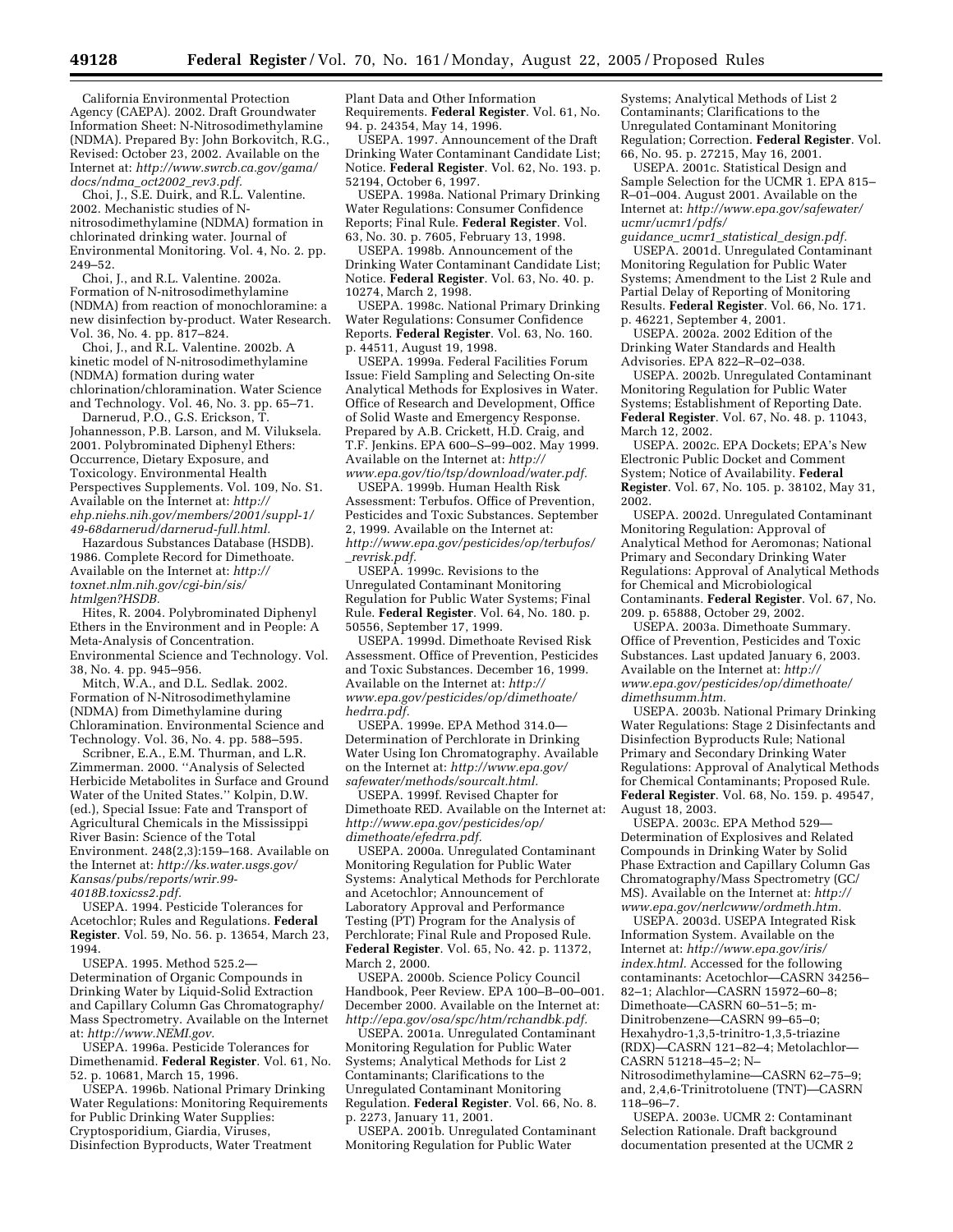California Environmental Protection Agency (CAEPA). 2002. Draft Groundwater Information Sheet: N-Nitrosodimethylamine (NDMA). Prepared By: John Borkovitch, R.G., Revised: October 23, 2002. Available on the Internet at: *http://www.swrcb.ca.gov/gama/docs/ndma_oct2002_rev3.pdf.*

Choi, J., S.E. Duirk, and R.L. Valentine. 2002. Mechanistic studies of N-nitrosodimethylamine (NDMA) formation in chlorinated drinking water. Journal of Environmental Monitoring. Vol. 4, No. 2. pp. 249–52.

Choi, J., and R.L. Valentine. 2002a. Formation of N-nitrosodimethylamine (NDMA) from reaction of monochloramine: a new disinfection by-product. Water Research. Vol. 36, No. 4. pp. 817–824.

Choi, J., and R.L. Valentine. 2002b. A kinetic model of N-nitrosodimethylamine (NDMA) formation during water chlorination/chloramination. Water Science and Technology. Vol. 46, No. 3. pp. 65–71.

Darnerud, P.O., G.S. Erickson, T. Johannesson, P.B. Larson, and M. Viluksela. 2001. Polybrominated Diphenyl Ethers: Occurrence, Dietary Exposure, and Toxicology. Environmental Health Perspectives Supplements. Vol. 109, No. S1. Available on the Internet at: *http://ehp.niehs.nih.gov/members/2001/suppl-1/49-68darnerud/darnerud-full.html.*

Hazardous Substances Database (HSDB). 1986. Complete Record for Dimethoate. Available on the Internet at: *http://toxnet.nlm.nih.gov/cgi-bin/sis/htmlgen?HSDB.*

Hites, R. 2004. Polybrominated Diphenyl Ethers in the Environment and in People: A Meta-Analysis of Concentration. Environmental Science and Technology. Vol. 38, No. 4. pp. 945–956.

Mitch, W.A., and D.L. Sedlak. 2002. Formation of N-Nitrosodimethylamine (NDMA) from Dimethylamine during Chloramination. Environmental Science and Technology. Vol. 36, No. 4. pp. 588–595.

Scribner, E.A., E.M. Thurman, and L.R. Zimmerman. 2000. ''Analysis of Selected Herbicide Metabolites in Surface and Ground Water of the United States.'' Kolpin, D.W. (ed.), Special Issue: Fate and Transport of Agricultural Chemicals in the Mississippi River Basin: Science of the Total Environment. 248(2,3):159–168. Available on the Internet at: *http://ks.water.usgs.gov/Kansas/pubs/reports/wrir.99-4018B.toxicss2.pdf.*

USEPA. 1994. Pesticide Tolerances for Acetochlor; Rules and Regulations. **Federal Register**. Vol. 59, No. 56. p. 13654, March 23, 1994.

USEPA. 1995. Method 525.2—Determination of Organic Compounds in Drinking Water by Liquid-Solid Extraction and Capillary Column Gas Chromatography/Mass Spectrometry. Available on the Internet at: *http://www.NEMI.gov.*

USEPA. 1996a. Pesticide Tolerances for Dimethenamid. **Federal Register**. Vol. 61, No. 52. p. 10681, March 15, 1996.

USEPA. 1996b. National Primary Drinking Water Regulations: Monitoring Requirements for Public Drinking Water Supplies: Cryptosporidium, Giardia, Viruses, Disinfection Byproducts, Water Treatment Plant Data and Other Information Requirements. **Federal Register**. Vol. 61, No. 94. p. 24354, May 14, 1996.

USEPA. 1997. Announcement of the Draft Drinking Water Contaminant Candidate List; Notice. **Federal Register**. Vol. 62, No. 193. p. 52194, October 6, 1997.

USEPA. 1998a. National Primary Drinking Water Regulations: Consumer Confidence Reports; Final Rule. **Federal Register**. Vol. 63, No. 30. p. 7605, February 13, 1998.

USEPA. 1998b. Announcement of the Drinking Water Contaminant Candidate List; Notice. **Federal Register**. Vol. 63, No. 40. p. 10274, March 2, 1998.

USEPA. 1998c. National Primary Drinking Water Regulations: Consumer Confidence Reports. **Federal Register**. Vol. 63, No. 160. p. 44511, August 19, 1998.

USEPA. 1999a. Federal Facilities Forum Issue: Field Sampling and Selecting On-site Analytical Methods for Explosives in Water. Office of Research and Development, Office of Solid Waste and Emergency Response. Prepared by A.B. Crickett, H.D. Craig, and T.F. Jenkins. EPA 600–S–99–002. May 1999. Available on the Internet at: *http://www.epa.gov/tio/tsp/download/water.pdf.*

USEPA. 1999b. Human Health Risk Assessment: Terbufos. Office of Prevention, Pesticides and Toxic Substances. September 2, 1999. Available on the Internet at: *http://www.epa.gov/pesticides/op/terbufos/_revrisk.pdf.*

USEPA. 1999c. Revisions to the Unregulated Contaminant Monitoring Regulation for Public Water Systems; Final Rule. **Federal Register**. Vol. 64, No. 180. p. 50556, September 17, 1999.

USEPA. 1999d. Dimethoate Revised Risk Assessment. Office of Prevention, Pesticides and Toxic Substances. December 16, 1999. Available on the Internet at: *http://www.epa.gov/pesticides/op/dimethoate/hedrra.pdf.*

USEPA. 1999e. EPA Method 314.0—Determination of Perchlorate in Drinking Water Using Ion Chromatography. Available on the Internet at: *http://www.epa.gov/safewater/methods/sourcalt.html.*

USEPA. 1999f. Revised Chapter for Dimethoate RED. Available on the Internet at: *http://www.epa.gov/pesticides/op/dimethoate/efedrra.pdf.*

USEPA. 2000a. Unregulated Contaminant Monitoring Regulation for Public Water Systems: Analytical Methods for Perchlorate and Acetochlor; Announcement of Laboratory Approval and Performance Testing (PT) Program for the Analysis of Perchlorate; Final Rule and Proposed Rule. **Federal Register**. Vol. 65, No. 42. p. 11372, March 2, 2000.

USEPA. 2000b. Science Policy Council Handbook, Peer Review. EPA 100–B–00–001. December 2000. Available on the Internet at: *http://epa.gov/osa/spc/htm/rchandbk.pdf.*

USEPA. 2001a. Unregulated Contaminant Monitoring Regulation for Public Water Systems; Analytical Methods for List 2 Contaminants; Clarifications to the Unregulated Contaminant Monitoring Regulation. **Federal Register**. Vol. 66, No. 8. p. 2273, January 11, 2001.

USEPA. 2001b. Unregulated Contaminant Monitoring Regulation for Public Water Systems; Analytical Methods of List 2 Contaminants; Clarifications to the Unregulated Contaminant Monitoring Regulation; Correction. **Federal Register**. Vol. 66, No. 95. p. 27215, May 16, 2001.

USEPA. 2001c. Statistical Design and Sample Selection for the UCMR 1. EPA 815–R–01–004. August 2001. Available on the Internet at: *http://www.epa.gov/safewater/ucmr/ucmr1/pdfs/guidance_ucmr1_statistical_design.pdf.*

USEPA. 2001d. Unregulated Contaminant Monitoring Regulation for Public Water Systems; Amendment to the List 2 Rule and Partial Delay of Reporting of Monitoring Results. **Federal Register**. Vol. 66, No. 171. p. 46221, September 4, 2001.

USEPA. 2002a. 2002 Edition of the Drinking Water Standards and Health Advisories. EPA 822–R–02–038.

USEPA. 2002b. Unregulated Contaminant Monitoring Regulation for Public Water Systems; Establishment of Reporting Date. **Federal Register**. Vol. 67, No. 48. p. 11043, March 12, 2002.

USEPA. 2002c. EPA Dockets; EPA's New Electronic Public Docket and Comment System; Notice of Availability. **Federal Register**. Vol. 67, No. 105. p. 38102, May 31, 2002.

USEPA. 2002d. Unregulated Contaminant Monitoring Regulation: Approval of Analytical Method for Aeromonas; National Primary and Secondary Drinking Water Regulations: Approval of Analytical Methods for Chemical and Microbiological Contaminants. **Federal Register**. Vol. 67, No. 209. p. 65888, October 29, 2002.

USEPA. 2003a. Dimethoate Summary. Office of Prevention, Pesticides and Toxic Substances. Last updated January 6, 2003. Available on the Internet at: *http://www.epa.gov/pesticides/op/dimethoate/dimethsumm.htm.*

USEPA. 2003b. National Primary Drinking Water Regulations: Stage 2 Disinfectants and Disinfection Byproducts Rule; National Primary and Secondary Drinking Water Regulations: Approval of Analytical Methods for Chemical Contaminants; Proposed Rule. **Federal Register**. Vol. 68, No. 159. p. 49547, August 18, 2003.

USEPA. 2003c. EPA Method 529—Determination of Explosives and Related Compounds in Drinking Water by Solid Phase Extraction and Capillary Column Gas Chromatography/Mass Spectrometry (GC/MS). Available on the Internet at: *http://www.epa.gov/nerlcwww/ordmeth.htm.*

USEPA. 2003d. USEPA Integrated Risk Information System. Available on the Internet at: *http://www.epa.gov/iris/index.html.* Accessed for the following contaminants: Acetochlor—CASRN 34256–82–1; Alachlor—CASRN 15972–60–8; Dimethoate—CASRN 60–51–5; m-Dinitrobenzene—CASRN 99–65–0; Hexahydro-1,3,5-trinitro-1,3,5-triazine (RDX)—CASRN 121–82–4; Metolachlor—CASRN 51218–45–2; N–Nitrosodimethylamine—CASRN 62–75–9; and, 2,4,6-Trinitrotoluene (TNT)—CASRN 118–96–7.

USEPA. 2003e. UCMR 2: Contaminant Selection Rationale. Draft background documentation presented at the UCMR 2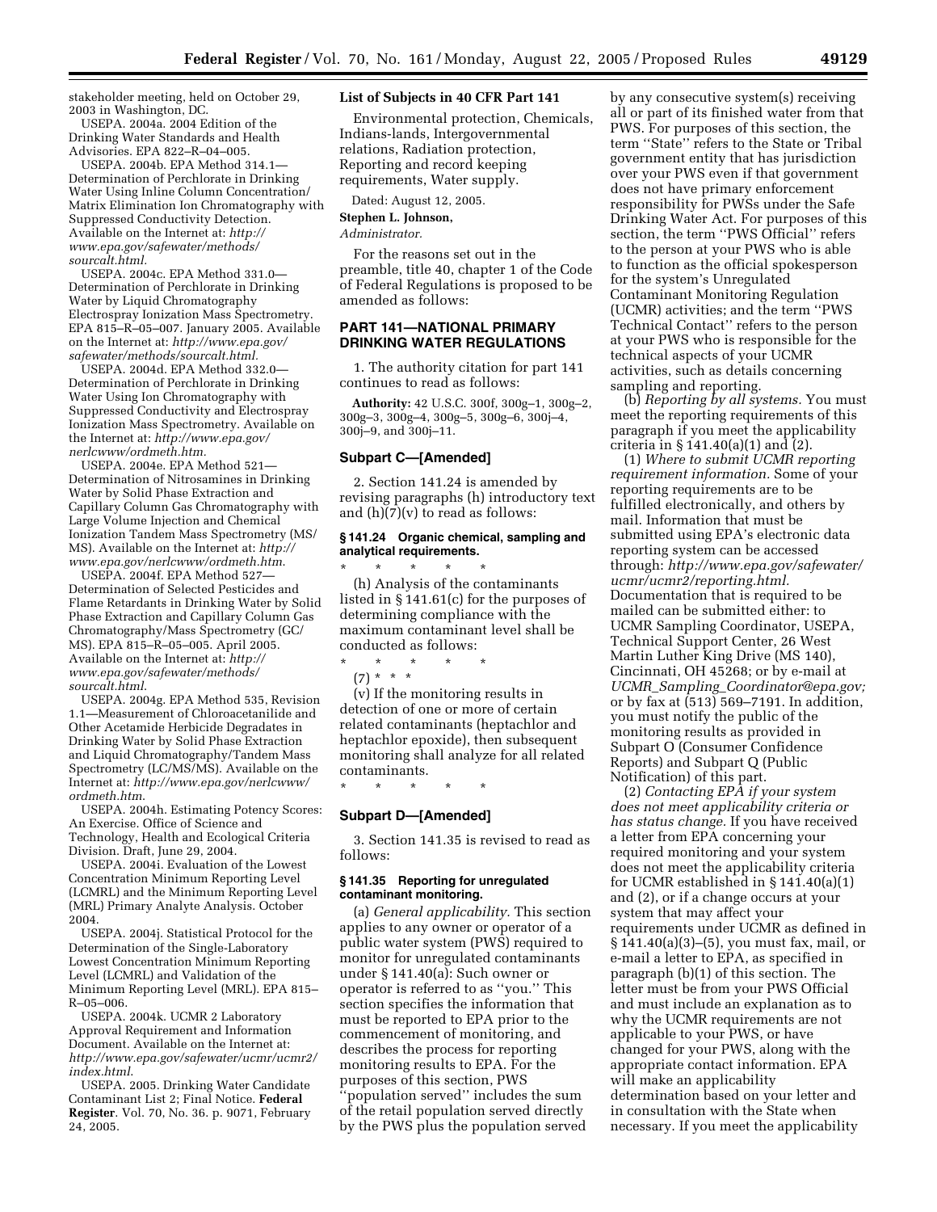stakeholder meeting, held on October 29, 2003 in Washington, DC.

USEPA. 2004a. 2004 Edition of the Drinking Water Standards and Health Advisories. EPA 822–R–04–005.

USEPA. 2004b. EPA Method 314.1—Determination of Perchlorate in Drinking Water Using Inline Column Concentration/Matrix Elimination Ion Chromatography with Suppressed Conductivity Detection. Available on the Internet at: *http://www.epa.gov/safewater/methods/sourcalt.html.*

USEPA. 2004c. EPA Method 331.0—Determination of Perchlorate in Drinking Water by Liquid Chromatography Electrospray Ionization Mass Spectrometry. EPA 815–R–05–007. January 2005. Available on the Internet at: *http://www.epa.gov/safewater/methods/sourcalt.html.*

USEPA. 2004d. EPA Method 332.0—Determination of Perchlorate in Drinking Water Using Ion Chromatography with Suppressed Conductivity and Electrospray Ionization Mass Spectrometry. Available on the Internet at: *http://www.epa.gov/nerlcwww/ordmeth.htm.*

USEPA. 2004e. EPA Method 521—Determination of Nitrosamines in Drinking Water by Solid Phase Extraction and Capillary Column Gas Chromatography with Large Volume Injection and Chemical Ionization Tandem Mass Spectrometry (MS/MS). Available on the Internet at: *http://www.epa.gov/nerlcwww/ordmeth.htm.*

USEPA. 2004f. EPA Method 527—Determination of Selected Pesticides and Flame Retardants in Drinking Water by Solid Phase Extraction and Capillary Column Gas Chromatography/Mass Spectrometry (GC/MS). EPA 815–R–05–005. April 2005. Available on the Internet at: *http://www.epa.gov/safewater/methods/sourcalt.html.*

USEPA. 2004g. EPA Method 535, Revision 1.1—Measurement of Chloroacetanilide and Other Acetamide Herbicide Degradates in Drinking Water by Solid Phase Extraction and Liquid Chromatography/Tandem Mass Spectrometry (LC/MS/MS). Available on the Internet at: *http://www.epa.gov/nerlcwww/ordmeth.htm.*

USEPA. 2004h. Estimating Potency Scores: An Exercise. Office of Science and Technology, Health and Ecological Criteria Division. Draft, June 29, 2004.

USEPA. 2004i. Evaluation of the Lowest Concentration Minimum Reporting Level (LCMRL) and the Minimum Reporting Level (MRL) Primary Analyte Analysis. October 2004.

USEPA. 2004j. Statistical Protocol for the Determination of the Single-Laboratory Lowest Concentration Minimum Reporting Level (LCMRL) and Validation of the Minimum Reporting Level (MRL). EPA 815–R–05–006.

USEPA. 2004k. UCMR 2 Laboratory Approval Requirement and Information Document. Available on the Internet at: *http://www.epa.gov/safewater/ucmr/ucmr2/index.html.*

USEPA. 2005. Drinking Water Candidate Contaminant List 2; Final Notice. **Federal Register**. Vol. 70, No. 36. p. 9071, February 24, 2005.

**List of Subjects in 40 CFR Part 141**

Environmental protection, Chemicals, Indians-lands, Intergovernmental relations, Radiation protection, Reporting and record keeping requirements, Water supply.

Dated: August 12, 2005.

**Stephen L. Johnson,**

*Administrator.*

For the reasons set out in the preamble, title 40, chapter 1 of the Code of Federal Regulations is proposed to be amended as follows:

## PART 141—NATIONAL PRIMARY DRINKING WATER REGULATIONS

1. The authority citation for part 141 continues to read as follows:

**Authority:** 42 U.S.C. 300f, 300g–1, 300g–2, 300g–3, 300g–4, 300g–5, 300g–6, 300j–4, 300j–9, and 300j–11.

### Subpart C—[Amended]

2. Section 141.24 is amended by revising paragraphs (h) introductory text and (h)(7)(v) to read as follows:

#### § 141.24 Organic chemical, sampling and analytical requirements.

\* \* \* \* \*

(h) Analysis of the contaminants listed in § 141.61(c) for the purposes of determining compliance with the maximum contaminant level shall be conducted as follows:

\* \* \* \* \*

(7) \* \* \*

(v) If the monitoring results in detection of one or more of certain related contaminants (heptachlor and heptachlor epoxide), then subsequent monitoring shall analyze for all related contaminants.

\* \* \* \* \*

### Subpart D—[Amended]

3. Section 141.35 is revised to read as follows:

#### § 141.35 Reporting for unregulated contaminant monitoring.

(a) *General applicability.* This section applies to any owner or operator of a public water system (PWS) required to monitor for unregulated contaminants under § 141.40(a): Such owner or operator is referred to as ''you.'' This section specifies the information that must be reported to EPA prior to the commencement of monitoring, and describes the process for reporting monitoring results to EPA. For the purposes of this section, PWS ''population served'' includes the sum of the retail population served directly by the PWS plus the population served by any consecutive system(s) receiving all or part of its finished water from that PWS. For purposes of this section, the term ''State'' refers to the State or Tribal government entity that has jurisdiction over your PWS even if that government does not have primary enforcement responsibility for PWSs under the Safe Drinking Water Act. For purposes of this section, the term ''PWS Official'' refers to the person at your PWS who is able to function as the official spokesperson for the system's Unregulated Contaminant Monitoring Regulation (UCMR) activities; and the term ''PWS Technical Contact'' refers to the person at your PWS who is responsible for the technical aspects of your UCMR activities, such as details concerning sampling and reporting.

(b) *Reporting by all systems.* You must meet the reporting requirements of this paragraph if you meet the applicability criteria in § 141.40(a)(1) and (2).

(1) *Where to submit UCMR reporting requirement information.* Some of your reporting requirements are to be fulfilled electronically, and others by mail. Information that must be submitted using EPA's electronic data reporting system can be accessed through: *http://www.epa.gov/safewater/ucmr/ucmr2/reporting.html.* Documentation that is required to be mailed can be submitted either: to UCMR Sampling Coordinator, USEPA, Technical Support Center, 26 West Martin Luther King Drive (MS 140), Cincinnati, OH 45268; or by e-mail at *UCMR_Sampling_Coordinator@epa.gov;* or by fax at (513) 569–7191. In addition, you must notify the public of the monitoring results as provided in Subpart O (Consumer Confidence Reports) and Subpart Q (Public Notification) of this part.

(2) *Contacting EPA if your system does not meet applicability criteria or has status change.* If you have received a letter from EPA concerning your required monitoring and your system does not meet the applicability criteria for UCMR established in § 141.40(a)(1) and (2), or if a change occurs at your system that may affect your requirements under UCMR as defined in § 141.40(a)(3)–(5), you must fax, mail, or e-mail a letter to EPA, as specified in paragraph (b)(1) of this section. The letter must be from your PWS Official and must include an explanation as to why the UCMR requirements are not applicable to your PWS, or have changed for your PWS, along with the appropriate contact information. EPA will make an applicability determination based on your letter and in consultation with the State when necessary. If you meet the applicability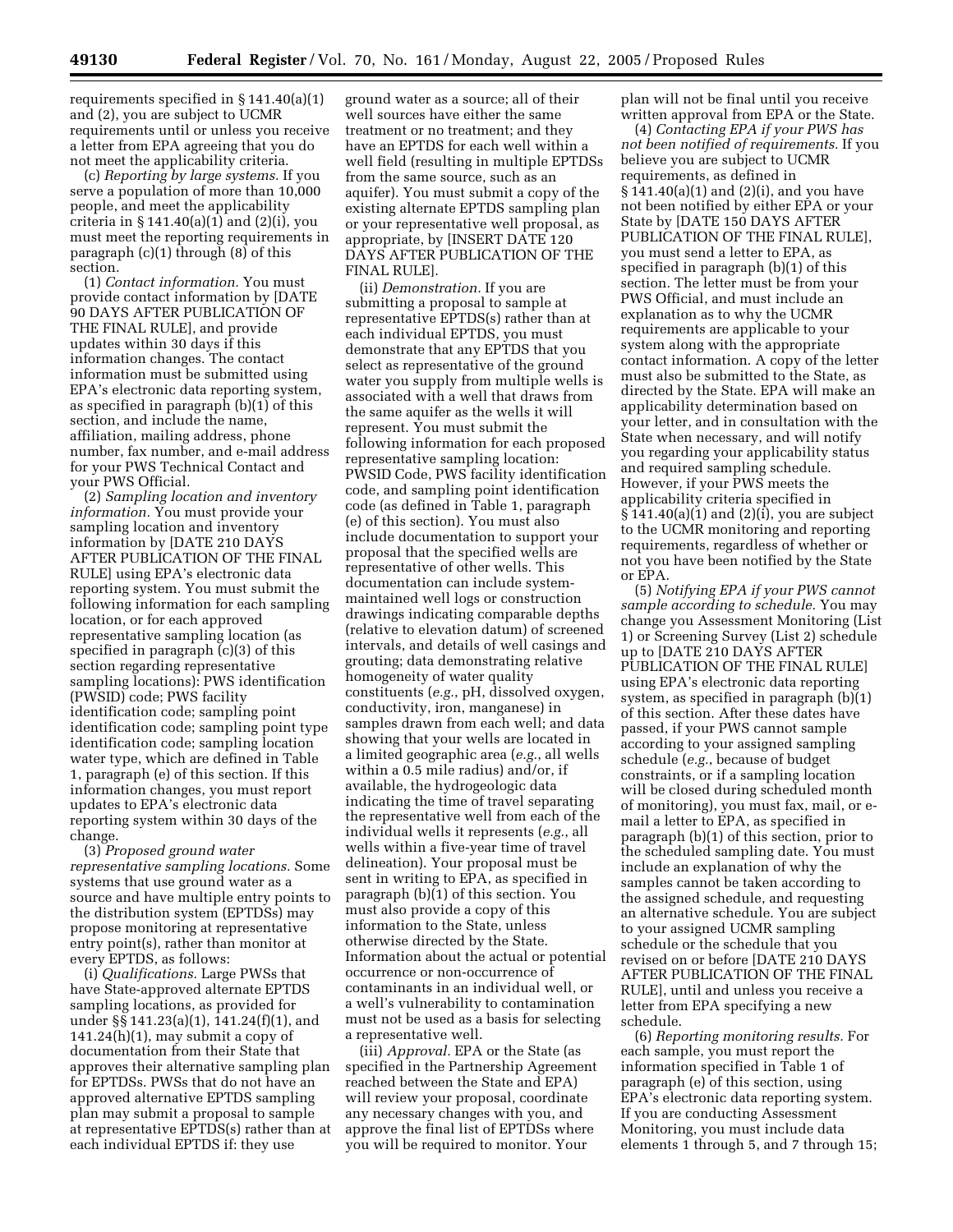requirements specified in § 141.40(a)(1) and (2), you are subject to UCMR requirements until or unless you receive a letter from EPA agreeing that you do not meet the applicability criteria.

(c) *Reporting by large systems.* If you serve a population of more than 10,000 people, and meet the applicability criteria in § 141.40(a)(1) and (2)(i), you must meet the reporting requirements in paragraph (c)(1) through (8) of this section.

(1) *Contact information.* You must provide contact information by [DATE 90 DAYS AFTER PUBLICATION OF THE FINAL RULE], and provide updates within 30 days if this information changes. The contact information must be submitted using EPA's electronic data reporting system, as specified in paragraph (b)(1) of this section, and include the name, affiliation, mailing address, phone number, fax number, and e-mail address for your PWS Technical Contact and your PWS Official.

(2) *Sampling location and inventory information.* You must provide your sampling location and inventory information by [DATE 210 DAYS AFTER PUBLICATION OF THE FINAL RULE] using EPA's electronic data reporting system. You must submit the following information for each sampling location, or for each approved representative sampling location (as specified in paragraph (c)(3) of this section regarding representative sampling locations): PWS identification (PWSID) code; PWS facility identification code; sampling point identification code; sampling point type identification code; sampling location water type, which are defined in Table 1, paragraph (e) of this section. If this information changes, you must report updates to EPA's electronic data reporting system within 30 days of the change.

(3) *Proposed ground water representative sampling locations.* Some systems that use ground water as a source and have multiple entry points to the distribution system (EPTDSs) may propose monitoring at representative entry point(s), rather than monitor at every EPTDS, as follows:

(i) *Qualifications.* Large PWSs that have State-approved alternate EPTDS sampling locations, as provided for under §§ 141.23(a)(1), 141.24(f)(1), and 141.24(h)(1), may submit a copy of documentation from their State that approves their alternative sampling plan for EPTDSs. PWSs that do not have an approved alternative EPTDS sampling plan may submit a proposal to sample at representative EPTDS(s) rather than at each individual EPTDS if: they use ground water as a source; all of their well sources have either the same treatment or no treatment; and they have an EPTDS for each well within a well field (resulting in multiple EPTDSs from the same source, such as an aquifer). You must submit a copy of the existing alternate EPTDS sampling plan or your representative well proposal, as appropriate, by [INSERT DATE 120 DAYS AFTER PUBLICATION OF THE FINAL RULE].

(ii) *Demonstration.* If you are submitting a proposal to sample at representative EPTDS(s) rather than at each individual EPTDS, you must demonstrate that any EPTDS that you select as representative of the ground water you supply from multiple wells is associated with a well that draws from the same aquifer as the wells it will represent. You must submit the following information for each proposed representative sampling location: PWSID Code, PWS facility identification code, and sampling point identification code (as defined in Table 1, paragraph (e) of this section). You must also include documentation to support your proposal that the specified wells are representative of other wells. This documentation can include system-maintained well logs or construction drawings indicating comparable depths (relative to elevation datum) of screened intervals, and details of well casings and grouting; data demonstrating relative homogeneity of water quality constituents (*e.g.*, pH, dissolved oxygen, conductivity, iron, manganese) in samples drawn from each well; and data showing that your wells are located in a limited geographic area (*e.g.*, all wells within a 0.5 mile radius) and/or, if available, the hydrogeologic data indicating the time of travel separating the representative well from each of the individual wells it represents (*e.g.*, all wells within a five-year time of travel delineation). Your proposal must be sent in writing to EPA, as specified in paragraph (b)(1) of this section. You must also provide a copy of this information to the State, unless otherwise directed by the State. Information about the actual or potential occurrence or non-occurrence of contaminants in an individual well, or a well's vulnerability to contamination must not be used as a basis for selecting a representative well.

(iii) *Approval.* EPA or the State (as specified in the Partnership Agreement reached between the State and EPA) will review your proposal, coordinate any necessary changes with you, and approve the final list of EPTDSs where you will be required to monitor. Your plan will not be final until you receive written approval from EPA or the State.

(4) *Contacting EPA if your PWS has not been notified of requirements.* If you believe you are subject to UCMR requirements, as defined in § 141.40(a)(1) and (2)(i), and you have not been notified by either EPA or your State by [DATE 150 DAYS AFTER PUBLICATION OF THE FINAL RULE], you must send a letter to EPA, as specified in paragraph (b)(1) of this section. The letter must be from your PWS Official, and must include an explanation as to why the UCMR requirements are applicable to your system along with the appropriate contact information. A copy of the letter must also be submitted to the State, as directed by the State. EPA will make an applicability determination based on your letter, and in consultation with the State when necessary, and will notify you regarding your applicability status and required sampling schedule. However, if your PWS meets the applicability criteria specified in § 141.40(a)(1) and (2)(i), you are subject to the UCMR monitoring and reporting requirements, regardless of whether or not you have been notified by the State or EPA.

(5) *Notifying EPA if your PWS cannot sample according to schedule.* You may change you Assessment Monitoring (List 1) or Screening Survey (List 2) schedule up to [DATE 210 DAYS AFTER PUBLICATION OF THE FINAL RULE] using EPA's electronic data reporting system, as specified in paragraph (b)(1) of this section. After these dates have passed, if your PWS cannot sample according to your assigned sampling schedule (*e.g.*, because of budget constraints, or if a sampling location will be closed during scheduled month of monitoring), you must fax, mail, or e-mail a letter to EPA, as specified in paragraph (b)(1) of this section, prior to the scheduled sampling date. You must include an explanation of why the samples cannot be taken according to the assigned schedule, and requesting an alternative schedule. You are subject to your assigned UCMR sampling schedule or the schedule that you revised on or before [DATE 210 DAYS AFTER PUBLICATION OF THE FINAL RULE], until and unless you receive a letter from EPA specifying a new schedule.

(6) *Reporting monitoring results.* For each sample, you must report the information specified in Table 1 of paragraph (e) of this section, using EPA's electronic data reporting system. If you are conducting Assessment Monitoring, you must include data elements 1 through 5, and 7 through 15;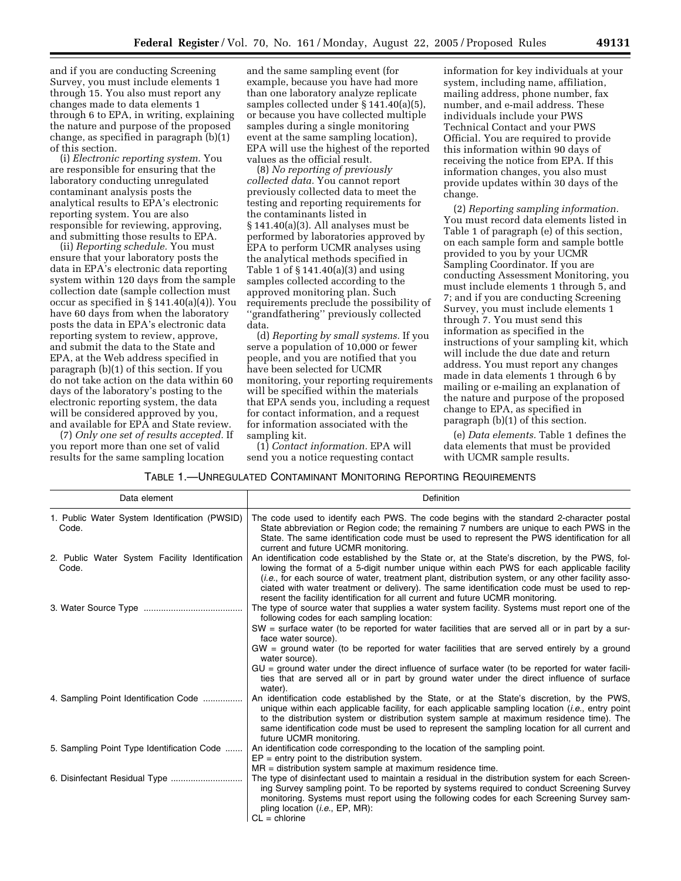and if you are conducting Screening Survey, you must include elements 1 through 15. You also must report any changes made to data elements 1 through 6 to EPA, in writing, explaining the nature and purpose of the proposed change, as specified in paragraph (b)(1) of this section.

(i) *Electronic reporting system.* You are responsible for ensuring that the laboratory conducting unregulated contaminant analysis posts the analytical results to EPA's electronic reporting system. You are also responsible for reviewing, approving, and submitting those results to EPA.

(ii) *Reporting schedule.* You must ensure that your laboratory posts the data in EPA's electronic data reporting system within 120 days from the sample collection date (sample collection must occur as specified in § 141.40(a)(4)). You have 60 days from when the laboratory posts the data in EPA's electronic data reporting system to review, approve, and submit the data to the State and EPA, at the Web address specified in paragraph (b)(1) of this section. If you do not take action on the data within 60 days of the laboratory's posting to the electronic reporting system, the data will be considered approved by you, and available for EPA and State review.

(7) *Only one set of results accepted.* If you report more than one set of valid results for the same sampling location and the same sampling event (for example, because you have had more than one laboratory analyze replicate samples collected under § 141.40(a)(5), or because you have collected multiple samples during a single monitoring event at the same sampling location), EPA will use the highest of the reported values as the official result.

(8) *No reporting of previously collected data.* You cannot report previously collected data to meet the testing and reporting requirements for the contaminants listed in § 141.40(a)(3). All analyses must be performed by laboratories approved by EPA to perform UCMR analyses using the analytical methods specified in Table 1 of § 141.40(a)(3) and using samples collected according to the approved monitoring plan. Such requirements preclude the possibility of "grandfathering" previously collected data.

(d) *Reporting by small systems.* If you serve a population of 10,000 or fewer people, and you are notified that you have been selected for UCMR monitoring, your reporting requirements will be specified within the materials that EPA sends you, including a request for contact information, and a request for information associated with the sampling kit.

(1) *Contact information.* EPA will send you a notice requesting contact information for key individuals at your system, including name, affiliation, mailing address, phone number, fax number, and e-mail address. These individuals include your PWS Technical Contact and your PWS Official. You are required to provide this information within 90 days of receiving the notice from EPA. If this information changes, you also must provide updates within 30 days of the change.

(2) *Reporting sampling information.* You must record data elements listed in Table 1 of paragraph (e) of this section, on each sample form and sample bottle provided to you by your UCMR Sampling Coordinator. If you are conducting Assessment Monitoring, you must include elements 1 through 5, and 7; and if you are conducting Screening Survey, you must include elements 1 through 7. You must send this information as specified in the instructions of your sampling kit, which will include the due date and return address. You must report any changes made in data elements 1 through 6 by mailing or e-mailing an explanation of the nature and purpose of the proposed change to EPA, as specified in paragraph (b)(1) of this section.

(e) *Data elements.* Table 1 defines the data elements that must be provided with UCMR sample results.

TABLE 1.—UNREGULATED CONTAMINANT MONITORING REPORTING REQUIREMENTS

| Data element | Definition |
|---|---|
| 1. Public Water System Identification (PWSID) Code. | The code used to identify each PWS. The code begins with the standard 2-character postal State abbreviation or Region code; the remaining 7 numbers are unique to each PWS in the State. The same identification code must be used to represent the PWS identification for all current and future UCMR monitoring. |
| 2. Public Water System Facility Identification Code. | An identification code established by the State or, at the State's discretion, by the PWS, following the format of a 5-digit number unique within each PWS for each applicable facility (*i.e.*, for each source of water, treatment plant, distribution system, or any other facility associated with water treatment or delivery). The same identification code must be used to represent the facility identification for all current and future UCMR monitoring. |
| 3. Water Source Type | The type of source water that supplies a water system facility. Systems must report one of the following codes for each sampling location:<br>SW = surface water (to be reported for water facilities that are served all or in part by a surface water source).<br>GW = ground water (to be reported for water facilities that are served entirely by a ground water source).<br>GU = ground water under the direct influence of surface water (to be reported for water facilities that are served all or in part by ground water under the direct influence of surface water). |
| 4. Sampling Point Identification Code | An identification code established by the State, or at the State's discretion, by the PWS, unique within each applicable facility, for each applicable sampling location (*i.e.*, entry point to the distribution system or distribution system sample at maximum residence time). The same identification code must be used to represent the sampling location for all current and future UCMR monitoring. |
| 5. Sampling Point Type Identification Code | An identification code corresponding to the location of the sampling point.<br>EP = entry point to the distribution system.<br>MR = distribution system sample at maximum residence time. |
| 6. Disinfectant Residual Type | The type of disinfectant used to maintain a residual in the distribution system for each Screening Survey sampling point. To be reported by systems required to conduct Screening Survey monitoring. Systems must report using the following codes for each Screening Survey sampling location (*i.e.*, EP, MR):<br>CL = chlorine |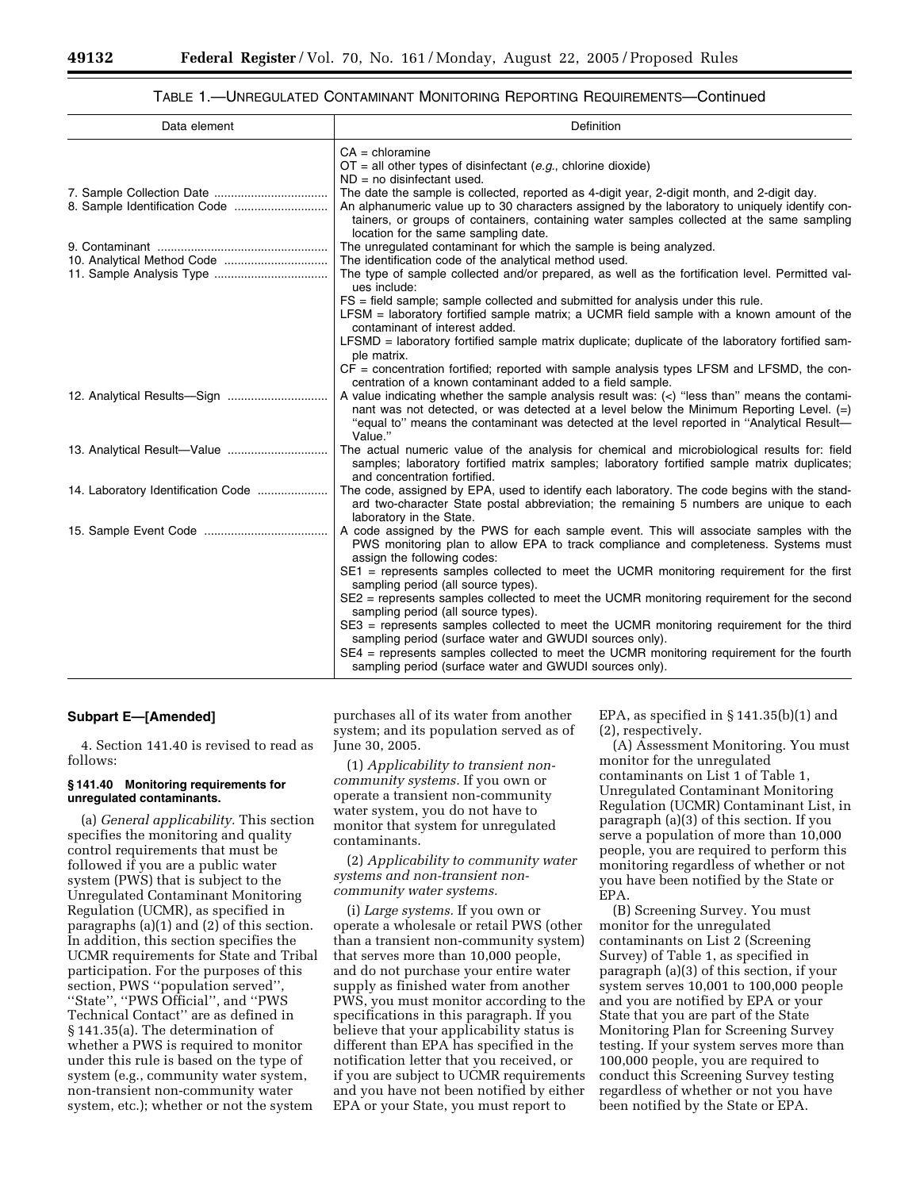TABLE 1.—UNREGULATED CONTAMINANT MONITORING REPORTING REQUIREMENTS—Continued

| Data element | Definition |
| --- | --- |
| | CA = chloramine<br>OT = all other types of disinfectant (*e.g.*, chlorine dioxide)<br>ND = no disinfectant used. |
| 7. Sample Collection Date | The date the sample is collected, reported as 4-digit year, 2-digit month, and 2-digit day. |
| 8. Sample Identification Code | An alphanumeric value up to 30 characters assigned by the laboratory to uniquely identify containers, or groups of containers, containing water samples collected at the same sampling location for the same sampling date. |
| 9. Contaminant | The unregulated contaminant for which the sample is being analyzed. |
| 10. Analytical Method Code | The identification code of the analytical method used. |
| 11. Sample Analysis Type | The type of sample collected and/or prepared, as well as the fortification level. Permitted values include:<br>FS = field sample; sample collected and submitted for analysis under this rule.<br>LFSM = laboratory fortified sample matrix; a UCMR field sample with a known amount of the contaminant of interest added.<br>LFSMD = laboratory fortified sample matrix duplicate; duplicate of the laboratory fortified sample matrix.<br>CF = concentration fortified; reported with sample analysis types LFSM and LFSMD, the concentration of a known contaminant added to a field sample. |
| 12. Analytical Results—Sign | A value indicating whether the sample analysis result was: (<) "less than" means the contaminant was not detected, or was detected at a level below the Minimum Reporting Level. (=) "equal to" means the contaminant was detected at the level reported in "Analytical Result—Value." |
| 13. Analytical Result—Value | The actual numeric value of the analysis for chemical and microbiological results for: field samples; laboratory fortified matrix samples; laboratory fortified sample matrix duplicates; and concentration fortified. |
| 14. Laboratory Identification Code | The code, assigned by EPA, used to identify each laboratory. The code begins with the standard two-character State postal abbreviation; the remaining 5 numbers are unique to each laboratory in the State. |
| 15. Sample Event Code | A code assigned by the PWS for each sample event. This will associate samples with the PWS monitoring plan to allow EPA to track compliance and completeness. Systems must assign the following codes:<br>SE1 = represents samples collected to meet the UCMR monitoring requirement for the first sampling period (all source types).<br>SE2 = represents samples collected to meet the UCMR monitoring requirement for the second sampling period (all source types).<br>SE3 = represents samples collected to meet the UCMR monitoring requirement for the third sampling period (surface water and GWUDI sources only).<br>SE4 = represents samples collected to meet the UCMR monitoring requirement for the fourth sampling period (surface water and GWUDI sources only). |

**Subpart E—[Amended]**

4. Section 141.40 is revised to read as follows:

**§ 141.40 Monitoring requirements for unregulated contaminants.**

(a) *General applicability.* This section specifies the monitoring and quality control requirements that must be followed if you are a public water system (PWS) that is subject to the Unregulated Contaminant Monitoring Regulation (UCMR), as specified in paragraphs (a)(1) and (2) of this section. In addition, this section specifies the UCMR requirements for State and Tribal participation. For the purposes of this section, PWS "population served", "State", "PWS Official", and "PWS Technical Contact" are as defined in § 141.35(a). The determination of whether a PWS is required to monitor under this rule is based on the type of system (e.g., community water system, non-transient non-community water system, etc.); whether or not the system purchases all of its water from another system; and its population served as of June 30, 2005.

(1) *Applicability to transient non-community systems.* If you own or operate a transient non-community water system, you do not have to monitor that system for unregulated contaminants.

(2) *Applicability to community water systems and non-transient non-community water systems.*

(i) *Large systems.* If you own or operate a wholesale or retail PWS (other than a transient non-community system) that serves more than 10,000 people, and do not purchase your entire water supply as finished water from another PWS, you must monitor according to the specifications in this paragraph. If you believe that your applicability status is different than EPA has specified in the notification letter that you received, or if you are subject to UCMR requirements and you have not been notified by either EPA or your State, you must report to EPA, as specified in § 141.35(b)(1) and (2), respectively.

(A) Assessment Monitoring. You must monitor for the unregulated contaminants on List 1 of Table 1, Unregulated Contaminant Monitoring Regulation (UCMR) Contaminant List, in paragraph (a)(3) of this section. If you serve a population of more than 10,000 people, you are required to perform this monitoring regardless of whether or not you have been notified by the State or EPA.

(B) Screening Survey. You must monitor for the unregulated contaminants on List 2 (Screening Survey) of Table 1, as specified in paragraph (a)(3) of this section, if your system serves 10,001 to 100,000 people and you are notified by EPA or your State that you are part of the State Monitoring Plan for Screening Survey testing. If your system serves more than 100,000 people, you are required to conduct this Screening Survey testing regardless of whether or not you have been notified by the State or EPA.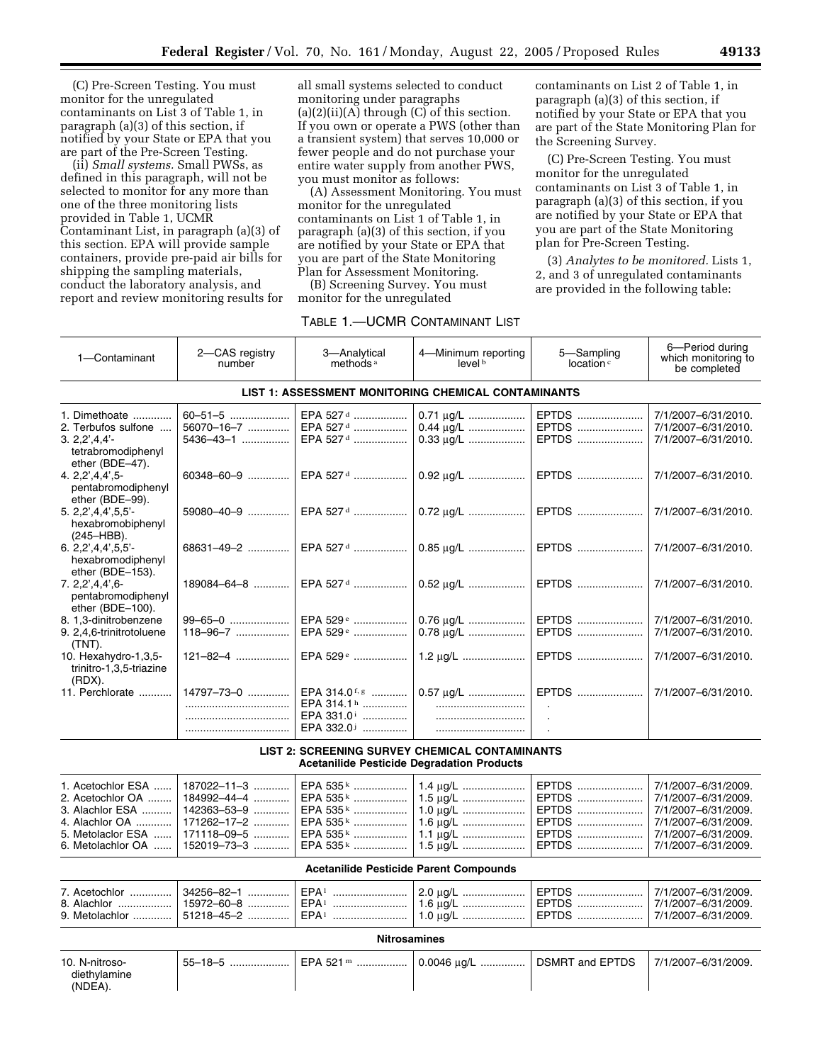(C) Pre-Screen Testing. You must monitor for the unregulated contaminants on List 3 of Table 1, in paragraph (a)(3) of this section, if notified by your State or EPA that you are part of the Pre-Screen Testing.

(ii) *Small systems.* Small PWSs, as defined in this paragraph, will not be selected to monitor for any more than one of the three monitoring lists provided in Table 1, UCMR Contaminant List, in paragraph (a)(3) of this section. EPA will provide sample containers, provide pre-paid air bills for shipping the sampling materials, conduct the laboratory analysis, and report and review monitoring results for all small systems selected to conduct monitoring under paragraphs (a)(2)(ii)(A) through (C) of this section. If you own or operate a PWS (other than a transient system) that serves 10,000 or fewer people and do not purchase your entire water supply from another PWS, you must monitor as follows:

(A) Assessment Monitoring. You must monitor for the unregulated contaminants on List 1 of Table 1, in paragraph (a)(3) of this section, if you are notified by your State or EPA that you are part of the State Monitoring Plan for Assessment Monitoring.

(B) Screening Survey. You must monitor for the unregulated contaminants on List 2 of Table 1, in paragraph (a)(3) of this section, if notified by your State or EPA that you are part of the State Monitoring Plan for the Screening Survey.

(C) Pre-Screen Testing. You must monitor for the unregulated contaminants on List 3 of Table 1, in paragraph (a)(3) of this section, if you are notified by your State or EPA that you are part of the State Monitoring plan for Pre-Screen Testing.

(3) *Analytes to be monitored.* Lists 1, 2, and 3 of unregulated contaminants are provided in the following table:

TABLE 1.—UCMR CONTAMINANT LIST

| 1—Contaminant | 2—CAS registry number | 3—Analytical methods [a] | 4—Minimum reporting level [b] | 5—Sampling location [c] | 6—Period during which monitoring to be completed |
|---|---|---|---|---|---|
| **LIST 1: ASSESSMENT MONITORING CHEMICAL CONTAMINANTS** | | | | | |
| 1. Dimethoate | 60–51–5 | EPA 527 [d] | 0.71 µg/L | EPTDS | 7/1/2007–6/31/2010. |
| 2. Terbufos sulfone | 56070–16–7 | EPA 527 [d] | 0.44 µg/L | EPTDS | 7/1/2007–6/31/2010. |
| 3. 2,2',4,4'-tetrabromodiphenyl ether (BDE–47). | 5436–43–1 | EPA 527 [d] | 0.33 µg/L | EPTDS | 7/1/2007–6/31/2010. |
| 4. 2,2',4,4',5-pentabromodiphenyl ether (BDE–99). | 60348–60–9 | EPA 527 [d] | 0.92 µg/L | EPTDS | 7/1/2007–6/31/2010. |
| 5. 2,2',4,4',5,5'-hexabromobiphenyl (245–HBB). | 59080–40–9 | EPA 527 [d] | 0.72 µg/L | EPTDS | 7/1/2007–6/31/2010. |
| 6. 2,2',4,4',5,5'-hexabromodiphenyl ether (BDE–153). | 68631–49–2 | EPA 527 [d] | 0.85 µg/L | EPTDS | 7/1/2007–6/31/2010. |
| 7. 2,2',4,4',6-pentabromodiphenyl ether (BDE–100). | 189084–64–8 | EPA 527 [d] | 0.52 µg/L | EPTDS | 7/1/2007–6/31/2010. |
| 8. 1,3-dinitrobenzene | 99–65–0 | EPA 529 [e] | 0.76 µg/L | EPTDS | 7/1/2007–6/31/2010. |
| 9. 2,4,6-trinitrotoluene (TNT). | 118–96–7 | EPA 529 [e] | 0.78 µg/L | EPTDS | 7/1/2007–6/31/2010. |
| 10. Hexahydro-1,3,5-trinitro-1,3,5-triazine (RDX). | 121–82–4 | EPA 529 [e] | 1.2 µg/L | EPTDS | 7/1/2007–6/31/2010. |
| 11. Perchlorate | 14797–73–0 | EPA 314.0 [f, g] | 0.57 µg/L | EPTDS | 7/1/2007–6/31/2010. |
| | | EPA 314.1 [h] | | . | |
| | | EPA 331.0 [i] | | . | |
| | | EPA 332.0 [j] | | . | |
| **LIST 2: SCREENING SURVEY CHEMICAL CONTAMINANTS** | | | | | |
| **Acetanilide Pesticide Degradation Products** | | | | | |
| 1. Acetochlor ESA | 187022–11–3 | EPA 535 [k] | 1.4 µg/L | EPTDS | 7/1/2007–6/31/2009. |
| 2. Acetochlor OA | 184992–44–4 | EPA 535 [k] | 1.5 µg/L | EPTDS | 7/1/2007–6/31/2009. |
| 3. Alachlor ESA | 142363–53–9 | EPA 535 [k] | 1.0 µg/L | EPTDS | 7/1/2007–6/31/2009. |
| 4. Alachlor OA | 171262–17–2 | EPA 535 [k] | 1.6 µg/L | EPTDS | 7/1/2007–6/31/2009. |
| 5. Metolaclor ESA | 171118–09–5 | EPA 535 [k] | 1.1 µg/L | EPTDS | 7/1/2007–6/31/2009. |
| 6. Metolachlor OA | 152019–73–3 | EPA 535 [k] | 1.5 µg/L | EPTDS | 7/1/2007–6/31/2009. |
| **Acetanilide Pesticide Parent Compounds** | | | | | |
| 7. Acetochlor | 34256–82–1 | EPA [l] | 2.0 µg/L | EPTDS | 7/1/2007–6/31/2009. |
| 8. Alachlor | 15972–60–8 | EPA [l] | 1.6 µg/L | EPTDS | 7/1/2007–6/31/2009. |
| 9. Metolachlor | 51218–45–2 | EPA [l] | 1.0 µg/L | EPTDS | 7/1/2007–6/31/2009. |
| **Nitrosamines** | | | | | |
| 10. N-nitroso-diethylamine (NDEA). | 55–18–5 | EPA 521 [m] | 0.0046 µg/L | DSMRT and EPTDS | 7/1/2007–6/31/2009. |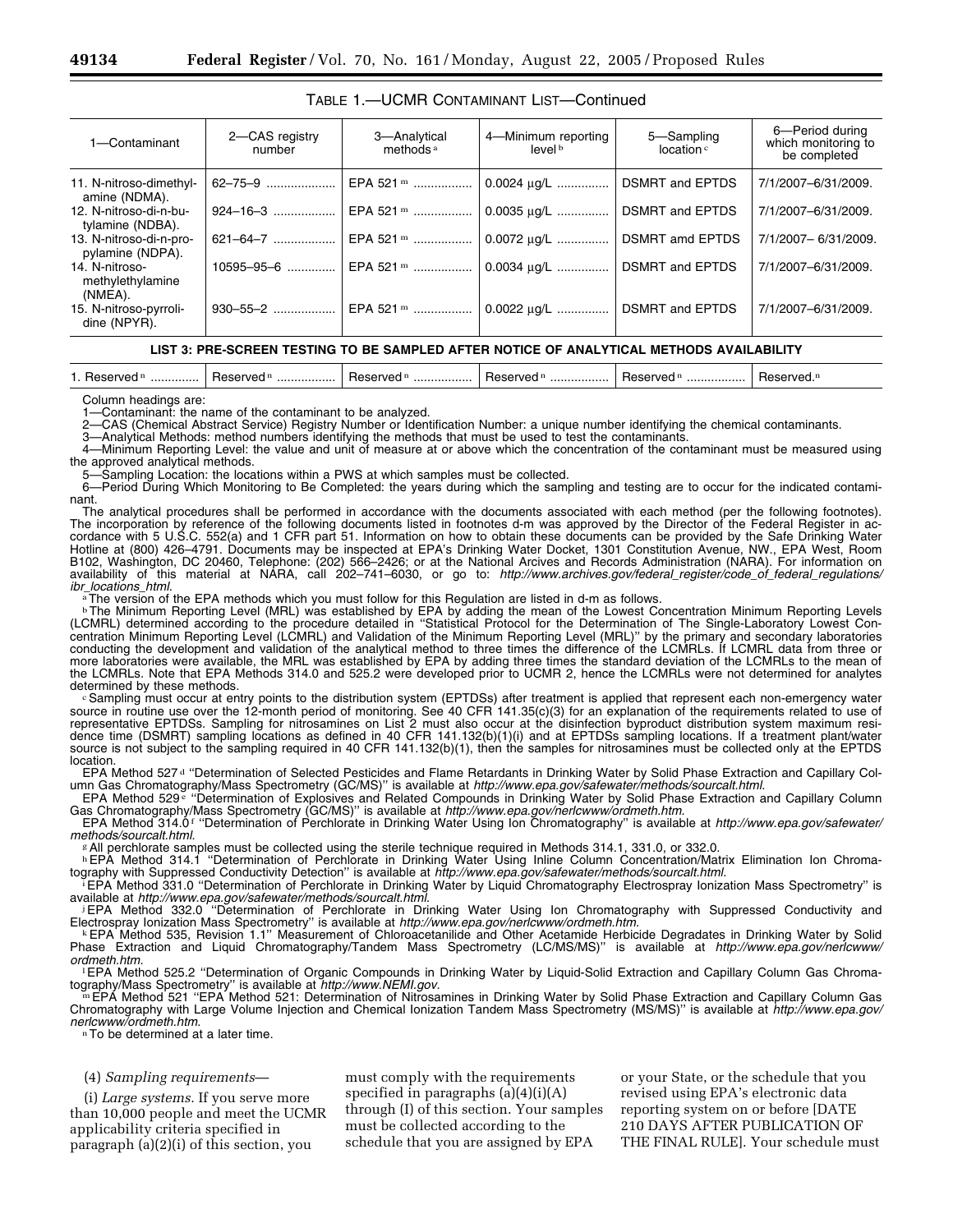TABLE 1.—UCMR CONTAMINANT LIST—Continued

| 1—Contaminant | 2—CAS registry number | 3—Analytical methods [a] | 4—Minimum reporting level [b] | 5—Sampling location [c] | 6—Period during which monitoring to be completed |
|---|---|---|---|---|---|
| 11. N-nitroso-dimethyl-amine (NDMA). | 62–75–9 | EPA 521 [m] | 0.0024 μg/L | DSMRT and EPTDS | 7/1/2007–6/31/2009. |
| 12. N-nitroso-di-n-butylamine (NDBA). | 924–16–3 | EPA 521 [m] | 0.0035 μg/L | DSMRT and EPTDS | 7/1/2007–6/31/2009. |
| 13. N-nitroso-di-n-propylamine (NDPA). | 621–64–7 | EPA 521 [m] | 0.0072 μg/L | DSMRT amd EPTDS | 7/1/2007– 6/31/2009. |
| 14. N-nitroso-methylethylamine (NMEA). | 10595–95–6 | EPA 521 [m] | 0.0034 μg/L | DSMRT and EPTDS | 7/1/2007–6/31/2009. |
| 15. N-nitroso-pyrrolidine (NPYR). | 930–55–2 | EPA 521 [m] | 0.0022 μg/L | DSMRT and EPTDS | 7/1/2007–6/31/2009. |
| **LIST 3: PRE-SCREEN TESTING TO BE SAMPLED AFTER NOTICE OF ANALYTICAL METHODS AVAILABILITY** | | | | | |
| 1. Reserved [n] | Reserved [n] | Reserved [n] | Reserved [n] | Reserved [n] | Reserved.[n] |

Column headings are:

1—Contaminant: the name of the contaminant to be analyzed.

2—CAS (Chemical Abstract Service) Registry Number or Identification Number: a unique number identifying the chemical contaminants.

3—Analytical Methods: method numbers identifying the methods that must be used to test the contaminants.

4—Minimum Reporting Level: the value and unit of measure at or above which the concentration of the contaminant must be measured using the approved analytical methods.

5—Sampling Location: the locations within a PWS at which samples must be collected.

6—Period During Which Monitoring to Be Completed: the years during which the sampling and testing are to occur for the indicated contaminant.

The analytical procedures shall be performed in accordance with the documents associated with each method (per the following footnotes). The incorporation by reference of the following documents listed in footnotes d-m was approved by the Director of the Federal Register in accordance with 5 U.S.C. 552(a) and 1 CFR part 51. Information on how to obtain these documents can be provided by the Safe Drinking Water Hotline at (800) 426–4791. Documents may be inspected at EPA's Drinking Water Docket, 1301 Constitution Avenue, NW., EPA West, Room B102, Washington, DC 20460, Telephone: (202) 566–2426; or at the National Arcives and Records Administration (NARA). For information on availability of this material at NARA, call 202–741–6030, or go to: *http://www.archives.gov/federal_register/code_of_federal_regulations/ibr_locations_html.*

[a] The version of the EPA methods which you must follow for this Regulation are listed in d-m as follows.

[b] The Minimum Reporting Level (MRL) was established by EPA by adding the mean of the Lowest Concentration Minimum Reporting Levels (LCMRL) determined according to the procedure detailed in "Statistical Protocol for the Determination of The Single-Laboratory Lowest Concentration Minimum Reporting Level (LCMRL) and Validation of the Minimum Reporting Level (MRL)" by the primary and secondary laboratories conducting the development and validation of the analytical method to three times the difference of the LCMRLs. If LCMRL data from three or more laboratories were available, the MRL was established by EPA by adding three times the standard deviation of the LCMRLs to the mean of the LCMRLs. Note that EPA Methods 314.0 and 525.2 were developed prior to UCMR 2, hence the LCMRLs were not determined for analytes determined by these methods.

[c] Sampling must occur at entry points to the distribution system (EPTDSs) after treatment is applied that represent each non-emergency water source in routine use over the 12-month period of monitoring. See 40 CFR 141.35(c)(3) for an explanation of the requirements related to use of representative EPTDSs. Sampling for nitrosamines on List 2 must also occur at the disinfection byproduct distribution system maximum residence time (DSMRT) sampling locations as defined in 40 CFR 141.132(b)(1)(i) and at EPTDSs sampling locations. If a treatment plant/water source is not subject to the sampling required in 40 CFR 141.132(b)(1), then the samples for nitrosamines must be collected only at the EPTDS location.

EPA Method 527 [d] "Determination of Selected Pesticides and Flame Retardants in Drinking Water by Solid Phase Extraction and Capillary Column Gas Chromatography/Mass Spectrometry (GC/MS)" is available at *http://www.epa.gov/safewater/methods/sourcalt.html.*

EPA Method 529 [e] "Determination of Explosives and Related Compounds in Drinking Water by Solid Phase Extraction and Capillary Column Gas Chromatography/Mass Spectrometry (GC/MS)" is available at *http://www.epa.gov/nerlcwww/ordmeth.htm.*

EPA Method 314.0 [f] "Determination of Perchlorate in Drinking Water Using Ion Chromatography" is available at *http://www.epa.gov/safewater/methods/sourcalt.html.*

[g] All perchlorate samples must be collected using the sterile technique required in Methods 314.1, 331.0, or 332.0.

[h] EPA Method 314.1 "Determination of Perchlorate in Drinking Water Using Inline Column Concentration/Matrix Elimination Ion Chromatography with Suppressed Conductivity Detection" is available at *http://www.epa.gov/safewater/methods/sourcalt.html.*

[i] EPA Method 331.0 "Determination of Perchlorate in Drinking Water by Liquid Chromatography Electrospray Ionization Mass Spectrometry" is available at *http://www.epa.gov/safewater/methods/sourcalt.html.*

[j] EPA Method 332.0 "Determination of Perchlorate in Drinking Water Using Ion Chromatography with Suppressed Conductivity and Electrospray Ionization Mass Spectrometry" is available at *http://www.epa.gov/nerlcwww/ordmeth.htm.*

[k] EPA Method 535, Revision 1.1" Measurement of Chloroacetanilide and Other Acetamide Herbicide Degradates in Drinking Water by Solid Phase Extraction and Liquid Chromatography/Tandem Mass Spectrometry (LC/MS/MS)" is available at *http://www.epa.gov/nerlcwww/ordmeth.htm.*

[l] EPA Method 525.2 "Determination of Organic Compounds in Drinking Water by Liquid-Solid Extraction and Capillary Column Gas Chromatography/Mass Spectrometry" is available at *http://www.NEMI.gov.*

[m] EPA Method 521 "EPA Method 521: Determination of Nitrosamines in Drinking Water by Solid Phase Extraction and Capillary Column Gas Chromatography with Large Volume Injection and Chemical Ionization Tandem Mass Spectrometry (MS/MS)" is available at *http://www.epa.gov/nerlcwww/ordmeth.htm.*

[n] To be determined at a later time.

(4) *Sampling requirements*—

(i) *Large systems.* If you serve more than 10,000 people and meet the UCMR applicability criteria specified in paragraph (a)(2)(i) of this section, you must comply with the requirements specified in paragraphs (a)(4)(i)(A) through (I) of this section. Your samples must be collected according to the schedule that you are assigned by EPA or your State, or the schedule that you revised using EPA's electronic data reporting system on or before [DATE 210 DAYS AFTER PUBLICATION OF THE FINAL RULE]. Your schedule must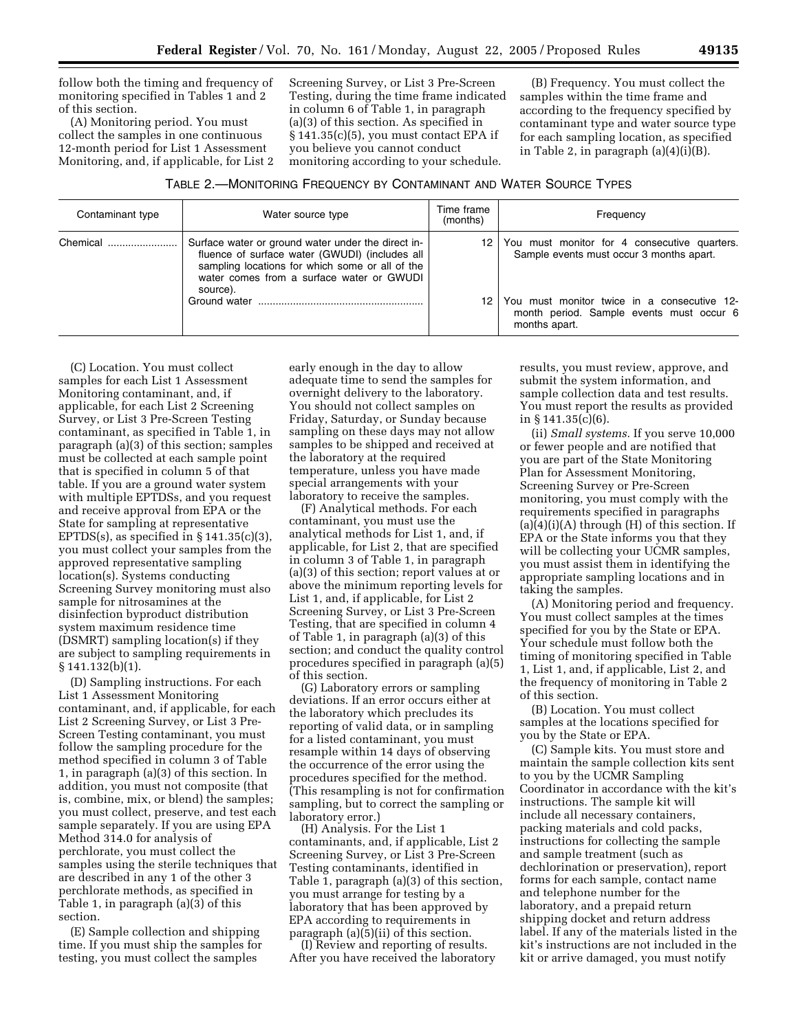follow both the timing and frequency of monitoring specified in Tables 1 and 2 of this section.

(A) Monitoring period. You must collect the samples in one continuous 12-month period for List 1 Assessment Monitoring, and, if applicable, for List 2 Screening Survey, or List 3 Pre-Screen Testing, during the time frame indicated in column 6 of Table 1, in paragraph (a)(3) of this section. As specified in § 141.35(c)(5), you must contact EPA if you believe you cannot conduct monitoring according to your schedule.

(B) Frequency. You must collect the samples within the time frame and according to the frequency specified by contaminant type and water source type for each sampling location, as specified in Table 2, in paragraph (a)(4)(i)(B).

TABLE 2.—MONITORING FREQUENCY BY CONTAMINANT AND WATER SOURCE TYPES

| Contaminant type | Water source type | Time frame (months) | Frequency |
|---|---|---|---|
| Chemical | Surface water or ground water under the direct influence of surface water (GWUDI) (includes all sampling locations for which some or all of the water comes from a surface water or GWUDI source). | 12 | You must monitor for 4 consecutive quarters. Sample events must occur 3 months apart. |
| | Ground water | 12 | You must monitor twice in a consecutive 12-month period. Sample events must occur 6 months apart. |

(C) Location. You must collect samples for each List 1 Assessment Monitoring contaminant, and, if applicable, for each List 2 Screening Survey, or List 3 Pre-Screen Testing contaminant, as specified in Table 1, in paragraph (a)(3) of this section; samples must be collected at each sample point that is specified in column 5 of that table. If you are a ground water system with multiple EPTDSs, and you request and receive approval from EPA or the State for sampling at representative EPTDS(s), as specified in § 141.35(c)(3), you must collect your samples from the approved representative sampling location(s). Systems conducting Screening Survey monitoring must also sample for nitrosamines at the disinfection byproduct distribution system maximum residence time (DSMRT) sampling location(s) if they are subject to sampling requirements in § 141.132(b)(1).

(D) Sampling instructions. For each List 1 Assessment Monitoring contaminant, and, if applicable, for each List 2 Screening Survey, or List 3 Pre-Screen Testing contaminant, you must follow the sampling procedure for the method specified in column 3 of Table 1, in paragraph (a)(3) of this section. In addition, you must not composite (that is, combine, mix, or blend) the samples; you must collect, preserve, and test each sample separately. If you are using EPA Method 314.0 for analysis of perchlorate, you must collect the samples using the sterile techniques that are described in any 1 of the other 3 perchlorate methods, as specified in Table 1, in paragraph (a)(3) of this section.

(E) Sample collection and shipping time. If you must ship the samples for testing, you must collect the samples early enough in the day to allow adequate time to send the samples for overnight delivery to the laboratory. You should not collect samples on Friday, Saturday, or Sunday because sampling on these days may not allow samples to be shipped and received at the laboratory at the required temperature, unless you have made special arrangements with your laboratory to receive the samples.

(F) Analytical methods. For each contaminant, you must use the analytical methods for List 1, and, if applicable, for List 2, that are specified in column 3 of Table 1, in paragraph (a)(3) of this section; report values at or above the minimum reporting levels for List 1, and, if applicable, for List 2 Screening Survey, or List 3 Pre-Screen Testing, that are specified in column 4 of Table 1, in paragraph (a)(3) of this section; and conduct the quality control procedures specified in paragraph (a)(5) of this section.

(G) Laboratory errors or sampling deviations. If an error occurs either at the laboratory which precludes its reporting of valid data, or in sampling for a listed contaminant, you must resample within 14 days of observing the occurrence of the error using the procedures specified for the method. (This resampling is not for confirmation sampling, but to correct the sampling or laboratory error.)

(H) Analysis. For the List 1 contaminants, and, if applicable, List 2 Screening Survey, or List 3 Pre-Screen Testing contaminants, identified in Table 1, paragraph (a)(3) of this section, you must arrange for testing by a laboratory that has been approved by EPA according to requirements in paragraph (a)(5)(ii) of this section.

(I) Review and reporting of results. After you have received the laboratory results, you must review, approve, and submit the system information, and sample collection data and test results. You must report the results as provided in § 141.35(c)(6).

(ii) *Small systems.* If you serve 10,000 or fewer people and are notified that you are part of the State Monitoring Plan for Assessment Monitoring, Screening Survey or Pre-Screen monitoring, you must comply with the requirements specified in paragraphs (a)(4)(i)(A) through (H) of this section. If EPA or the State informs you that they will be collecting your UCMR samples, you must assist them in identifying the appropriate sampling locations and in taking the samples.

(A) Monitoring period and frequency. You must collect samples at the times specified for you by the State or EPA. Your schedule must follow both the timing of monitoring specified in Table 1, List 1, and, if applicable, List 2, and the frequency of monitoring in Table 2 of this section.

(B) Location. You must collect samples at the locations specified for you by the State or EPA.

(C) Sample kits. You must store and maintain the sample collection kits sent to you by the UCMR Sampling Coordinator in accordance with the kit's instructions. The sample kit will include all necessary containers, packing materials and cold packs, instructions for collecting the sample and sample treatment (such as dechlorination or preservation), report forms for each sample, contact name and telephone number for the laboratory, and a prepaid return shipping docket and return address label. If any of the materials listed in the kit's instructions are not included in the kit or arrive damaged, you must notify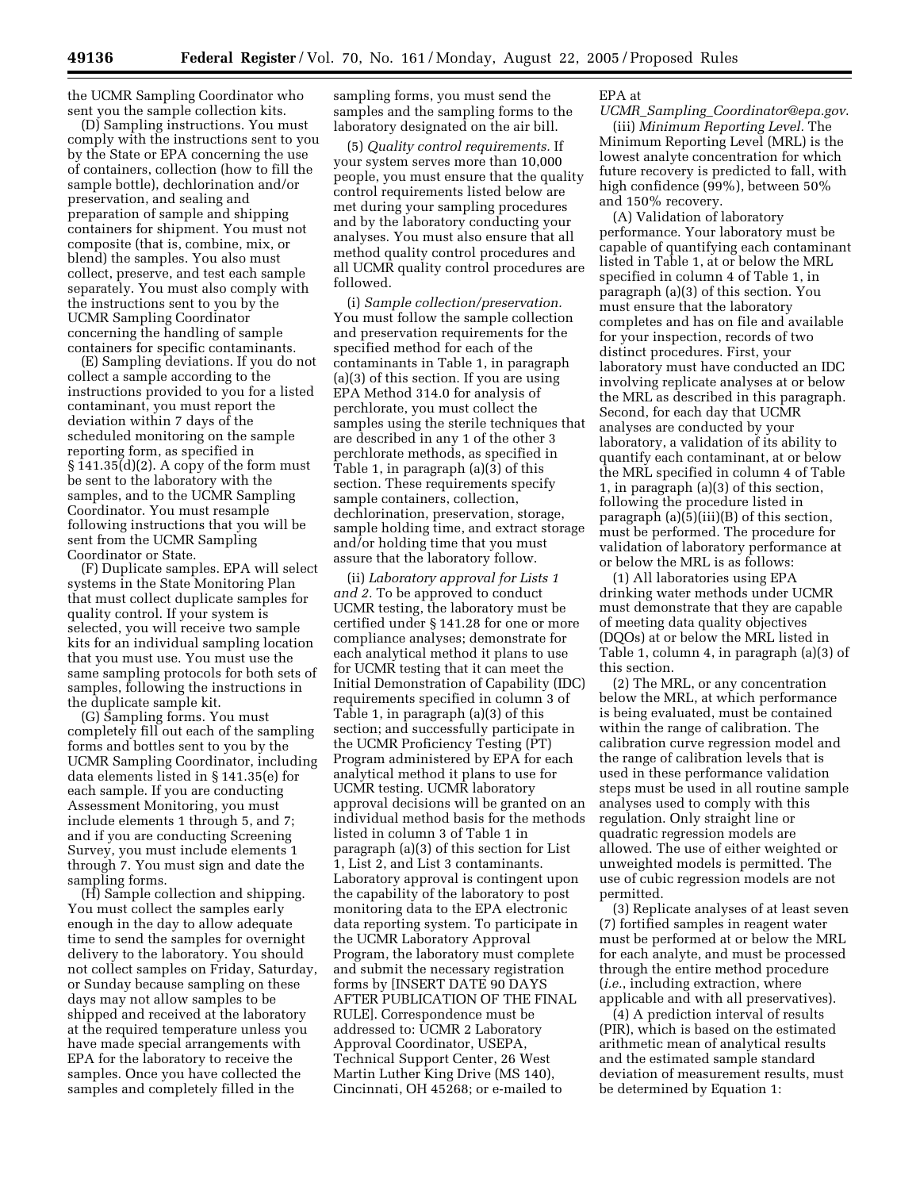the UCMR Sampling Coordinator who sent you the sample collection kits.

(D) Sampling instructions. You must comply with the instructions sent to you by the State or EPA concerning the use of containers, collection (how to fill the sample bottle), dechlorination and/or preservation, and sealing and preparation of sample and shipping containers for shipment. You must not composite (that is, combine, mix, or blend) the samples. You also must collect, preserve, and test each sample separately. You must also comply with the instructions sent to you by the UCMR Sampling Coordinator concerning the handling of sample containers for specific contaminants.

(E) Sampling deviations. If you do not collect a sample according to the instructions provided to you for a listed contaminant, you must report the deviation within 7 days of the scheduled monitoring on the sample reporting form, as specified in § 141.35(d)(2). A copy of the form must be sent to the laboratory with the samples, and to the UCMR Sampling Coordinator. You must resample following instructions that you will be sent from the UCMR Sampling Coordinator or State.

(F) Duplicate samples. EPA will select systems in the State Monitoring Plan that must collect duplicate samples for quality control. If your system is selected, you will receive two sample kits for an individual sampling location that you must use. You must use the same sampling protocols for both sets of samples, following the instructions in the duplicate sample kit.

(G) Sampling forms. You must completely fill out each of the sampling forms and bottles sent to you by the UCMR Sampling Coordinator, including data elements listed in § 141.35(e) for each sample. If you are conducting Assessment Monitoring, you must include elements 1 through 5, and 7; and if you are conducting Screening Survey, you must include elements 1 through 7. You must sign and date the sampling forms.

(H) Sample collection and shipping. You must collect the samples early enough in the day to allow adequate time to send the samples for overnight delivery to the laboratory. You should not collect samples on Friday, Saturday, or Sunday because sampling on these days may not allow samples to be shipped and received at the laboratory at the required temperature unless you have made special arrangements with EPA for the laboratory to receive the samples. Once you have collected the samples and completely filled in the sampling forms, you must send the samples and the sampling forms to the laboratory designated on the air bill.

(5) *Quality control requirements.* If your system serves more than 10,000 people, you must ensure that the quality control requirements listed below are met during your sampling procedures and by the laboratory conducting your analyses. You must also ensure that all method quality control procedures and all UCMR quality control procedures are followed.

(i) *Sample collection/preservation.* You must follow the sample collection and preservation requirements for the specified method for each of the contaminants in Table 1, in paragraph (a)(3) of this section. If you are using EPA Method 314.0 for analysis of perchlorate, you must collect the samples using the sterile techniques that are described in any 1 of the other 3 perchlorate methods, as specified in Table 1, in paragraph (a)(3) of this section. These requirements specify sample containers, collection, dechlorination, preservation, storage, sample holding time, and extract storage and/or holding time that you must assure that the laboratory follow.

(ii) *Laboratory approval for Lists 1 and 2.* To be approved to conduct UCMR testing, the laboratory must be certified under § 141.28 for one or more compliance analyses; demonstrate for each analytical method it plans to use for UCMR testing that it can meet the Initial Demonstration of Capability (IDC) requirements specified in column 3 of Table 1, in paragraph (a)(3) of this section; and successfully participate in the UCMR Proficiency Testing (PT) Program administered by EPA for each analytical method it plans to use for UCMR testing. UCMR laboratory approval decisions will be granted on an individual method basis for the methods listed in column 3 of Table 1 in paragraph (a)(3) of this section for List 1, List 2, and List 3 contaminants. Laboratory approval is contingent upon the capability of the laboratory to post monitoring data to the EPA electronic data reporting system. To participate in the UCMR Laboratory Approval Program, the laboratory must complete and submit the necessary registration forms by [INSERT DATE 90 DAYS AFTER PUBLICATION OF THE FINAL RULE]. Correspondence must be addressed to: UCMR 2 Laboratory Approval Coordinator, USEPA, Technical Support Center, 26 West Martin Luther King Drive (MS 140), Cincinnati, OH 45268; or e-mailed to EPA at *UCMR_Sampling_Coordinator@epa.gov*.

(iii) *Minimum Reporting Level.* The Minimum Reporting Level (MRL) is the lowest analyte concentration for which future recovery is predicted to fall, with high confidence (99%), between 50% and 150% recovery.

(A) Validation of laboratory performance. Your laboratory must be capable of quantifying each contaminant listed in Table 1, at or below the MRL specified in column 4 of Table 1, in paragraph (a)(3) of this section. You must ensure that the laboratory completes and has on file and available for your inspection, records of two distinct procedures. First, your laboratory must have conducted an IDC involving replicate analyses at or below the MRL as described in this paragraph. Second, for each day that UCMR analyses are conducted by your laboratory, a validation of its ability to quantify each contaminant, at or below the MRL specified in column 4 of Table 1, in paragraph (a)(3) of this section, following the procedure listed in paragraph (a)(5)(iii)(B) of this section, must be performed. The procedure for validation of laboratory performance at or below the MRL is as follows:

(*1*) All laboratories using EPA drinking water methods under UCMR must demonstrate that they are capable of meeting data quality objectives (DQOs) at or below the MRL listed in Table 1, column 4, in paragraph (a)(3) of this section.

(*2*) The MRL, or any concentration below the MRL, at which performance is being evaluated, must be contained within the range of calibration. The calibration curve regression model and the range of calibration levels that is used in these performance validation steps must be used in all routine sample analyses used to comply with this regulation. Only straight line or quadratic regression models are allowed. The use of either weighted or unweighted models is permitted. The use of cubic regression models are not permitted.

(*3*) Replicate analyses of at least seven (7) fortified samples in reagent water must be performed at or below the MRL for each analyte, and must be processed through the entire method procedure (*i.e.*, including extraction, where applicable and with all preservatives).

(*4*) A prediction interval of results (PIR), which is based on the estimated arithmetic mean of analytical results and the estimated sample standard deviation of measurement results, must be determined by Equation 1: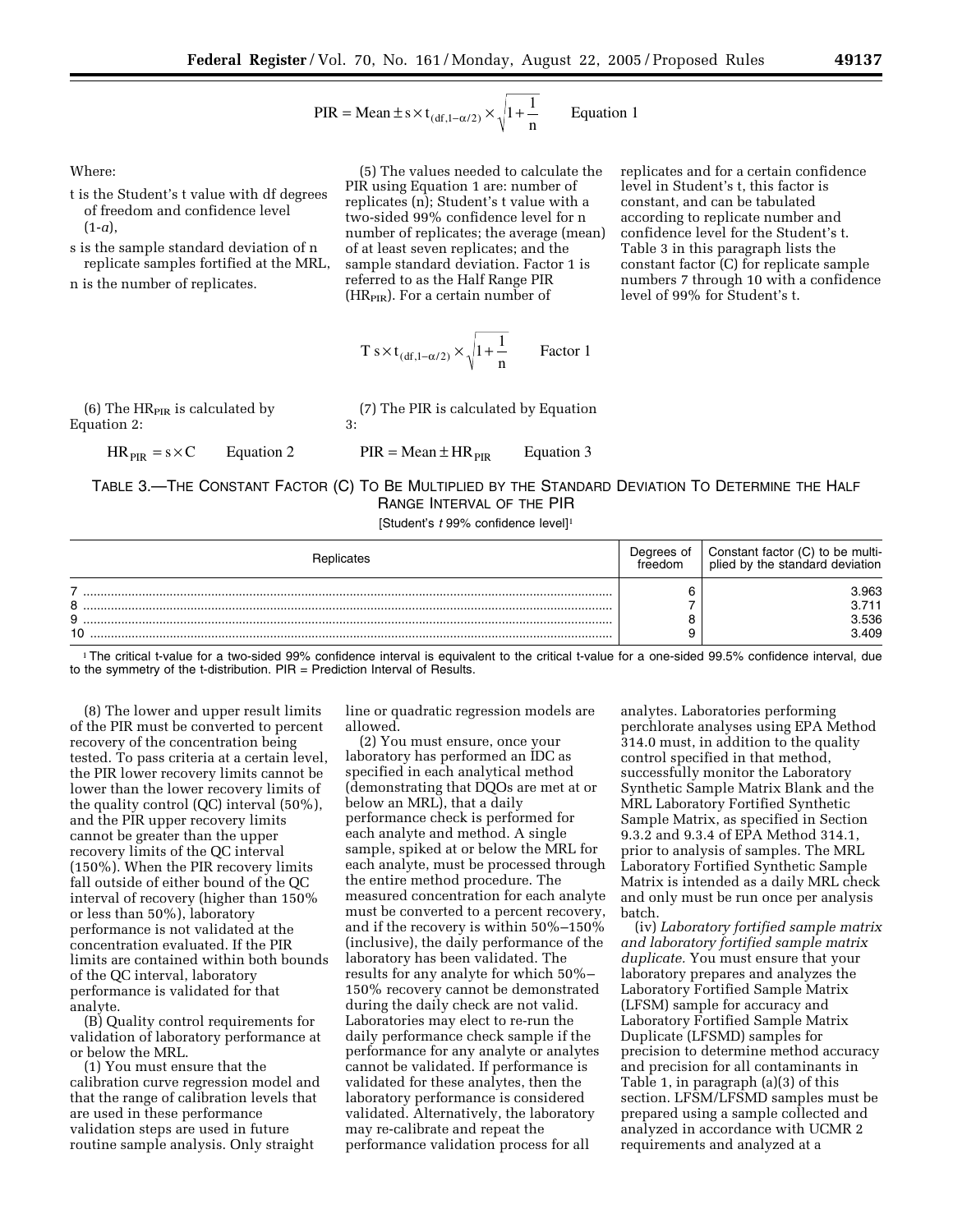$$PIR = Mean \pm s \times t_{(df,1-\alpha/2)} \times \sqrt{1+\frac{1}{n}} \qquad \text{Equation 1}$$

Where:

t is the Student's t value with df degrees of freedom and confidence level (1-*a*),

s is the sample standard deviation of n replicate samples fortified at the MRL,

n is the number of replicates.

(5) The values needed to calculate the PIR using Equation 1 are: number of replicates (n); Student's t value with a two-sided 99% confidence level for n number of replicates; the average (mean) of at least seven replicates; and the sample standard deviation. Factor 1 is referred to as the Half Range PIR ($HR_{PIR}$). For a certain number of replicates and for a certain confidence level in Student's t, this factor is constant, and can be tabulated according to replicate number and confidence level for the Student's t. Table 3 in this paragraph lists the constant factor (C) for replicate sample numbers 7 through 10 with a confidence level of 99% for Student's t.

$$T\ s \times t_{(df,1-\alpha/2)} \times \sqrt{1+\frac{1}{n}} \qquad \text{Factor 1}$$

(6) The $HR_{PIR}$ is calculated by Equation 2:

$$HR_{PIR} = s \times C \qquad \text{Equation 2}$$

(7) The PIR is calculated by Equation 3:

$$PIR = Mean \pm HR_{PIR} \qquad \text{Equation 3}$$

TABLE 3.—THE CONSTANT FACTOR (C) TO BE MULTIPLIED BY THE STANDARD DEVIATION TO DETERMINE THE HALF RANGE INTERVAL OF THE PIR

[Student's *t* 99% confidence level][1]

| Replicates | Degrees of freedom | Constant factor (C) to be multiplied by the standard deviation |
|---|---|---|
| 7 | 6 | 3.963 |
| 8 | 7 | 3.711 |
| 9 | 8 | 3.536 |
| 10 | 9 | 3.409 |

[1] The critical t-value for a two-sided 99% confidence interval is equivalent to the critical t-value for a one-sided 99.5% confidence interval, due to the symmetry of the t-distribution. PIR = Prediction Interval of Results.

(8) The lower and upper result limits of the PIR must be converted to percent recovery of the concentration being tested. To pass criteria at a certain level, the PIR lower recovery limits cannot be lower than the lower recovery limits of the quality control (QC) interval (50%), and the PIR upper recovery limits cannot be greater than the upper recovery limits of the QC interval (150%). When the PIR recovery limits fall outside of either bound of the QC interval of recovery (higher than 150% or less than 50%), laboratory performance is not validated at the concentration evaluated. If the PIR limits are contained within both bounds of the QC interval, laboratory performance is validated for that analyte.

(B) Quality control requirements for validation of laboratory performance at or below the MRL.

(1) You must ensure that the calibration curve regression model and that the range of calibration levels that are used in these performance validation steps are used in future routine sample analysis. Only straight line or quadratic regression models are allowed.

(2) You must ensure, once your laboratory has performed an IDC as specified in each analytical method (demonstrating that DQOs are met at or below an MRL), that a daily performance check is performed for each analyte and method. A single sample, spiked at or below the MRL for each analyte, must be processed through the entire method procedure. The measured concentration for each analyte must be converted to a percent recovery, and if the recovery is within 50%–150% (inclusive), the daily performance of the laboratory has been validated. The results for any analyte for which 50%–150% recovery cannot be demonstrated during the daily check are not valid. Laboratories may elect to re-run the daily performance check sample if the performance for any analyte or analytes cannot be validated. If performance is validated for these analytes, then the laboratory performance is considered validated. Alternatively, the laboratory may re-calibrate and repeat the performance validation process for all analytes. Laboratories performing perchlorate analyses using EPA Method 314.0 must, in addition to the quality control specified in that method, successfully monitor the Laboratory Synthetic Sample Matrix Blank and the MRL Laboratory Fortified Synthetic Sample Matrix, as specified in Section 9.3.2 and 9.3.4 of EPA Method 314.1, prior to analysis of samples. The MRL Laboratory Fortified Synthetic Sample Matrix is intended as a daily MRL check and only must be run once per analysis batch.

(iv) *Laboratory fortified sample matrix and laboratory fortified sample matrix duplicate.* You must ensure that your laboratory prepares and analyzes the Laboratory Fortified Sample Matrix (LFSM) sample for accuracy and Laboratory Fortified Sample Matrix Duplicate (LFSMD) samples for precision to determine method accuracy and precision for all contaminants in Table 1, in paragraph (a)(3) of this section. LFSM/LFSMD samples must be prepared using a sample collected and analyzed in accordance with UCMR 2 requirements and analyzed at a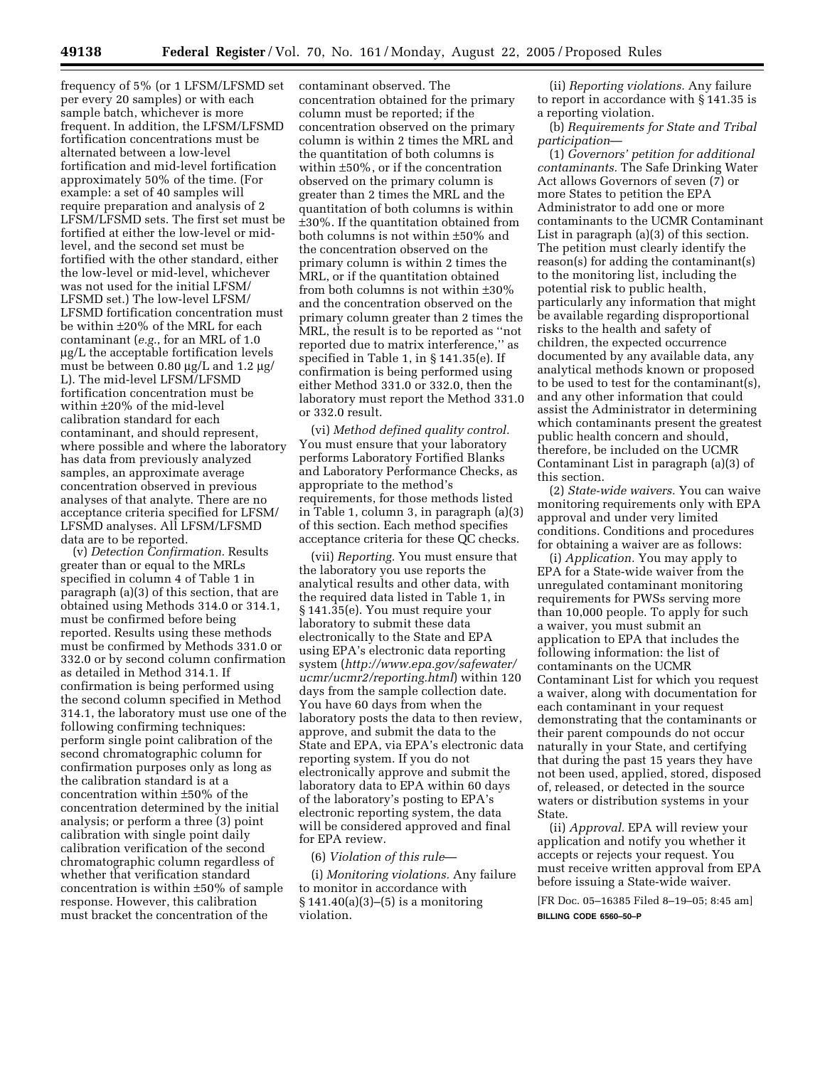frequency of 5% (or 1 LFSM/LFSMD set per every 20 samples) or with each sample batch, whichever is more frequent. In addition, the LFSM/LFSMD fortification concentrations must be alternated between a low-level fortification and mid-level fortification approximately 50% of the time. (For example: a set of 40 samples will require preparation and analysis of 2 LFSM/LFSMD sets. The first set must be fortified at either the low-level or mid-level, and the second set must be fortified with the other standard, either the low-level or mid-level, whichever was not used for the initial LFSM/LFSMD set.) The low-level LFSM/LFSMD fortification concentration must be within ±20% of the MRL for each contaminant (*e.g.*, for an MRL of 1.0 µg/L the acceptable fortification levels must be between 0.80 µg/L and 1.2 µg/L). The mid-level LFSM/LFSMD fortification concentration must be within ±20% of the mid-level calibration standard for each contaminant, and should represent, where possible and where the laboratory has data from previously analyzed samples, an approximate average concentration observed in previous analyses of that analyte. There are no acceptance criteria specified for LFSM/LFSMD analyses. All LFSM/LFSMD data are to be reported.

(v) *Detection Confirmation.* Results greater than or equal to the MRLs specified in column 4 of Table 1 in paragraph (a)(3) of this section, that are obtained using Methods 314.0 or 314.1, must be confirmed before being reported. Results using these methods must be confirmed by Methods 331.0 or 332.0 or by second column confirmation as detailed in Method 314.1. If confirmation is being performed using the second column specified in Method 314.1, the laboratory must use one of the following confirming techniques: perform single point calibration of the second chromatographic column for confirmation purposes only as long as the calibration standard is at a concentration within ±50% of the concentration determined by the initial analysis; or perform a three (3) point calibration with single point daily calibration verification of the second chromatographic column regardless of whether that verification standard concentration is within ±50% of sample response. However, this calibration must bracket the concentration of the contaminant observed. The concentration obtained for the primary column must be reported; if the concentration observed on the primary column is within 2 times the MRL and the quantitation of both columns is within ±50%, or if the concentration observed on the primary column is greater than 2 times the MRL and the quantitation of both columns is within ±30%. If the quantitation obtained from both columns is not within ±50% and the concentration observed on the primary column is within 2 times the MRL, or if the quantitation obtained from both columns is not within ±30% and the concentration observed on the primary column greater than 2 times the MRL, the result is to be reported as ''not reported due to matrix interference,'' as specified in Table 1, in § 141.35(e). If confirmation is being performed using either Method 331.0 or 332.0, then the laboratory must report the Method 331.0 or 332.0 result.

(vi) *Method defined quality control.* You must ensure that your laboratory performs Laboratory Fortified Blanks and Laboratory Performance Checks, as appropriate to the method's requirements, for those methods listed in Table 1, column 3, in paragraph (a)(3) of this section. Each method specifies acceptance criteria for these QC checks.

(vii) *Reporting.* You must ensure that the laboratory you use reports the analytical results and other data, with the required data listed in Table 1, in § 141.35(e). You must require your laboratory to submit these data electronically to the State and EPA using EPA's electronic data reporting system (*http://www.epa.gov/safewater/ucmr/ucmr2/reporting.html*) within 120 days from the sample collection date. You have 60 days from when the laboratory posts the data to then review, approve, and submit the data to the State and EPA, via EPA's electronic data reporting system. If you do not electronically approve and submit the laboratory data to EPA within 60 days of the laboratory's posting to EPA's electronic reporting system, the data will be considered approved and final for EPA review.

(6) *Violation of this rule*—

(i) *Monitoring violations.* Any failure to monitor in accordance with § 141.40(a)(3)–(5) is a monitoring violation.

(ii) *Reporting violations.* Any failure to report in accordance with § 141.35 is a reporting violation.

(b) *Requirements for State and Tribal participation*—

(1) *Governors' petition for additional contaminants.* The Safe Drinking Water Act allows Governors of seven (7) or more States to petition the EPA Administrator to add one or more contaminants to the UCMR Contaminant List in paragraph (a)(3) of this section. The petition must clearly identify the reason(s) for adding the contaminant(s) to the monitoring list, including the potential risk to public health, particularly any information that might be available regarding disproportional risks to the health and safety of children, the expected occurrence documented by any available data, any analytical methods known or proposed to be used to test for the contaminant(s), and any other information that could assist the Administrator in determining which contaminants present the greatest public health concern and should, therefore, be included on the UCMR Contaminant List in paragraph (a)(3) of this section.

(2) *State-wide waivers.* You can waive monitoring requirements only with EPA approval and under very limited conditions. Conditions and procedures for obtaining a waiver are as follows:

(i) *Application.* You may apply to EPA for a State-wide waiver from the unregulated contaminant monitoring requirements for PWSs serving more than 10,000 people. To apply for such a waiver, you must submit an application to EPA that includes the following information: the list of contaminants on the UCMR Contaminant List for which you request a waiver, along with documentation for each contaminant in your request demonstrating that the contaminants or their parent compounds do not occur naturally in your State, and certifying that during the past 15 years they have not been used, applied, stored, disposed of, released, or detected in the source waters or distribution systems in your State.

(ii) *Approval.* EPA will review your application and notify you whether it accepts or rejects your request. You must receive written approval from EPA before issuing a State-wide waiver.

[FR Doc. 05–16385 Filed 8–19–05; 8:45 am]

**BILLING CODE 6560–50–P**